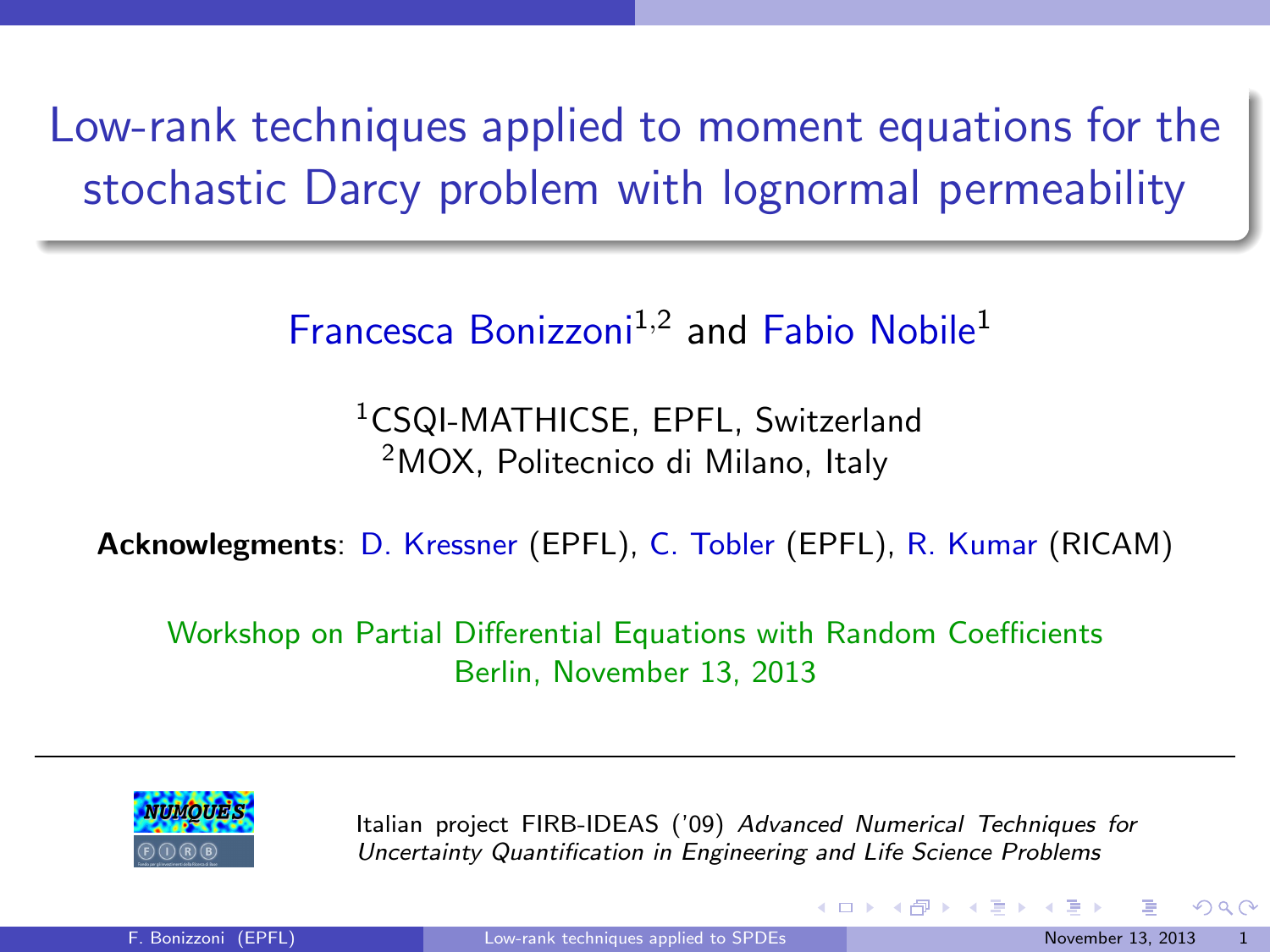# Low-rank techniques applied to moment equations for the stochastic Darcy problem with lognormal permeability

Francesca Bonizzoni[1,2] and Fabio Nobile[1]

[1]CSQI-MATHICSE, EPFL, Switzerland
[2]MOX, Politecnico di Milano, Italy

**Acknowlegments**: D. Kressner (EPFL), C. Tobler (EPFL), R. Kumar (RICAM)

Workshop on Partial Differential Equations with Random Coefficients
Berlin, November 13, 2013

Italian project FIRB-IDEAS ('09) *Advanced Numerical Techniques for Uncertainty Quantification in Engineering and Life Science Problems*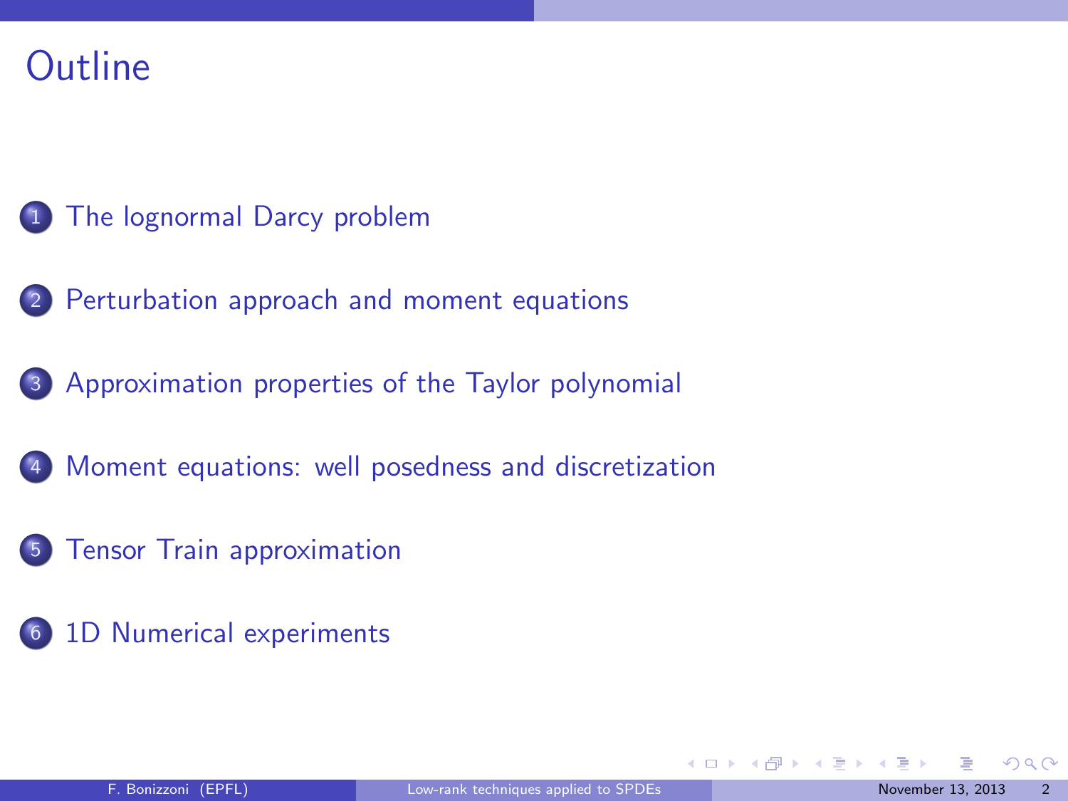# Outline

1. The lognormal Darcy problem
2. Perturbation approach and moment equations
3. Approximation properties of the Taylor polynomial
4. Moment equations: well posedness and discretization
5. Tensor Train approximation
6. 1D Numerical experiments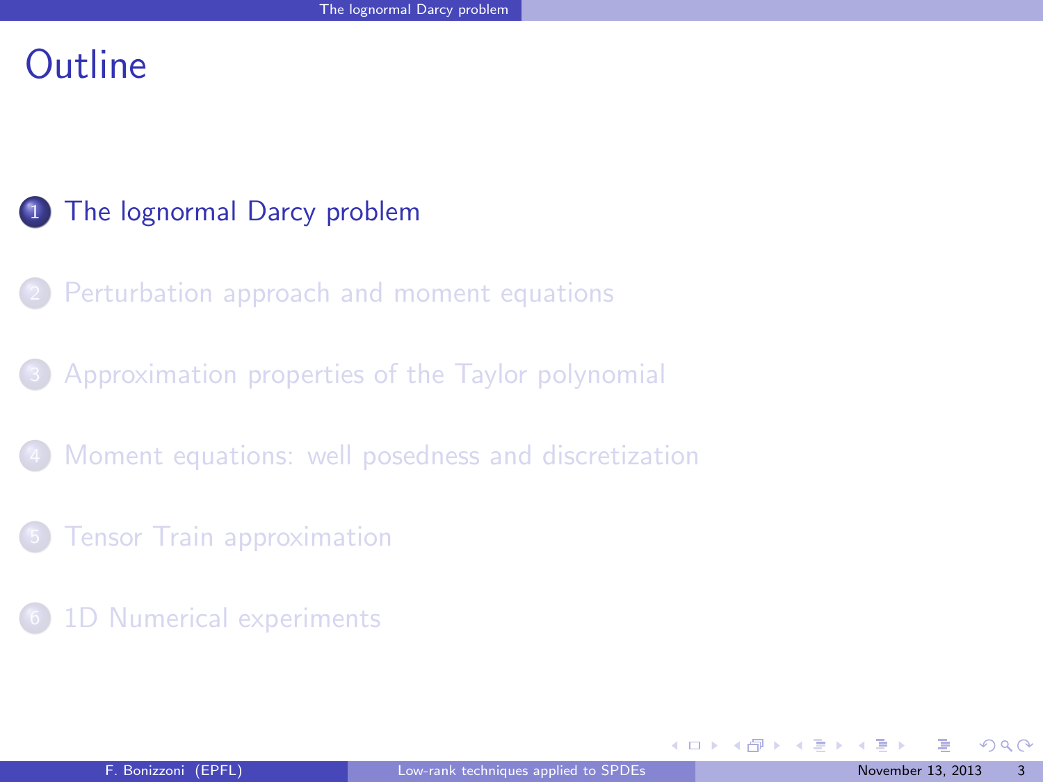# Outline

1. The lognormal Darcy problem
2. Perturbation approach and moment equations
3. Approximation properties of the Taylor polynomial
4. Moment equations: well posedness and discretization
5. Tensor Train approximation
6. 1D Numerical experiments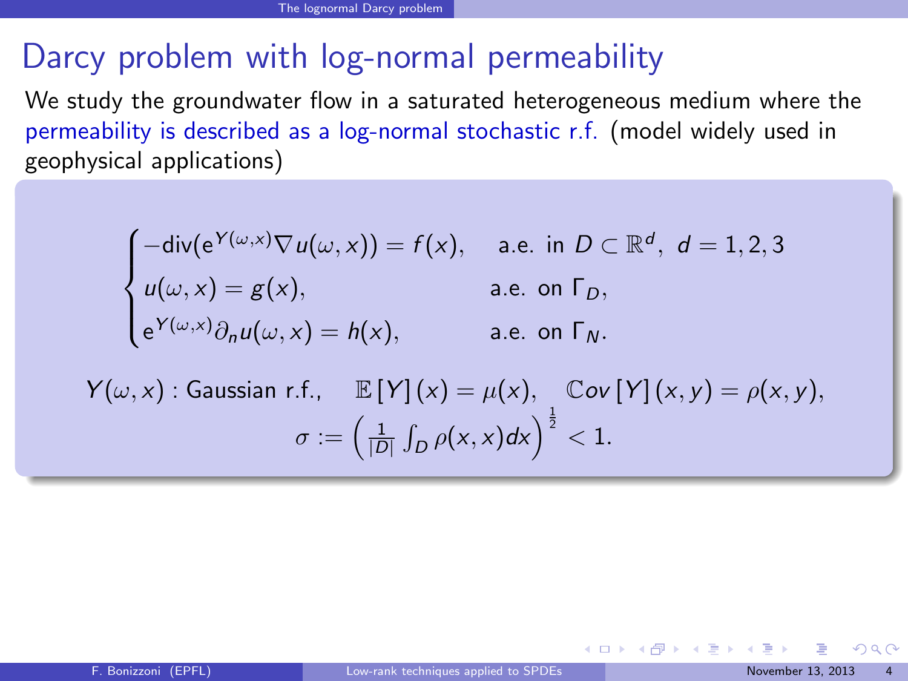# Darcy problem with log-normal permeability

We study the groundwater flow in a saturated heterogeneous medium where the permeability is described as a log-normal stochastic r.f. (model widely used in geophysical applications)

$$
\begin{cases}
-\mathrm{div}(\mathrm{e}^{Y(\omega,x)}\nabla u(\omega,x)) = f(x), & \text{a.e. in } D \subset \mathbb{R}^d,\ d = 1,2,3 \\
u(\omega,x) = g(x), & \text{a.e. on } \Gamma_D, \\
\mathrm{e}^{Y(\omega,x)}\partial_n u(\omega,x) = h(x), & \text{a.e. on } \Gamma_N.
\end{cases}
$$

$$
Y(\omega,x) : \text{Gaussian r.f.}, \quad \mathbb{E}[Y](x) = \mu(x), \quad \mathbb{C}ov[Y](x,y) = \rho(x,y),
$$

$$
\sigma := \left( \frac{1}{|D|} \int_D \rho(x,x)dx \right)^{\frac{1}{2}} < 1.
$$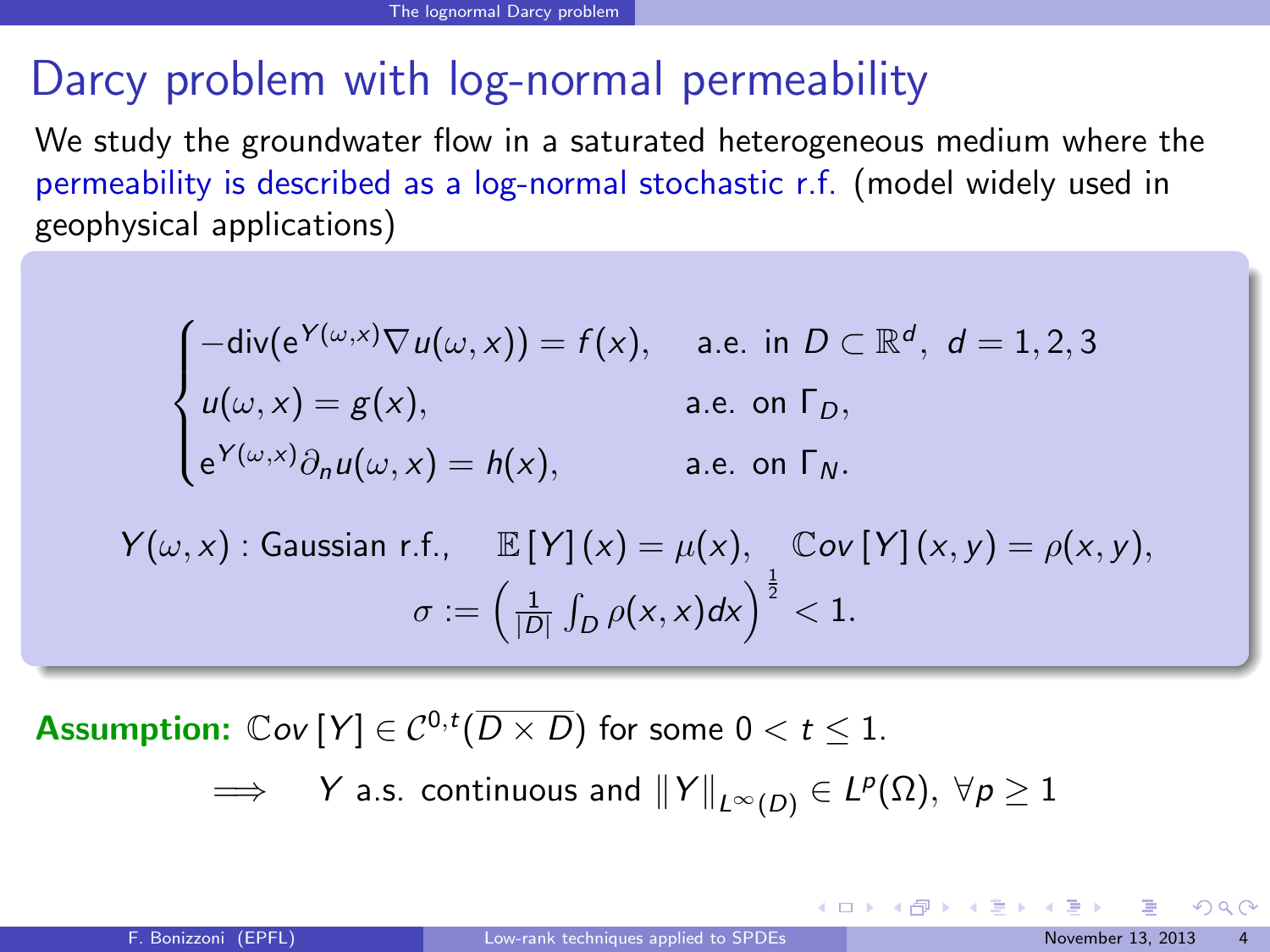# Darcy problem with log-normal permeability

We study the groundwater flow in a saturated heterogeneous medium where the permeability is described as a log-normal stochastic r.f. (model widely used in geophysical applications)

$$
\begin{cases}
-\text{div}(e^{Y(\omega,x)}\nabla u(\omega,x)) = f(x), & \text{a.e. in } D \subset \mathbb{R}^d,\ d=1,2,3 \\
u(\omega,x) = g(x), & \text{a.e. on } \Gamma_D, \\
e^{Y(\omega,x)}\partial_n u(\omega,x) = h(x), & \text{a.e. on } \Gamma_N.
\end{cases}
$$

$$
Y(\omega,x) : \text{Gaussian r.f.}, \quad \mathbb{E}[Y](x) = \mu(x), \quad \mathbb{C}ov[Y](x,y) = \rho(x,y),
$$

$$
\sigma := \left( \frac{1}{|D|} \int_D \rho(x,x)dx \right)^{\frac{1}{2}} < 1.
$$

**Assumption:** $\mathbb{C}ov[Y] \in \mathcal{C}^{0,t}(\overline{D \times D})$ for some $0 < t \le 1$.

$$
\implies \quad Y \text{ a.s. continuous and } \|Y\|_{L^\infty(D)} \in L^p(\Omega),\ \forall p \ge 1
$$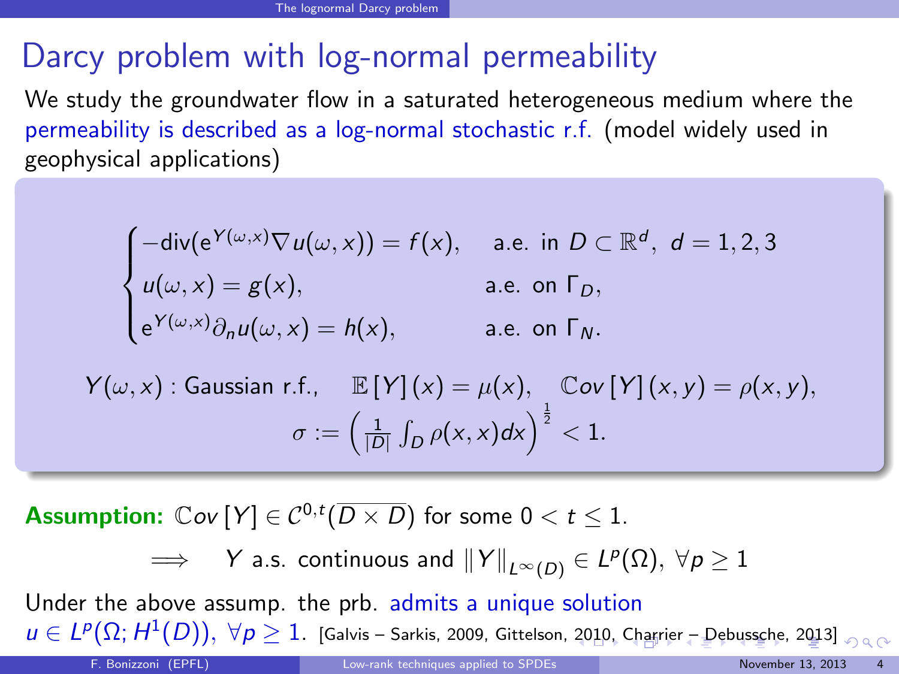# Darcy problem with log-normal permeability

We study the groundwater flow in a saturated heterogeneous medium where the permeability is described as a log-normal stochastic r.f. (model widely used in geophysical applications)

$$
\begin{cases}
-\text{div}(e^{Y(\omega,x)}\nabla u(\omega,x)) = f(x), & \text{a.e. in } D \subset \mathbb{R}^d,\ d=1,2,3 \\
u(\omega,x) = g(x), & \text{a.e. on } \Gamma_D, \\
e^{Y(\omega,x)}\partial_n u(\omega,x) = h(x), & \text{a.e. on } \Gamma_N.
\end{cases}
$$

$$
Y(\omega,x) : \text{Gaussian r.f.}, \quad \mathbb{E}[Y](x) = \mu(x), \quad \mathbb{C}ov[Y](x,y) = \rho(x,y),
$$

$$
\sigma := \left( \frac{1}{|D|} \int_D \rho(x,x)dx \right)^{\frac{1}{2}} < 1.
$$

**Assumption:** $\mathbb{C}ov[Y] \in \mathcal{C}^{0,t}(\overline{D \times D})$ for some $0 < t \leq 1$.

$$
\implies \quad Y \text{ a.s. continuous and } \|Y\|_{L^\infty(D)} \in L^p(\Omega),\ \forall p \geq 1
$$

Under the above assump. the prb. admits a unique solution $u \in L^p(\Omega; H^1(D)),\ \forall p \geq 1$. [Galvis – Sarkis, 2009, Gittelson, 2010, Charrier – Debussche, 2013]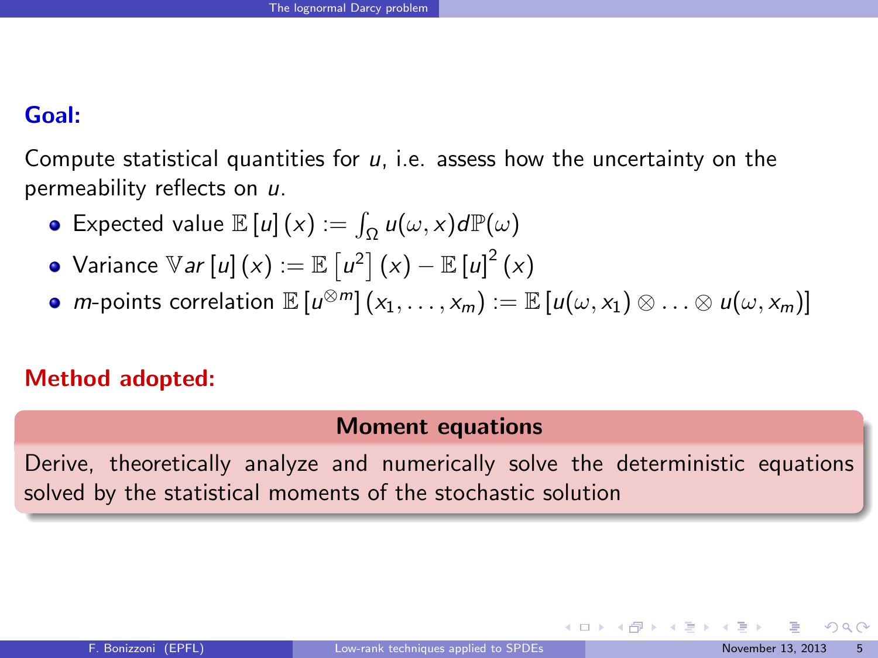**Goal:**

Compute statistical quantities for $u$, i.e. assess how the uncertainty on the permeability reflects on $u$.

- Expected value $\mathbb{E}[u](x) := \int_\Omega u(\omega, x) d\mathbb{P}(\omega)$
- Variance $\mathbb{V}ar[u](x) := \mathbb{E}\left[u^2\right](x) - \mathbb{E}[u]^2(x)$
- $m$-points correlation $\mathbb{E}[u^{\otimes m}](x_1, \ldots, x_m) := \mathbb{E}[u(\omega, x_1) \otimes \ldots \otimes u(\omega, x_m)]$

**Method adopted:**

**Moment equations**

Derive, theoretically analyze and numerically solve the deterministic equations solved by the statistical moments of the stochastic solution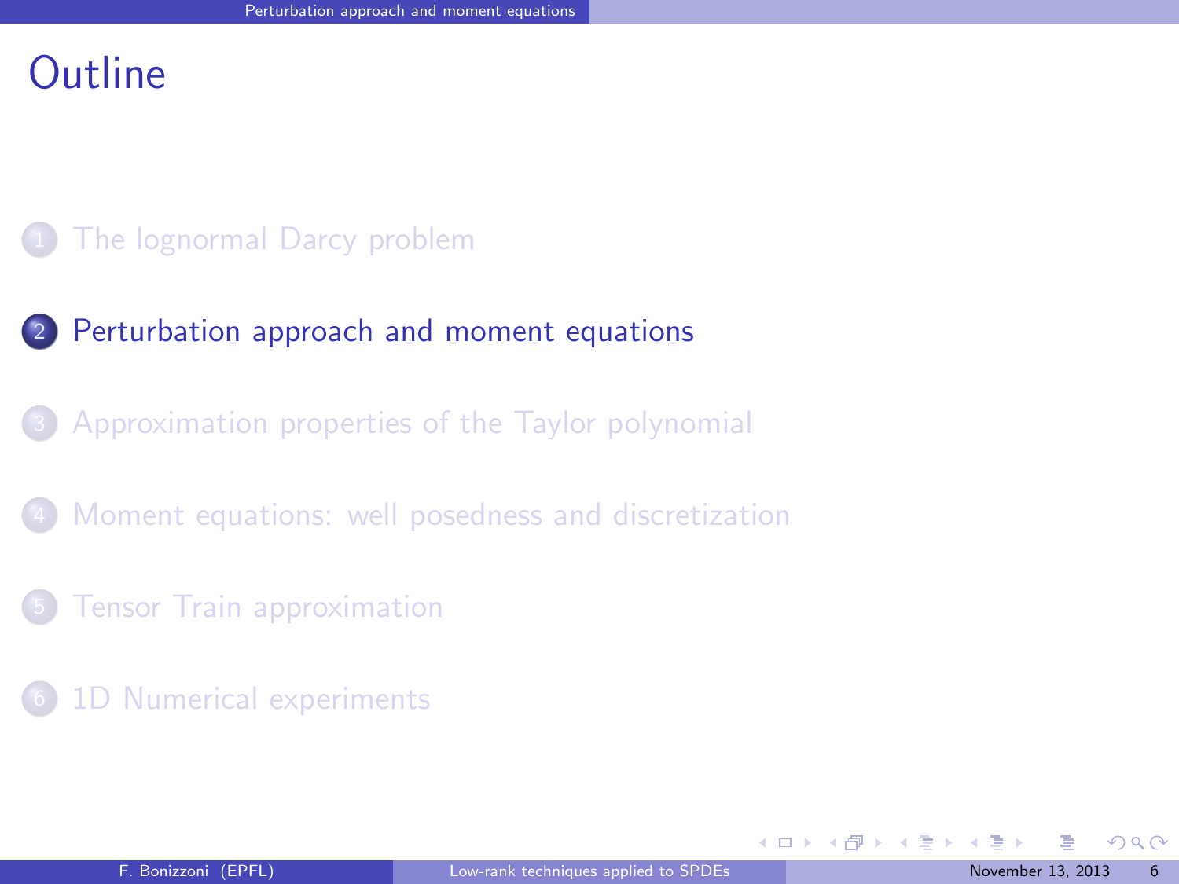# Outline

1. The lognormal Darcy problem
2. Perturbation approach and moment equations
3. Approximation properties of the Taylor polynomial
4. Moment equations: well posedness and discretization
5. Tensor Train approximation
6. 1D Numerical experiments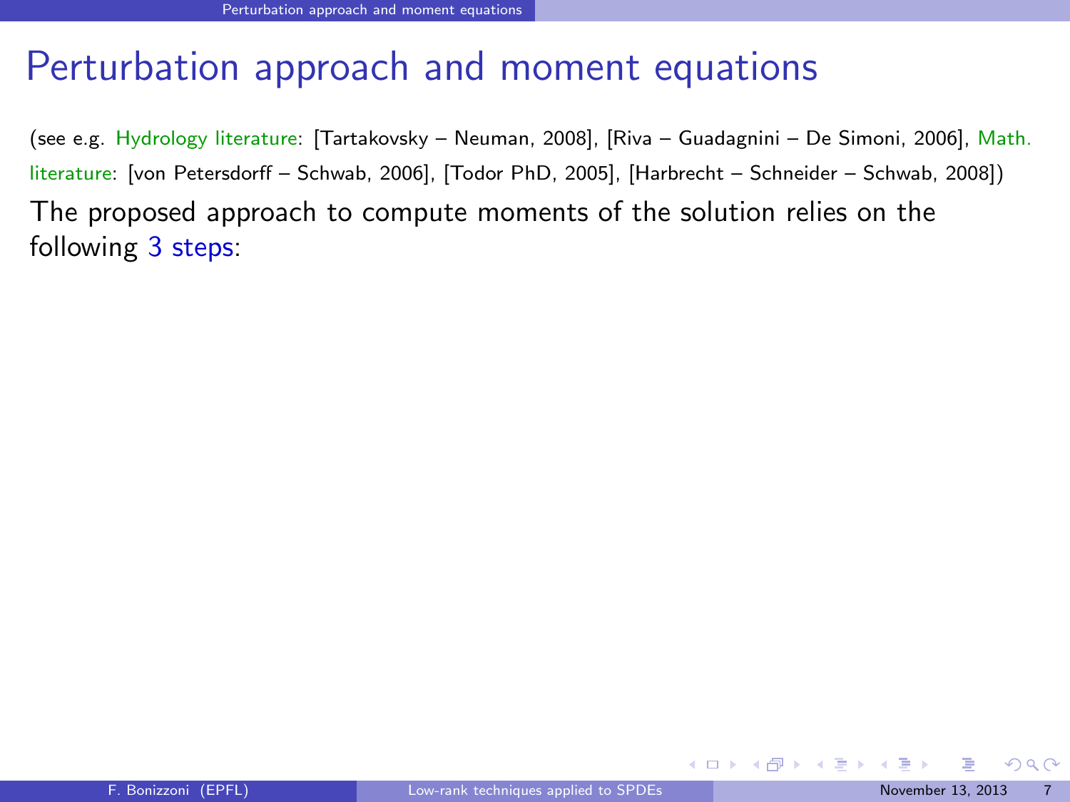# Perturbation approach and moment equations

(see e.g. Hydrology literature: [Tartakovsky – Neuman, 2008], [Riva – Guadagnini – De Simoni, 2006], Math. literature: [von Petersdorff – Schwab, 2006], [Todor PhD, 2005], [Harbrecht – Schneider – Schwab, 2008])

The proposed approach to compute moments of the solution relies on the following 3 steps: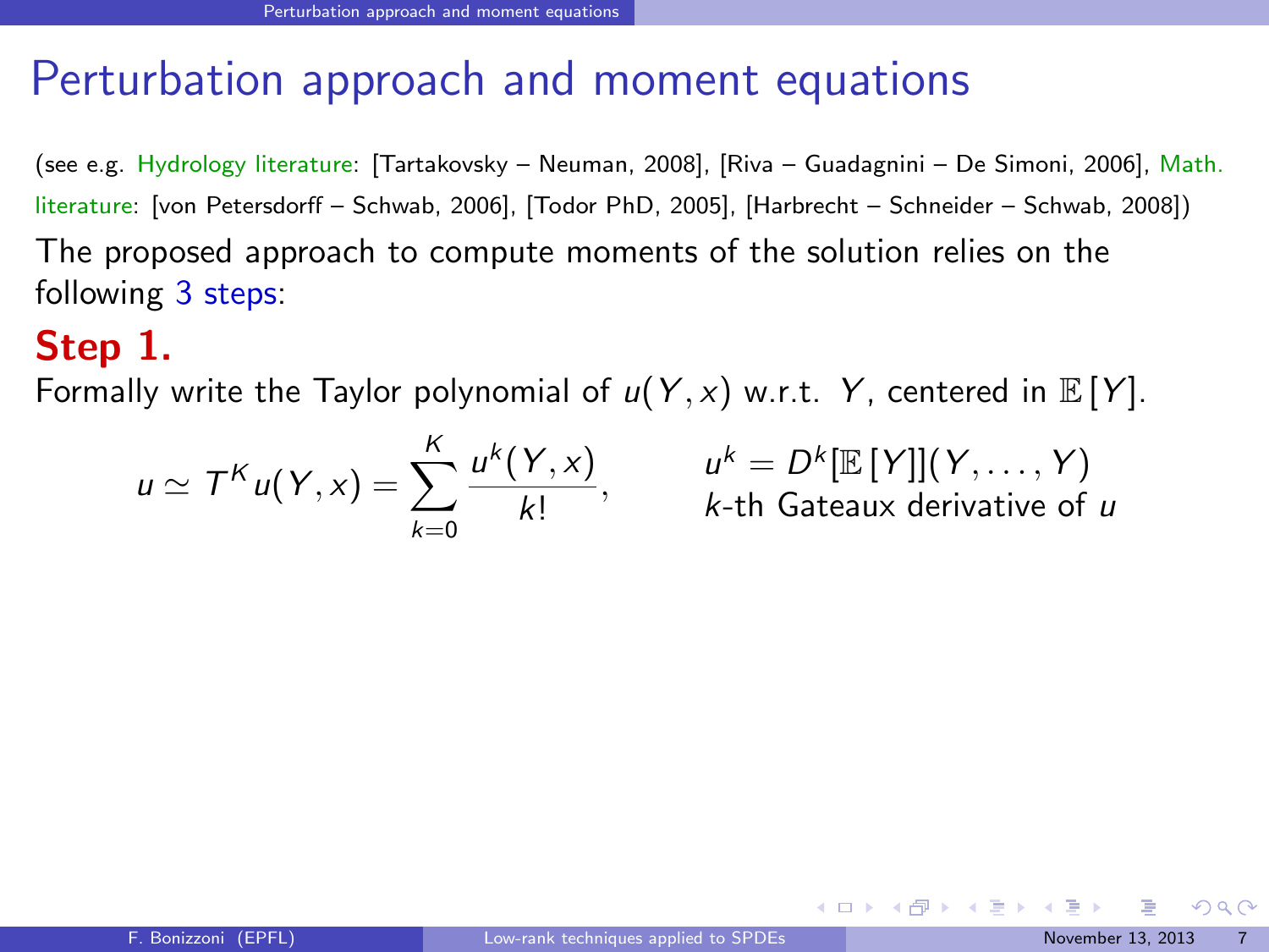# Perturbation approach and moment equations

(see e.g. Hydrology literature: [Tartakovsky – Neuman, 2008], [Riva – Guadagnini – De Simoni, 2006], Math. literature: [von Petersdorff – Schwab, 2006], [Todor PhD, 2005], [Harbrecht – Schneider – Schwab, 2008])

The proposed approach to compute moments of the solution relies on the following 3 steps:

## Step 1.

Formally write the Taylor polynomial of $u(Y, x)$ w.r.t. $Y$, centered in $\mathbb{E}[Y]$.

$$u \simeq T^K u(Y, x) = \sum_{k=0}^{K} \frac{u^k(Y, x)}{k!}, \qquad u^k = D^k[\mathbb{E}[Y]](Y, \dots, Y)$$

$k$-th Gateaux derivative of $u$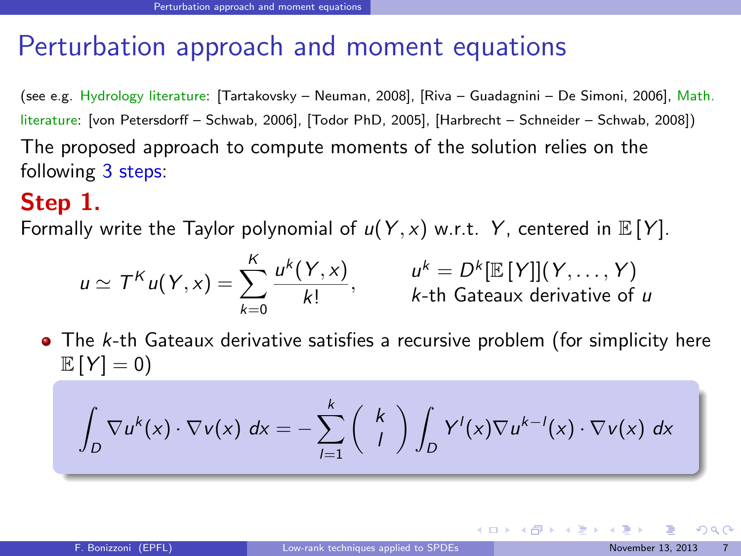# Perturbation approach and moment equations

(see e.g. Hydrology literature: [Tartakovsky – Neuman, 2008], [Riva – Guadagnini – De Simoni, 2006], Math. literature: [von Petersdorff – Schwab, 2006], [Todor PhD, 2005], [Harbrecht – Schneider – Schwab, 2008])

The proposed approach to compute moments of the solution relies on the following 3 steps:

## Step 1.

Formally write the Taylor polynomial of $u(Y,x)$ w.r.t. $Y$, centered in $\mathbb{E}[Y]$.

$$u \simeq T^K u(Y,x) = \sum_{k=0}^{K} \frac{u^k(Y,x)}{k!}, \qquad u^k = D^k[\mathbb{E}[Y]](Y,\ldots,Y)$$

$k$-th Gateaux derivative of $u$

- The $k$-th Gateaux derivative satisfies a recursive problem (for simplicity here $\mathbb{E}[Y] = 0$)

$$\int_D \nabla u^k(x) \cdot \nabla v(x)\, dx = -\sum_{l=1}^{k} \binom{k}{l} \int_D Y^l(x) \nabla u^{k-l}(x) \cdot \nabla v(x)\, dx$$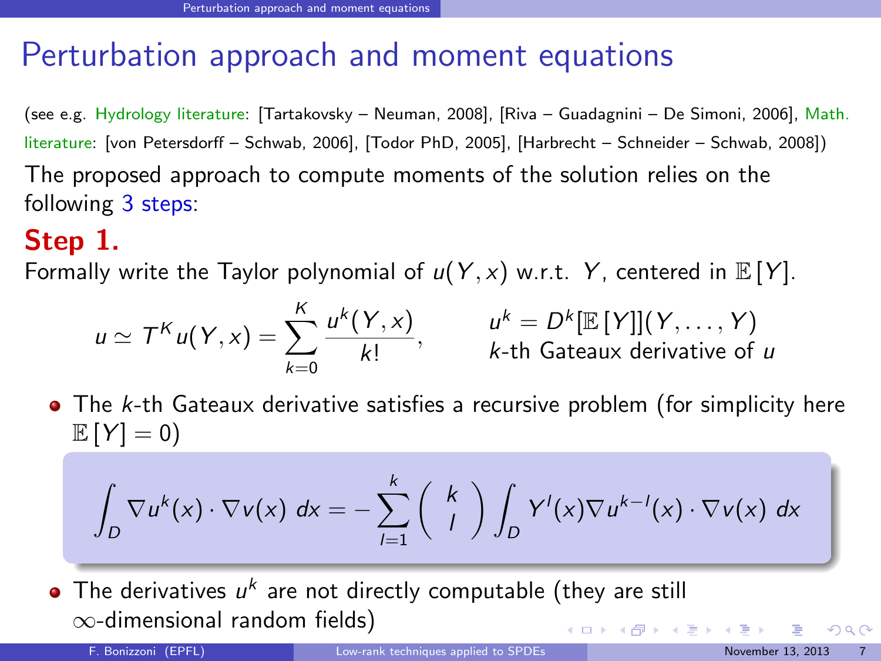# Perturbation approach and moment equations

(see e.g. Hydrology literature: [Tartakovsky – Neuman, 2008], [Riva – Guadagnini – De Simoni, 2006], Math. literature: [von Petersdorff – Schwab, 2006], [Todor PhD, 2005], [Harbrecht – Schneider – Schwab, 2008])

The proposed approach to compute moments of the solution relies on the following 3 steps:

## Step 1.

Formally write the Taylor polynomial of $u(Y,x)$ w.r.t. $Y$, centered in $\mathbb{E}[Y]$.

$$u \simeq T^K u(Y,x) = \sum_{k=0}^{K} \frac{u^k(Y,x)}{k!}, \qquad u^k = D^k[\mathbb{E}[Y]](Y,\dots,Y)$$

$k$-th Gateaux derivative of $u$

- The $k$-th Gateaux derivative satisfies a recursive problem (for simplicity here $\mathbb{E}[Y] = 0$)

$$\int_D \nabla u^k(x) \cdot \nabla v(x)\, dx = -\sum_{l=1}^{k} \binom{k}{l} \int_D Y^l(x) \nabla u^{k-l}(x) \cdot \nabla v(x)\, dx$$

- The derivatives $u^k$ are not directly computable (they are still $\infty$-dimensional random fields)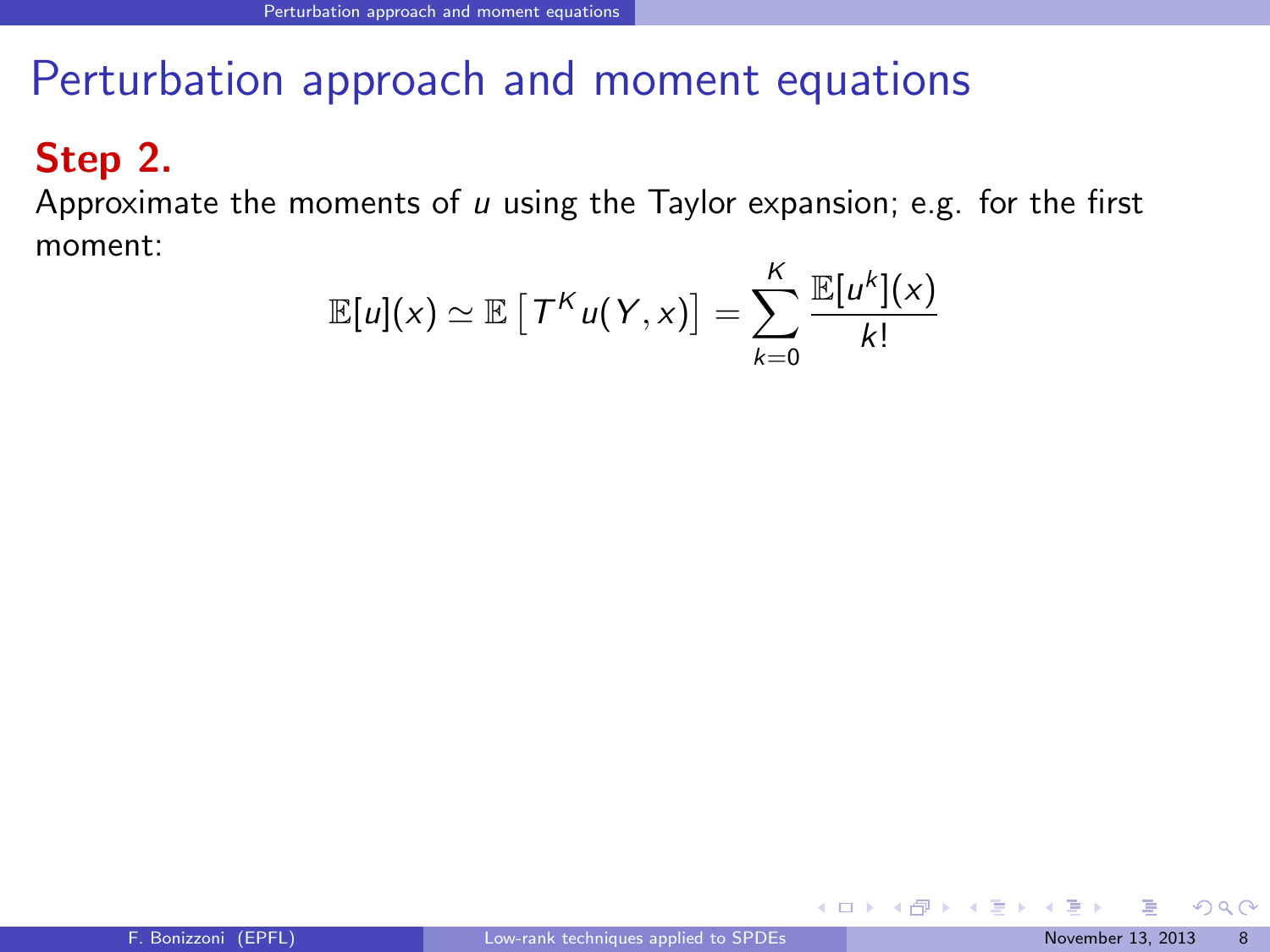# Perturbation approach and moment equations

**Step 2.**

Approximate the moments of $u$ using the Taylor expansion; e.g. for the first moment:

$$\mathbb{E}[u](x) \simeq \mathbb{E}\left[T^K u(Y,x)\right] = \sum_{k=0}^{K} \frac{\mathbb{E}[u^k](x)}{k!}$$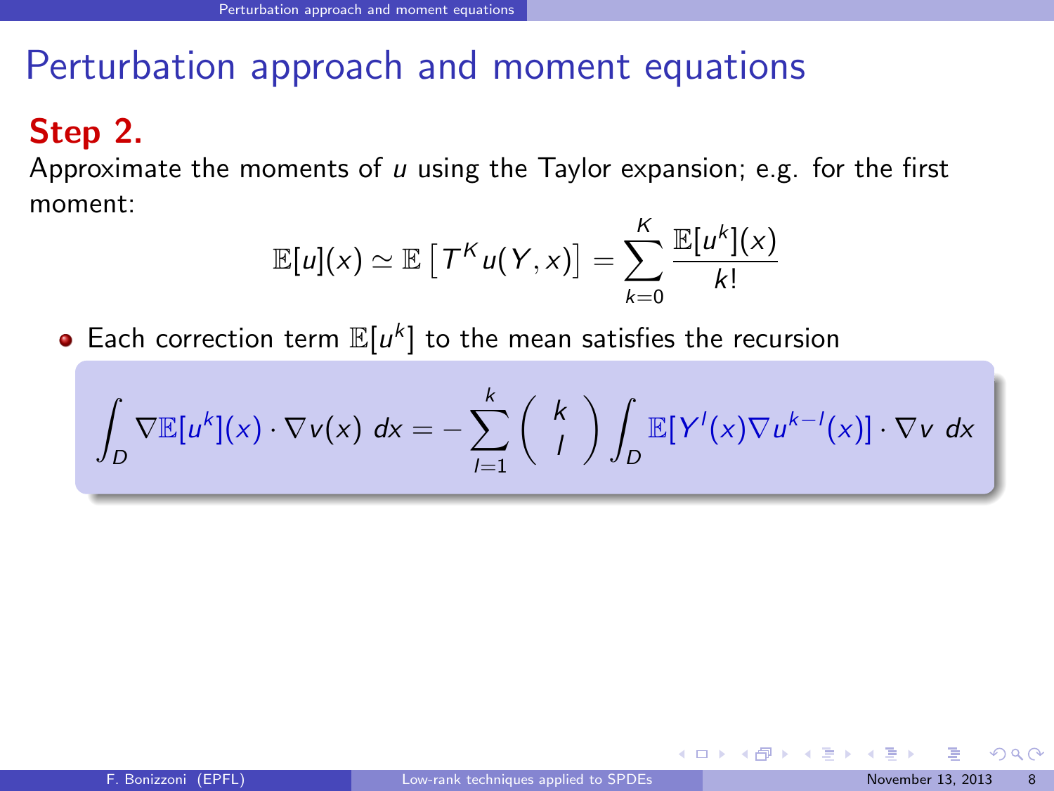# Perturbation approach and moment equations

**Step 2.**

Approximate the moments of $u$ using the Taylor expansion; e.g. for the first moment:

$$\mathbb{E}[u](x) \simeq \mathbb{E}\left[T^K u(Y,x)\right] = \sum_{k=0}^{K} \frac{\mathbb{E}[u^k](x)}{k!}$$

- Each correction term $\mathbb{E}[u^k]$ to the mean satisfies the recursion

$$\int_D \nabla \mathbb{E}[u^k](x) \cdot \nabla v(x) \, dx = -\sum_{l=1}^{k} \binom{k}{l} \int_D \mathbb{E}[Y^l(x) \nabla u^{k-l}(x)] \cdot \nabla v \, dx$$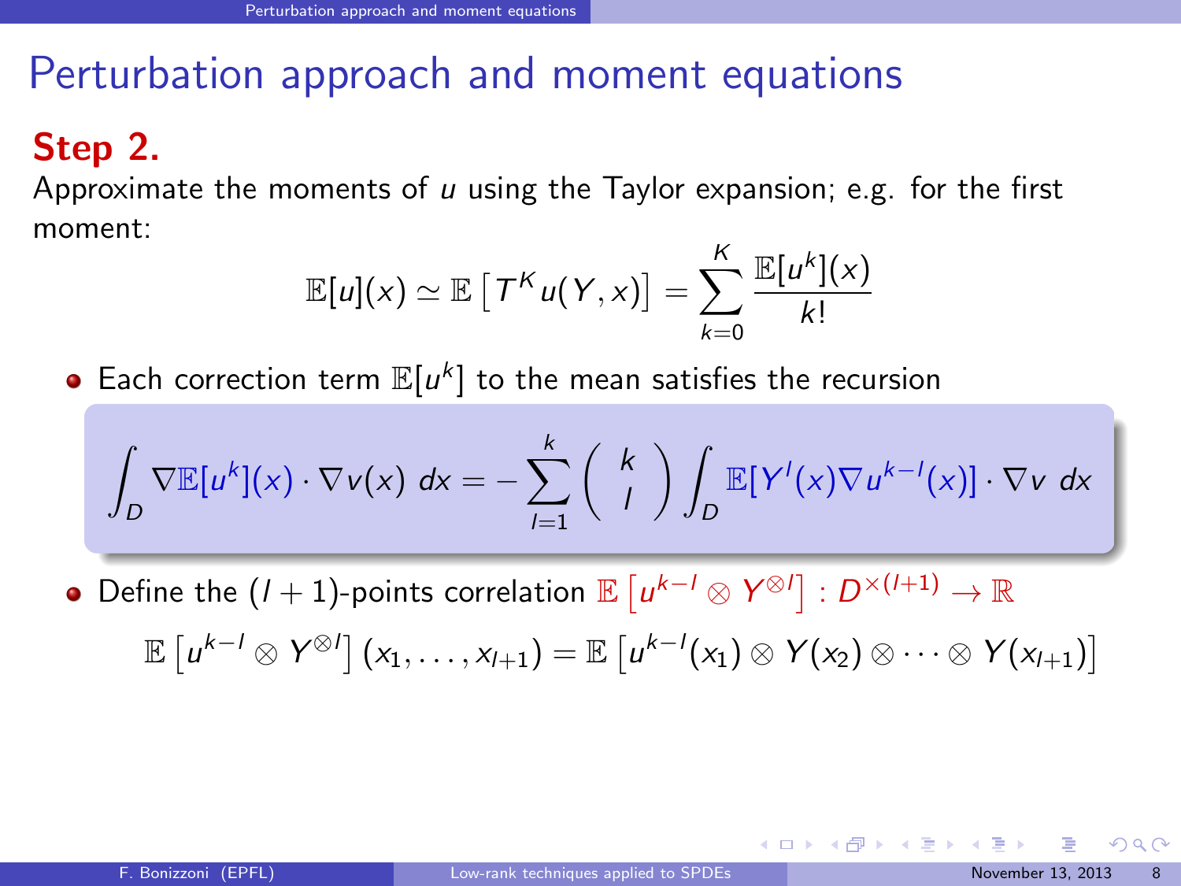# Perturbation approach and moment equations

**Step 2.**

Approximate the moments of $u$ using the Taylor expansion; e.g. for the first moment:

$$\mathbb{E}[u](x) \simeq \mathbb{E}\left[T^K u(Y,x)\right] = \sum_{k=0}^{K} \frac{\mathbb{E}[u^k](x)}{k!}$$

- Each correction term $\mathbb{E}[u^k]$ to the mean satisfies the recursion

$$\int_D \nabla\mathbb{E}[u^k](x)\cdot\nabla v(x)\,dx = -\sum_{l=1}^{k}\binom{k}{l}\int_D \mathbb{E}[Y^l(x)\nabla u^{k-l}(x)]\cdot\nabla v\,dx$$

- Define the $(l+1)$-points correlation $\mathbb{E}\left[u^{k-l}\otimes Y^{\otimes l}\right] : D^{\times(l+1)} \to \mathbb{R}$

$$\mathbb{E}\left[u^{k-l}\otimes Y^{\otimes l}\right](x_1,\ldots,x_{l+1}) = \mathbb{E}\left[u^{k-l}(x_1)\otimes Y(x_2)\otimes\cdots\otimes Y(x_{l+1})\right]$$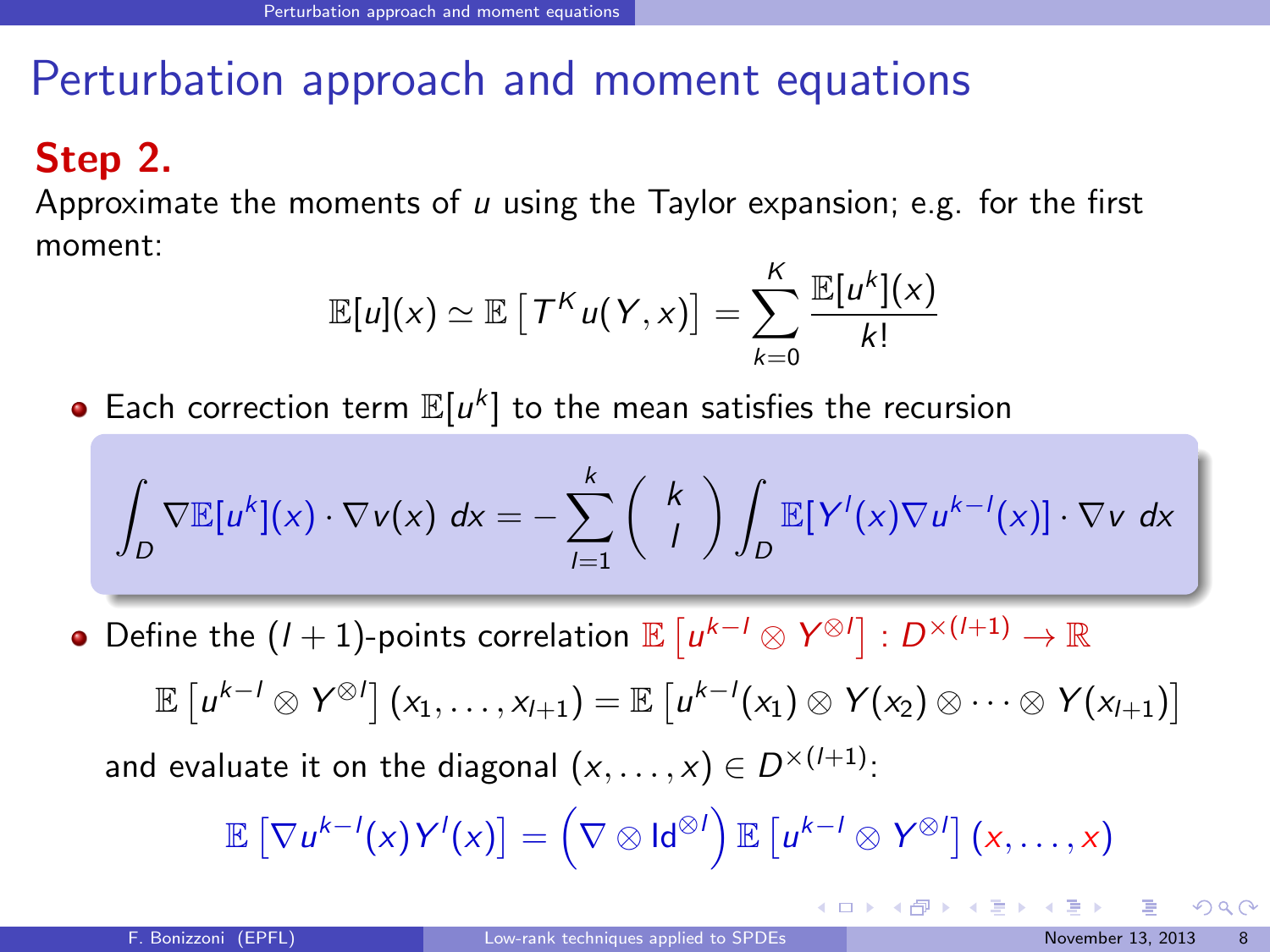# Perturbation approach and moment equations

**Step 2.**

Approximate the moments of $u$ using the Taylor expansion; e.g. for the first moment:

$$\mathbb{E}[u](x) \simeq \mathbb{E}\left[T^K u(Y,x)\right] = \sum_{k=0}^{K} \frac{\mathbb{E}[u^k](x)}{k!}$$

- Each correction term $\mathbb{E}[u^k]$ to the mean satisfies the recursion

$$\int_D \nabla \mathbb{E}[u^k](x) \cdot \nabla v(x)\, dx = -\sum_{l=1}^{k} \binom{k}{l} \int_D \mathbb{E}[Y^l(x) \nabla u^{k-l}(x)] \cdot \nabla v\, dx$$

- Define the $(l+1)$-points correlation $\mathbb{E}\left[u^{k-l} \otimes Y^{\otimes l}\right] : D^{\times(l+1)} \to \mathbb{R}$

$$\mathbb{E}\left[u^{k-l} \otimes Y^{\otimes l}\right](x_1, \dots, x_{l+1}) = \mathbb{E}\left[u^{k-l}(x_1) \otimes Y(x_2) \otimes \cdots \otimes Y(x_{l+1})\right]$$

and evaluate it on the diagonal $(x, \dots, x) \in D^{\times(l+1)}$:

$$\mathbb{E}\left[\nabla u^{k-l}(x) Y^l(x)\right] = \left(\nabla \otimes \mathrm{Id}^{\otimes l}\right) \mathbb{E}\left[u^{k-l} \otimes Y^{\otimes l}\right](x, \dots, x)$$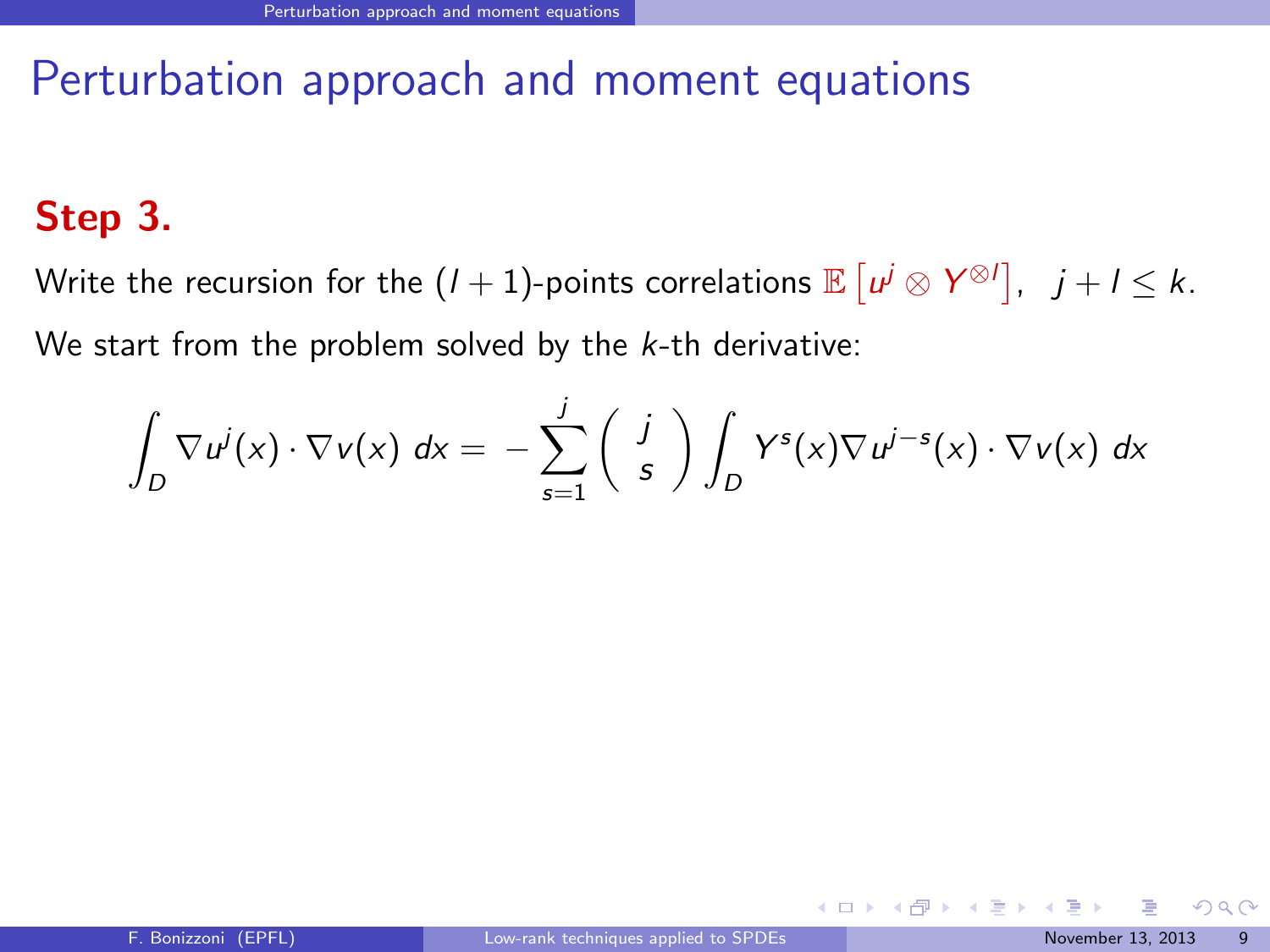# Perturbation approach and moment equations

**Step 3.**

Write the recursion for the $(l+1)$-points correlations $\mathbb{E}\left[u^j \otimes Y^{\otimes l}\right]$, $\;j + l \leq k$.

We start from the problem solved by the $k$-th derivative:

$$\int_D \nabla u^j(x) \cdot \nabla v(x)\, dx = -\sum_{s=1}^{j} \binom{j}{s} \int_D Y^s(x) \nabla u^{j-s}(x) \cdot \nabla v(x)\, dx$$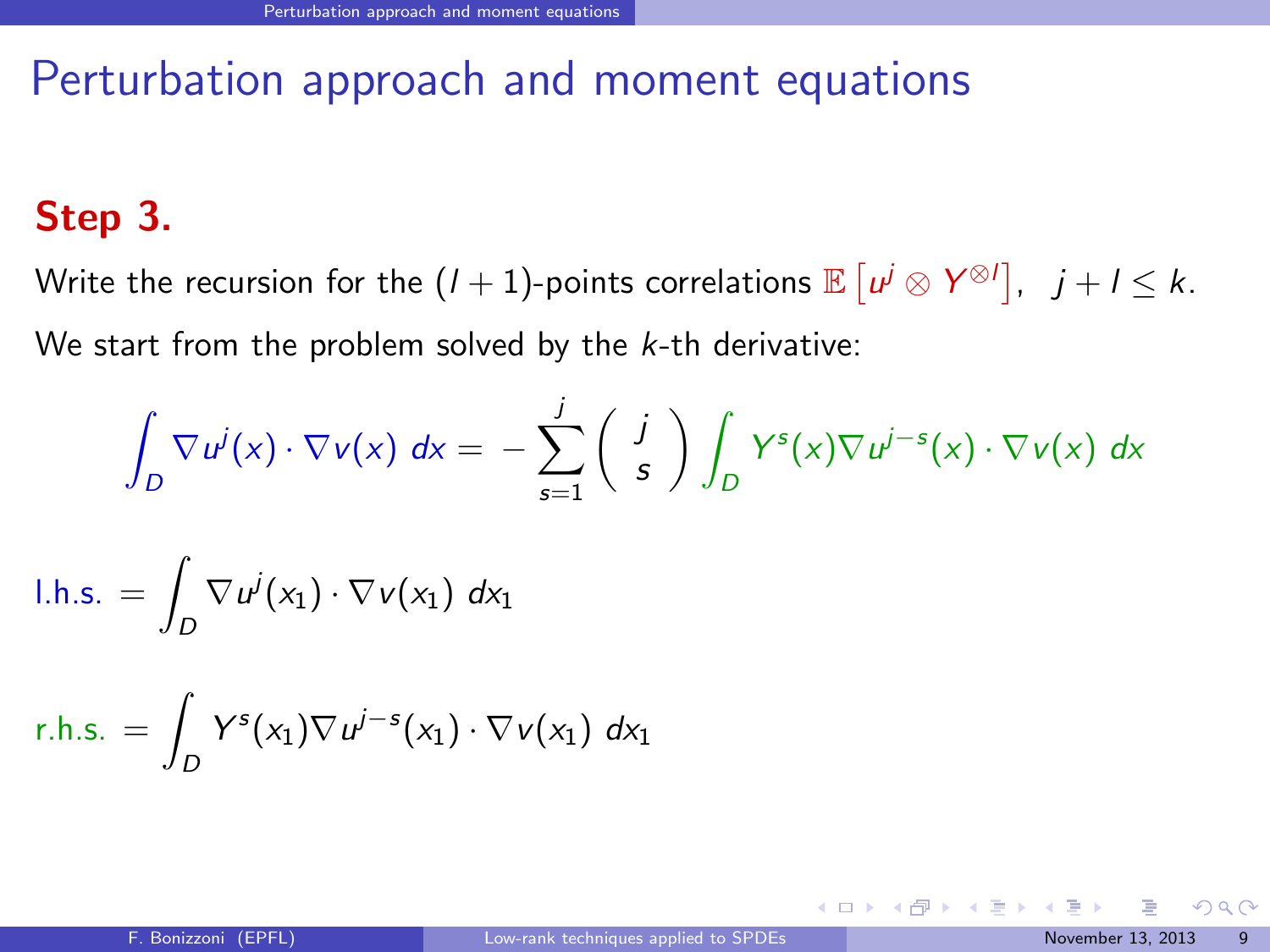# Perturbation approach and moment equations

**Step 3.**

Write the recursion for the $(l+1)$-points correlations $\mathbb{E}\left[u^j \otimes Y^{\otimes l}\right]$, $\;j + l \leq k$.

We start from the problem solved by the $k$-th derivative:

$$\int_D \nabla u^j(x) \cdot \nabla v(x)\, dx = -\sum_{s=1}^{j} \binom{j}{s} \int_D Y^s(x) \nabla u^{j-s}(x) \cdot \nabla v(x)\, dx$$

l.h.s. $= \displaystyle\int_D \nabla u^j(x_1) \cdot \nabla v(x_1)\, dx_1$

r.h.s. $= \displaystyle\int_D Y^s(x_1) \nabla u^{j-s}(x_1) \cdot \nabla v(x_1)\, dx_1$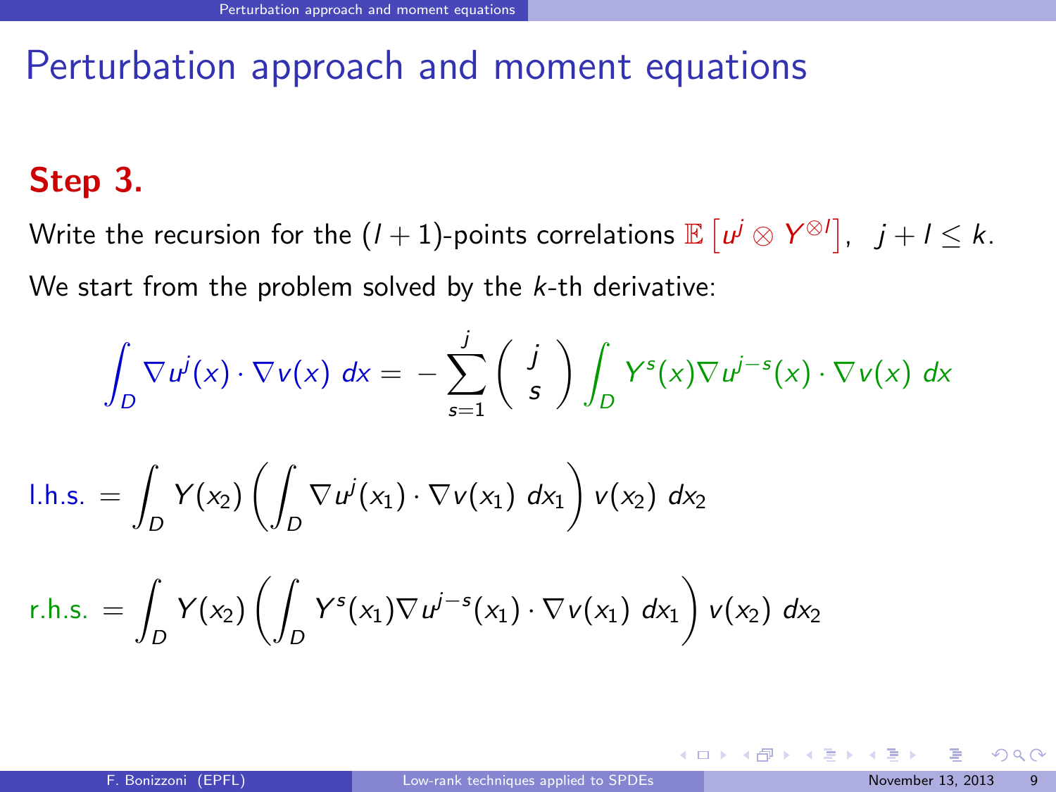# Perturbation approach and moment equations

## Step 3.

Write the recursion for the $(l+1)$-points correlations $\mathbb{E}\left[u^j \otimes Y^{\otimes l}\right], \quad j+l \leq k.$

We start from the problem solved by the $k$-th derivative:

$$\int_D \nabla u^j(x) \cdot \nabla v(x)\, dx = -\sum_{s=1}^{j} \binom{j}{s} \int_D Y^s(x) \nabla u^{j-s}(x) \cdot \nabla v(x)\, dx$$

$$\text{l.h.s.} = \int_D Y(x_2) \left( \int_D \nabla u^j(x_1) \cdot \nabla v(x_1)\, dx_1 \right) v(x_2)\, dx_2$$

$$\text{r.h.s.} = \int_D Y(x_2) \left( \int_D Y^s(x_1) \nabla u^{j-s}(x_1) \cdot \nabla v(x_1)\, dx_1 \right) v(x_2)\, dx_2$$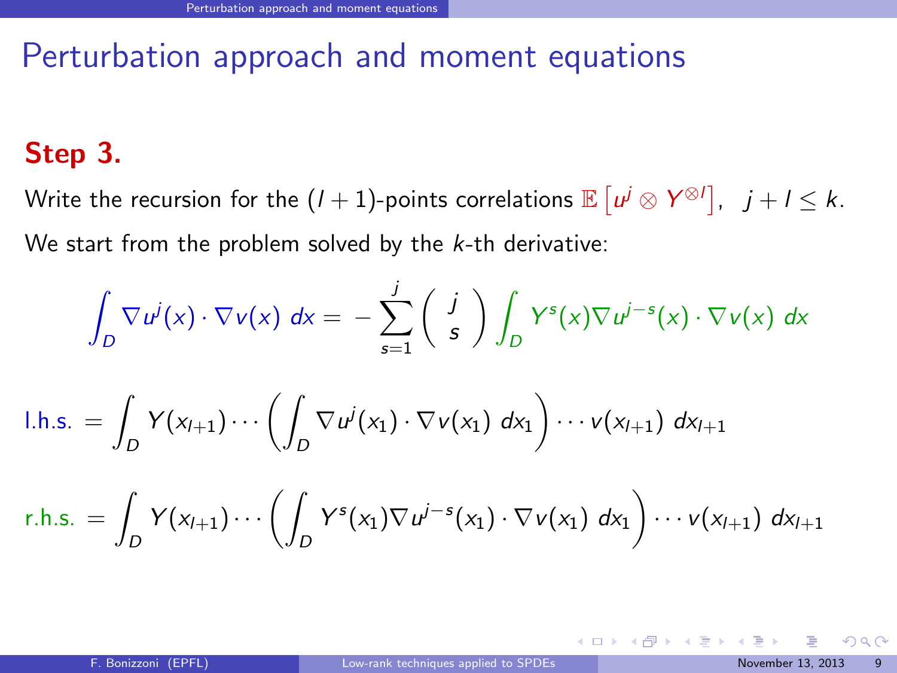# Perturbation approach and moment equations

**Step 3.**

Write the recursion for the $(l+1)$-points correlations $\mathbb{E}\left[u^j \otimes Y^{\otimes l}\right]$, $\quad j + l \leq k$.

We start from the problem solved by the $k$-th derivative:

$$\int_D \nabla u^j(x) \cdot \nabla v(x)\ dx = -\sum_{s=1}^{j} \binom{j}{s} \int_D Y^s(x) \nabla u^{j-s}(x) \cdot \nabla v(x)\ dx$$

$$\text{l.h.s.} = \int_D Y(x_{l+1}) \cdots \left( \int_D \nabla u^j(x_1) \cdot \nabla v(x_1)\ dx_1 \right) \cdots v(x_{l+1})\ dx_{l+1}$$

$$\text{r.h.s.} = \int_D Y(x_{l+1}) \cdots \left( \int_D Y^s(x_1) \nabla u^{j-s}(x_1) \cdot \nabla v(x_1)\ dx_1 \right) \cdots v(x_{l+1})\ dx_{l+1}$$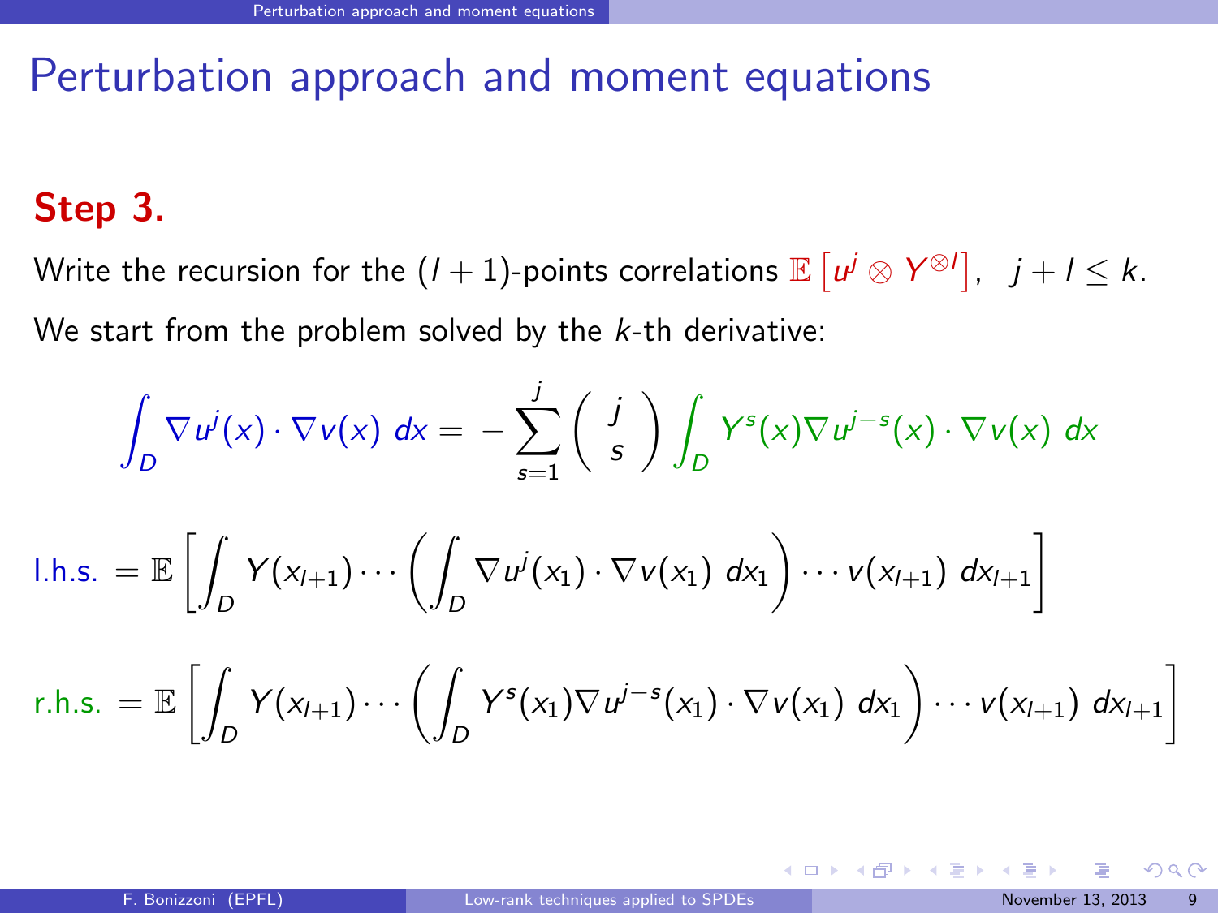# Perturbation approach and moment equations

**Step 3.**

Write the recursion for the $(l+1)$-points correlations $\mathbb{E}\left[u^j \otimes Y^{\otimes l}\right]$, $\; j+l \leq k$.

We start from the problem solved by the $k$-th derivative:

$$\int_D \nabla u^j(x) \cdot \nabla v(x)\, dx = -\sum_{s=1}^{j} \binom{j}{s} \int_D Y^s(x) \nabla u^{j-s}(x) \cdot \nabla v(x)\, dx$$

$$\text{l.h.s.} = \mathbb{E}\left[\int_D Y(x_{l+1}) \cdots \left(\int_D \nabla u^j(x_1) \cdot \nabla v(x_1)\, dx_1\right) \cdots v(x_{l+1})\, dx_{l+1}\right]$$

$$\text{r.h.s.} = \mathbb{E}\left[\int_D Y(x_{l+1}) \cdots \left(\int_D Y^s(x_1) \nabla u^{j-s}(x_1) \cdot \nabla v(x_1)\, dx_1\right) \cdots v(x_{l+1})\, dx_{l+1}\right]$$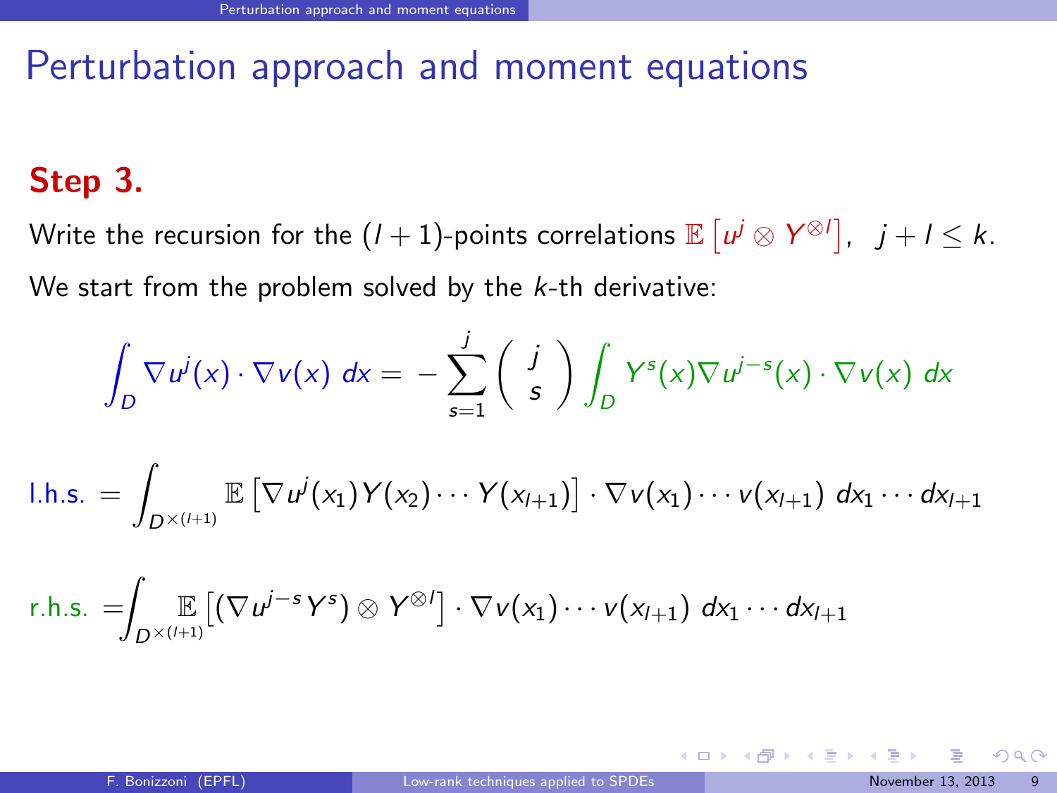# Perturbation approach and moment equations

**Step 3.**

Write the recursion for the $(l+1)$-points correlations $\mathbb{E}\left[u^j \otimes Y^{\otimes l}\right]$, $\; j + l \leq k$.

We start from the problem solved by the $k$-th derivative:

$$\int_D \nabla u^j(x) \cdot \nabla v(x)\; dx = -\sum_{s=1}^{j} \binom{j}{s} \int_D Y^s(x) \nabla u^{j-s}(x) \cdot \nabla v(x)\; dx$$

$$\text{l.h.s.} = \int_{D^{\times(l+1)}} \mathbb{E}\left[\nabla u^j(x_1) Y(x_2) \cdots Y(x_{l+1})\right] \cdot \nabla v(x_1) \cdots v(x_{l+1})\; dx_1 \cdots dx_{l+1}$$

$$\text{r.h.s.} = \int_{D^{\times(l+1)}} \mathbb{E}\left[(\nabla u^{j-s} Y^s) \otimes Y^{\otimes l}\right] \cdot \nabla v(x_1) \cdots v(x_{l+1})\; dx_1 \cdots dx_{l+1}$$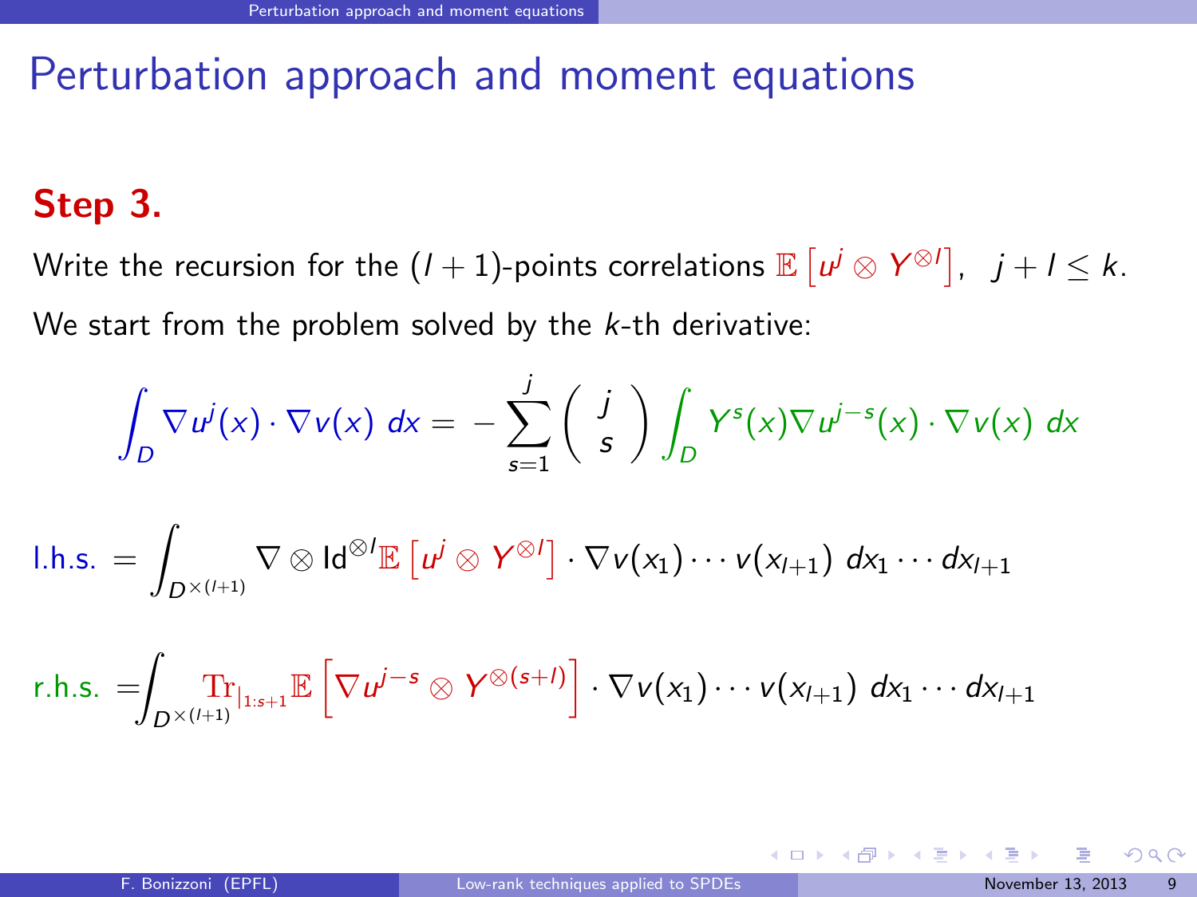# Perturbation approach and moment equations

**Step 3.**

Write the recursion for the $(l+1)$-points correlations $\mathbb{E}\left[u^j \otimes Y^{\otimes l}\right]$, $\; j+l \leq k$.

We start from the problem solved by the $k$-th derivative:

$$\int_D \nabla u^j(x) \cdot \nabla v(x)\, dx = -\sum_{s=1}^{j} \binom{j}{s} \int_D Y^s(x) \nabla u^{j-s}(x) \cdot \nabla v(x)\, dx$$

$$\text{l.h.s.} = \int_{D^{\times(l+1)}} \nabla \otimes \mathrm{Id}^{\otimes l} \mathbb{E}\left[u^j \otimes Y^{\otimes l}\right] \cdot \nabla v(x_1) \cdots v(x_{l+1})\, dx_1 \cdots dx_{l+1}$$

$$\text{r.h.s.} = \int_{D^{\times(l+1)}} \mathrm{Tr}_{|_{1:s+1}} \mathbb{E}\left[\nabla u^{j-s} \otimes Y^{\otimes(s+l)}\right] \cdot \nabla v(x_1) \cdots v(x_{l+1})\, dx_1 \cdots dx_{l+1}$$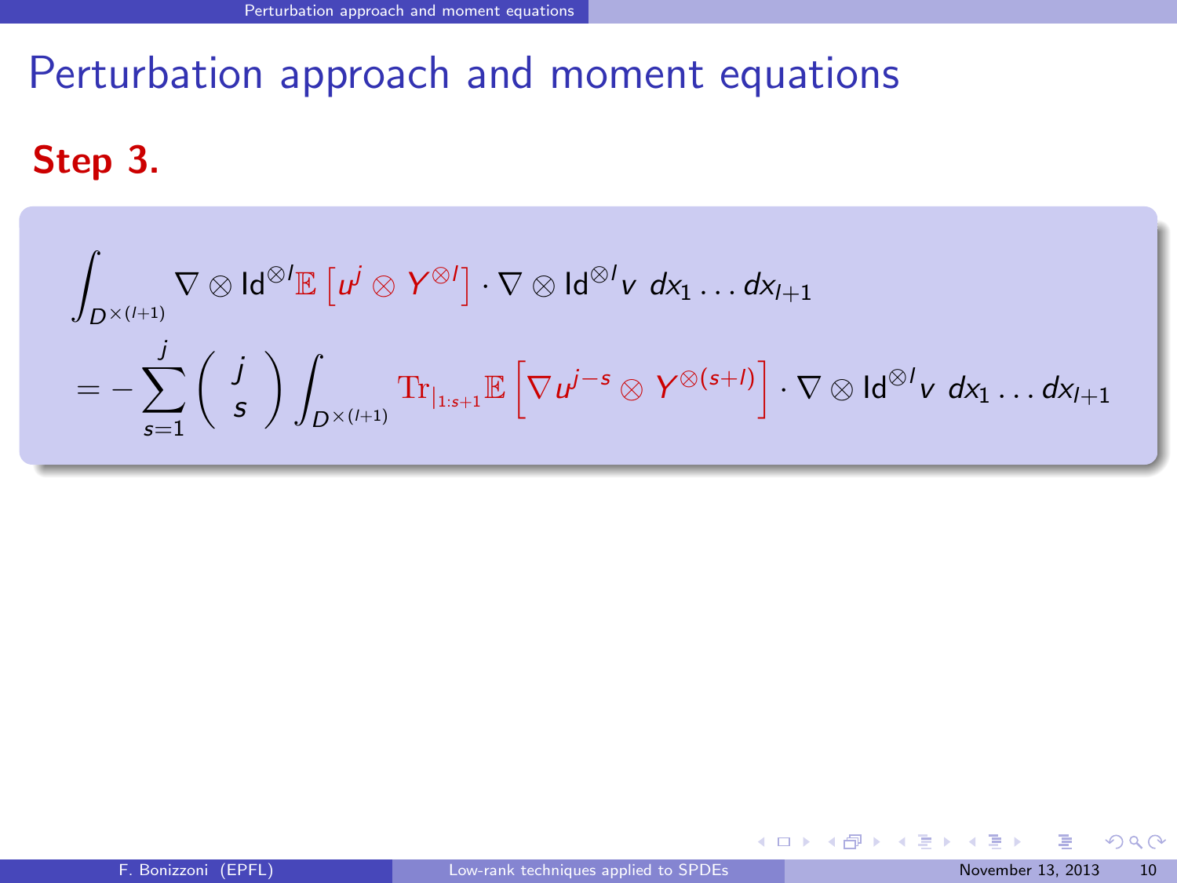# Perturbation approach and moment equations

**Step 3.**

$$
\int_{D^{\times(l+1)}} \nabla \otimes \mathrm{Id}^{\otimes l} \mathbb{E}\left[u^j \otimes Y^{\otimes l}\right] \cdot \nabla \otimes \mathrm{Id}^{\otimes l} v \; dx_1 \ldots dx_{l+1}
$$

$$
= - \sum_{s=1}^{j} \binom{j}{s} \int_{D^{\times(l+1)}} \mathrm{Tr}_{|_{1:s+1}} \mathbb{E}\left[\nabla u^{j-s} \otimes Y^{\otimes(s+l)}\right] \cdot \nabla \otimes \mathrm{Id}^{\otimes l} v \; dx_1 \ldots dx_{l+1}
$$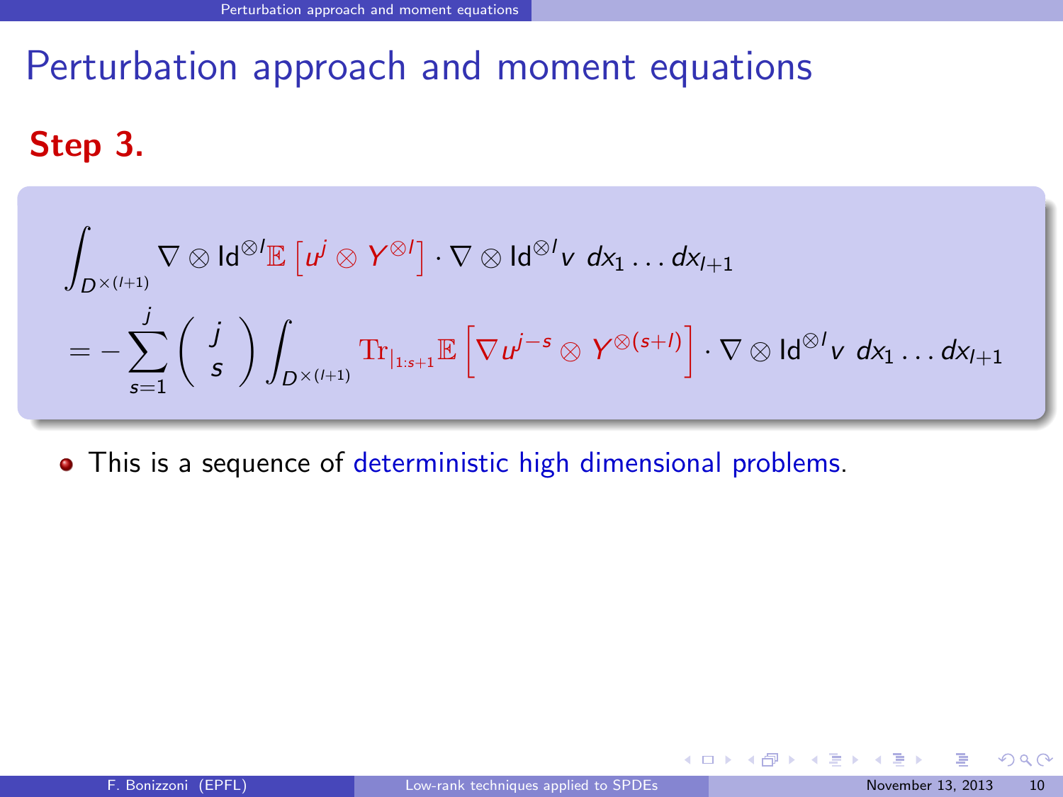# Perturbation approach and moment equations

**Step 3.**

$$\int_{D^{\times(l+1)}} \nabla \otimes \mathrm{Id}^{\otimes l} \mathbb{E}\left[u^j \otimes Y^{\otimes l}\right] \cdot \nabla \otimes \mathrm{Id}^{\otimes l} v \; dx_1 \ldots dx_{l+1}$$

$$= -\sum_{s=1}^{j} \binom{j}{s} \int_{D^{\times(l+1)}} \mathrm{Tr}_{|_{1:s+1}} \mathbb{E}\left[\nabla u^{j-s} \otimes Y^{\otimes(s+l)}\right] \cdot \nabla \otimes \mathrm{Id}^{\otimes l} v \; dx_1 \ldots dx_{l+1}$$

- This is a sequence of deterministic high dimensional problems.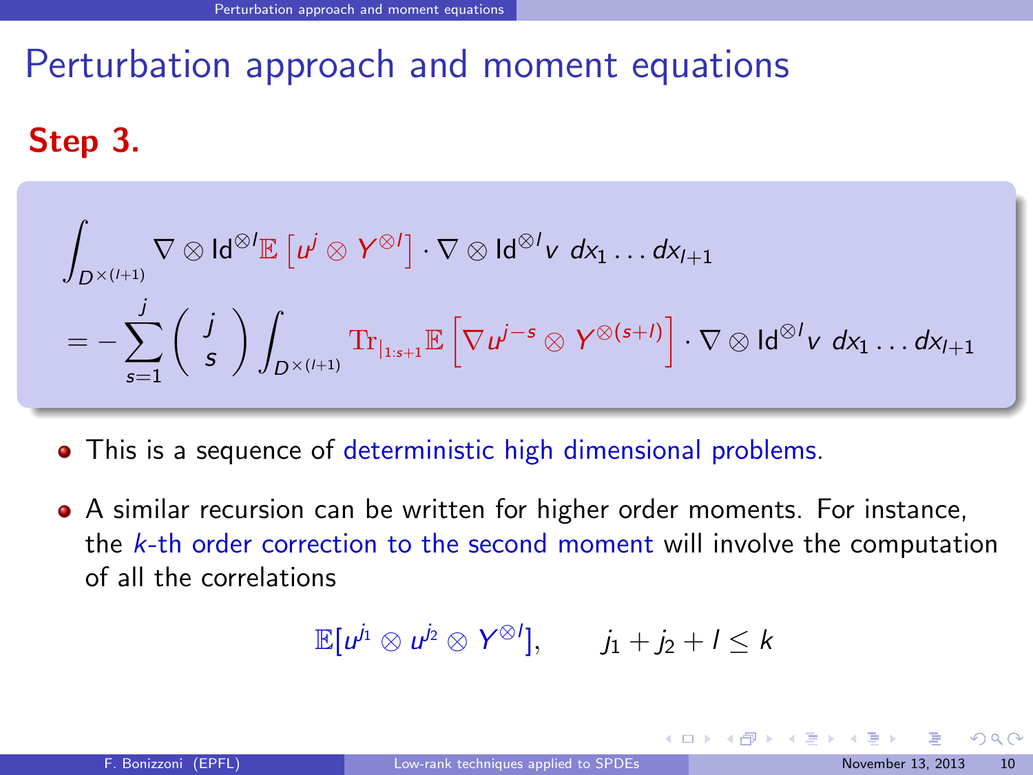# Perturbation approach and moment equations

**Step 3.**

$$\int_{D^{\times(l+1)}} \nabla \otimes \mathrm{Id}^{\otimes l}\mathbb{E}\left[u^j \otimes Y^{\otimes l}\right] \cdot \nabla \otimes \mathrm{Id}^{\otimes l} v \; dx_1 \dots dx_{l+1}$$

$$= -\sum_{s=1}^{j} \binom{j}{s} \int_{D^{\times(l+1)}} \mathrm{Tr}_{|_{1:s+1}}\mathbb{E}\left[\nabla u^{j-s} \otimes Y^{\otimes(s+l)}\right] \cdot \nabla \otimes \mathrm{Id}^{\otimes l} v \; dx_1 \dots dx_{l+1}$$

- This is a sequence of deterministic high dimensional problems.
- A similar recursion can be written for higher order moments. For instance, the $k$-th order correction to the second moment will involve the computation of all the correlations

$$\mathbb{E}[u^{j_1} \otimes u^{j_2} \otimes Y^{\otimes l}], \qquad j_1 + j_2 + l \leq k$$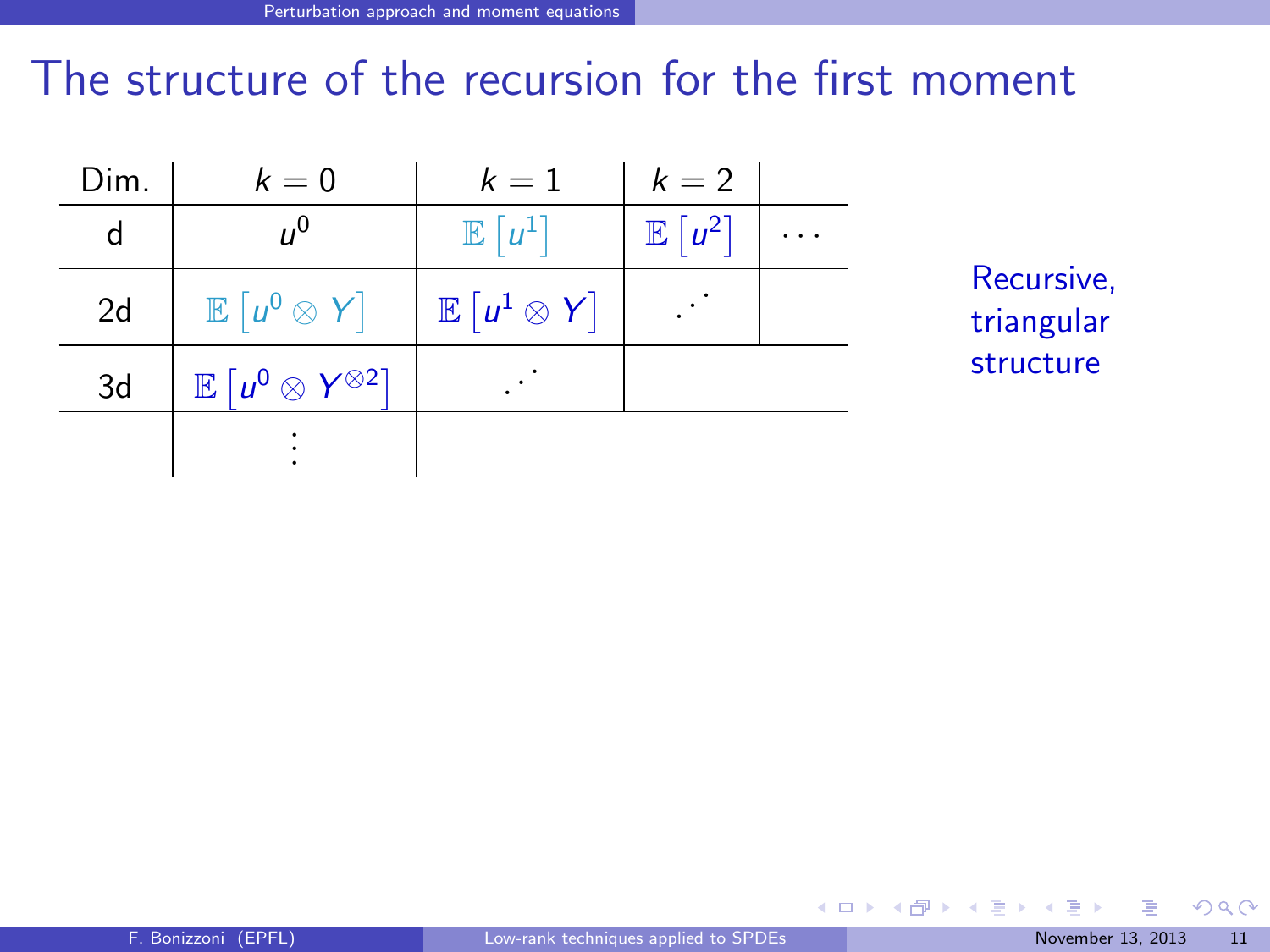# The structure of the recursion for the first moment

| Dim. | $k=0$ | $k=1$ | $k=2$ | |
|---|---|---|---|---|
| d | $u^0$ | $\mathbb{E}\left[u^1\right]$ | $\mathbb{E}\left[u^2\right]$ | $\cdots$ |
| 2d | $\mathbb{E}\left[u^0 \otimes Y\right]$ | $\mathbb{E}\left[u^1 \otimes Y\right]$ | $\iddots$ | |
| 3d | $\mathbb{E}\left[u^0 \otimes Y^{\otimes 2}\right]$ | $\iddots$ | | |
| | $\vdots$ | | | |

Recursive, triangular structure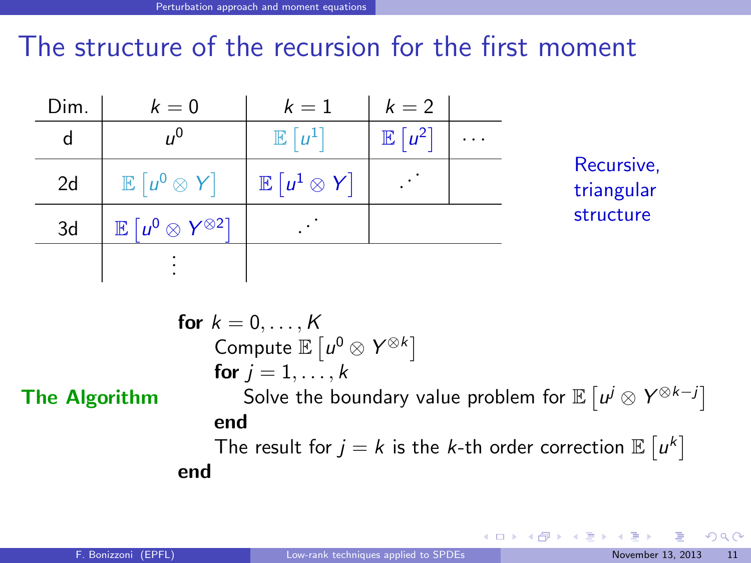# The structure of the recursion for the first moment

| Dim. | $k = 0$ | $k = 1$ | $k = 2$ | |
|---|---|---|---|---|
| d | $u^0$ | $\mathbb{E}\left[u^1\right]$ | $\mathbb{E}\left[u^2\right]$ | $\cdots$ |
| 2d | $\mathbb{E}\left[u^0 \otimes Y\right]$ | $\mathbb{E}\left[u^1 \otimes Y\right]$ | $\iddots$ | |
| 3d | $\mathbb{E}\left[u^0 \otimes Y^{\otimes 2}\right]$ | $\iddots$ | | |
| | $\vdots$ | | | |

Recursive, triangular structure

**The Algorithm**

**for** $k = 0, \ldots, K$
  Compute $\mathbb{E}\left[u^0 \otimes Y^{\otimes k}\right]$
  **for** $j = 1, \ldots, k$
    Solve the boundary value problem for $\mathbb{E}\left[u^j \otimes Y^{\otimes k-j}\right]$
  **end**
  The result for $j = k$ is the $k$-th order correction $\mathbb{E}\left[u^k\right]$
**end**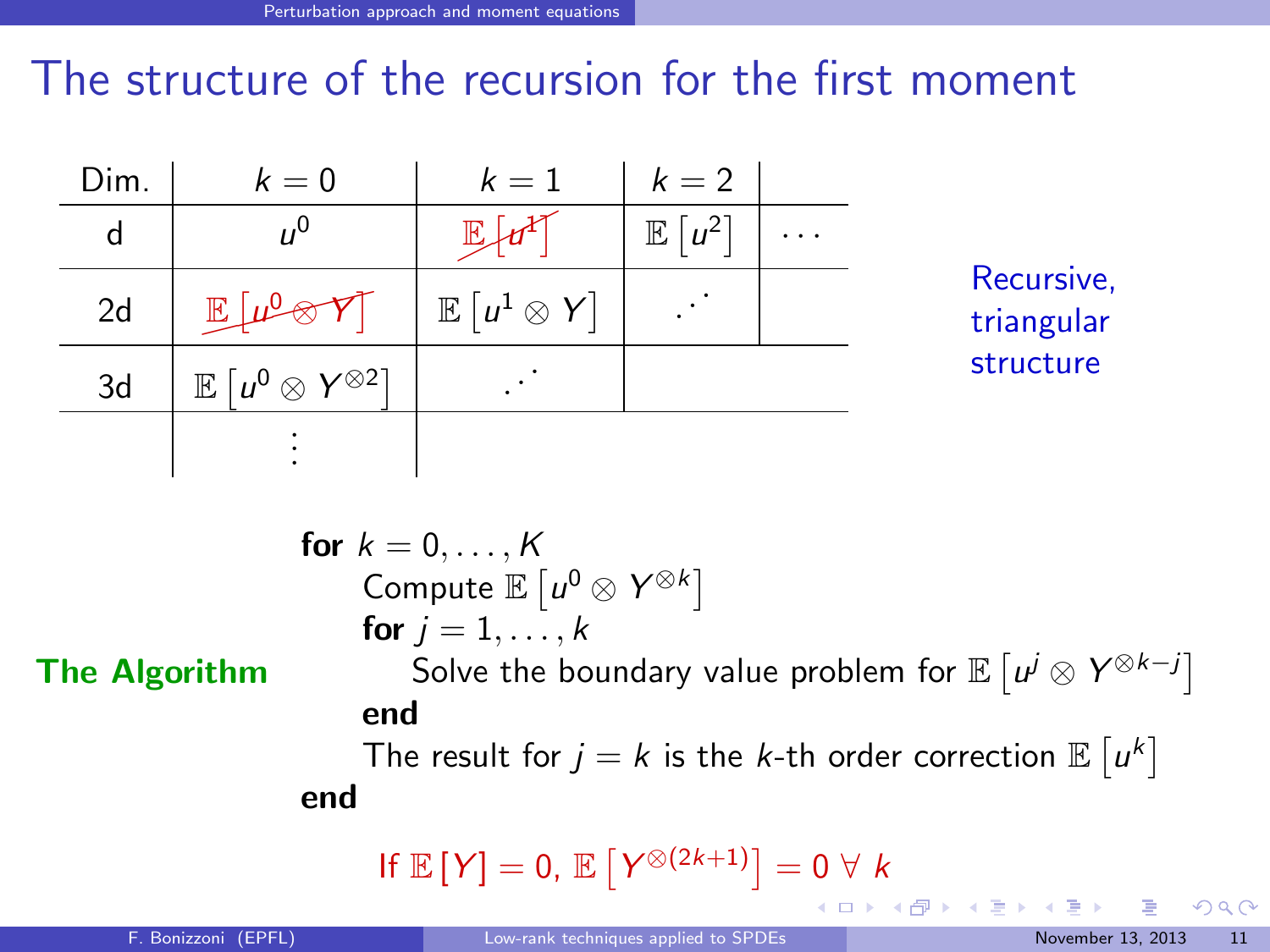# The structure of the recursion for the first moment

| Dim. | $k = 0$ | $k = 1$ | $k = 2$ | |
|---|---|---|---|---|
| d | $u^0$ | ~~$\mathbb{E}\left[u^1\right]$~~ | $\mathbb{E}\left[u^2\right]$ | $\cdots$ |
| 2d | ~~$\mathbb{E}\left[u^0 \otimes Y\right]$~~ | $\mathbb{E}\left[u^1 \otimes Y\right]$ | $\iddots$ | |
| 3d | $\mathbb{E}\left[u^0 \otimes Y^{\otimes 2}\right]$ | $\iddots$ | | |
| | $\vdots$ | | | |

Recursive, triangular structure

**The Algorithm**

**for** $k = 0, \ldots, K$
  Compute $\mathbb{E}\left[u^0 \otimes Y^{\otimes k}\right]$
  **for** $j = 1, \ldots, k$
    Solve the boundary value problem for $\mathbb{E}\left[u^j \otimes Y^{\otimes k-j}\right]$
  **end**
  The result for $j = k$ is the $k$-th order correction $\mathbb{E}\left[u^k\right]$
**end**

If $\mathbb{E}\left[Y\right] = 0$, $\mathbb{E}\left[Y^{\otimes(2k+1)}\right] = 0 \ \forall \ k$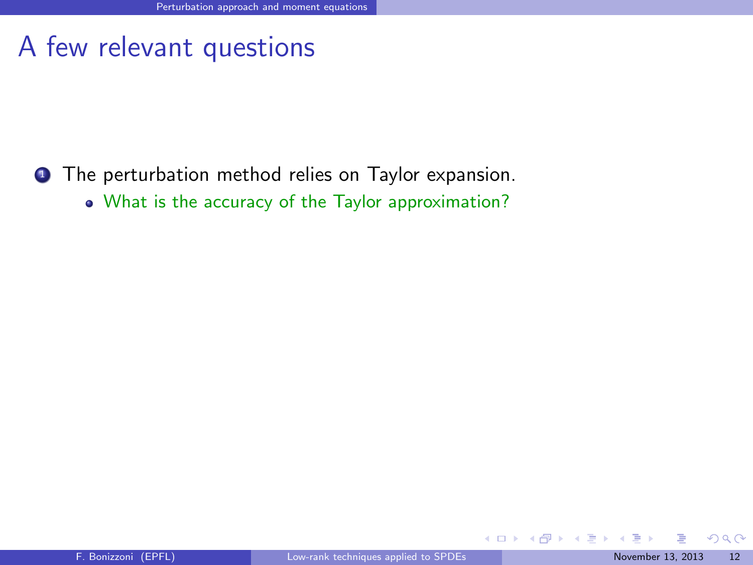# A few relevant questions

1. The perturbation method relies on Taylor expansion.
   - What is the accuracy of the Taylor approximation?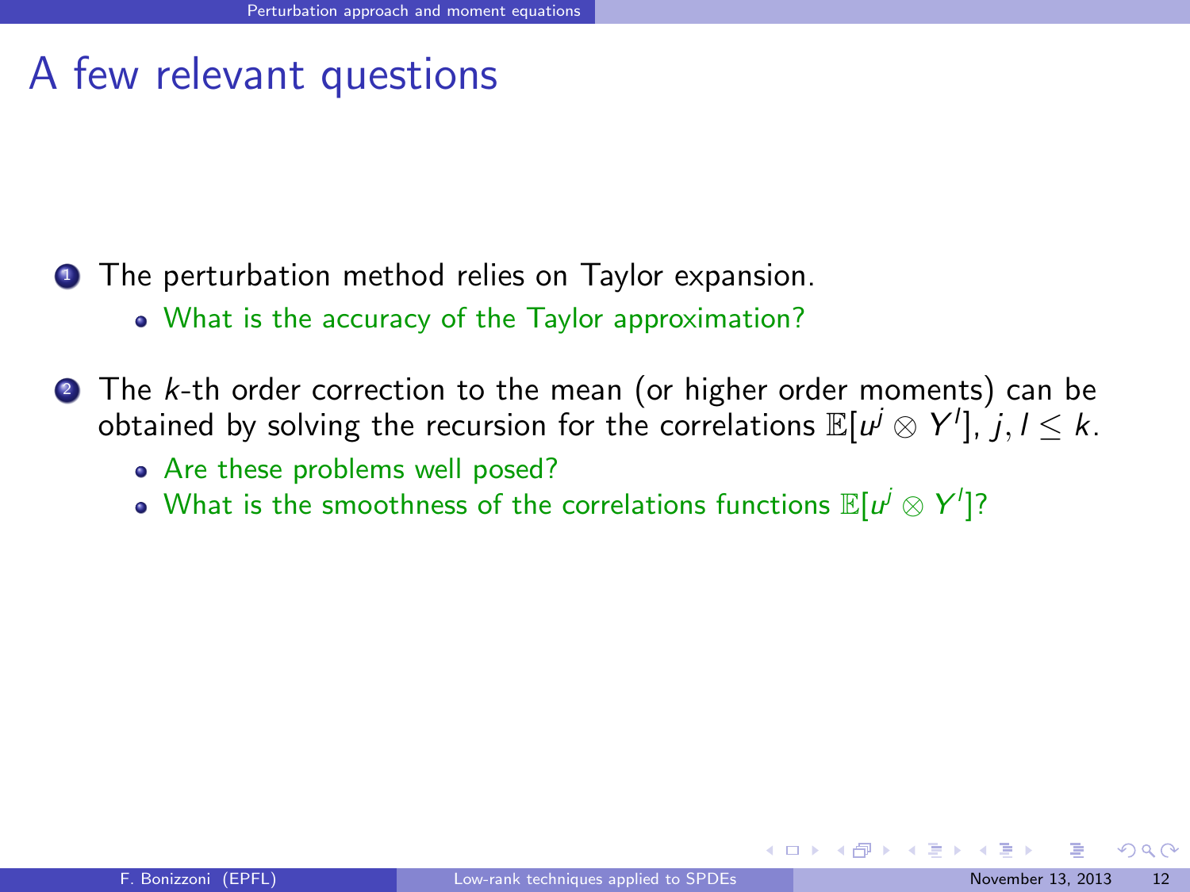# A few relevant questions

1. The perturbation method relies on Taylor expansion.
   - What is the accuracy of the Taylor approximation?

2. The $k$-th order correction to the mean (or higher order moments) can be obtained by solving the recursion for the correlations $\mathbb{E}[u^j \otimes Y^l]$, $j, l \leq k$.
   - Are these problems well posed?
   - What is the smoothness of the correlations functions $\mathbb{E}[u^j \otimes Y^l]$?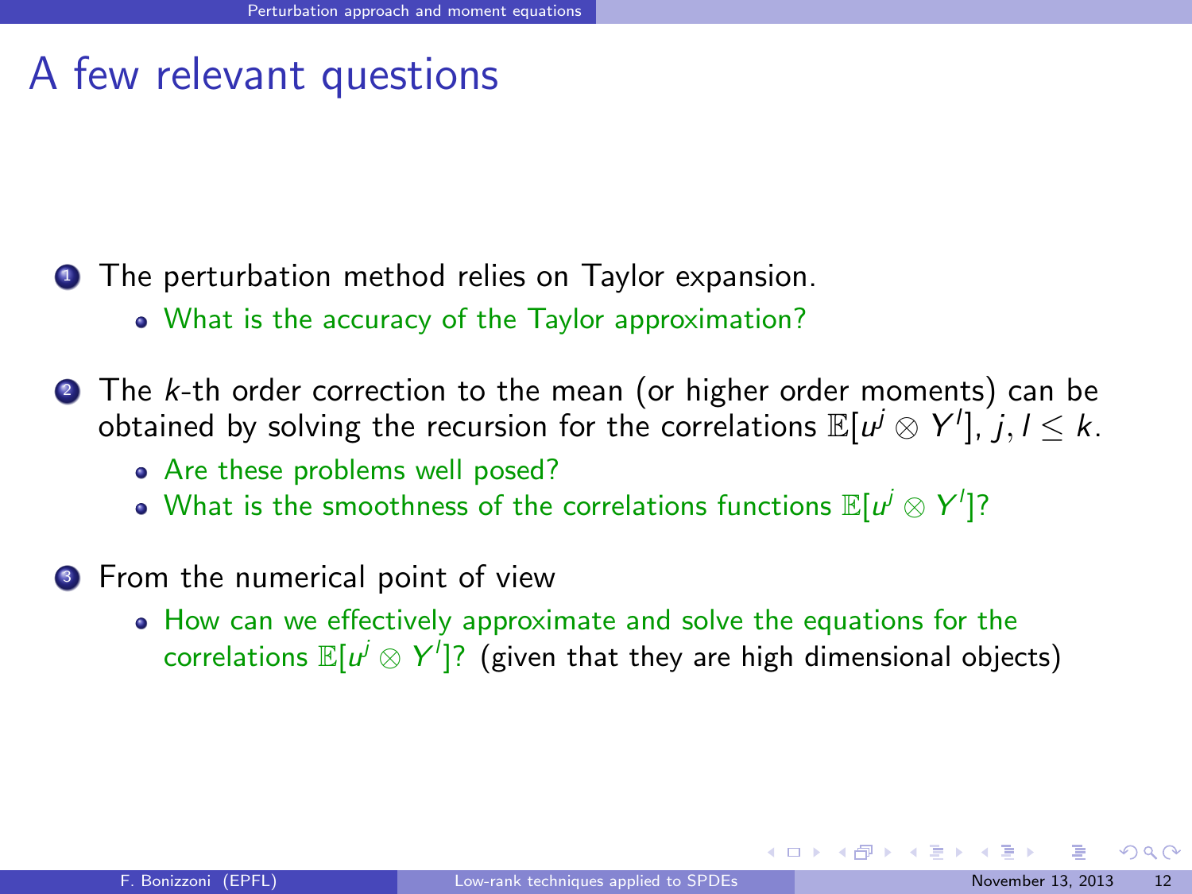# A few relevant questions

1. The perturbation method relies on Taylor expansion.
   - What is the accuracy of the Taylor approximation?

2. The $k$-th order correction to the mean (or higher order moments) can be obtained by solving the recursion for the correlations $\mathbb{E}[u^j \otimes Y^l]$, $j, l \leq k$.
   - Are these problems well posed?
   - What is the smoothness of the correlations functions $\mathbb{E}[u^j \otimes Y^l]$?

3. From the numerical point of view
   - How can we effectively approximate and solve the equations for the correlations $\mathbb{E}[u^j \otimes Y^l]$? (given that they are high dimensional objects)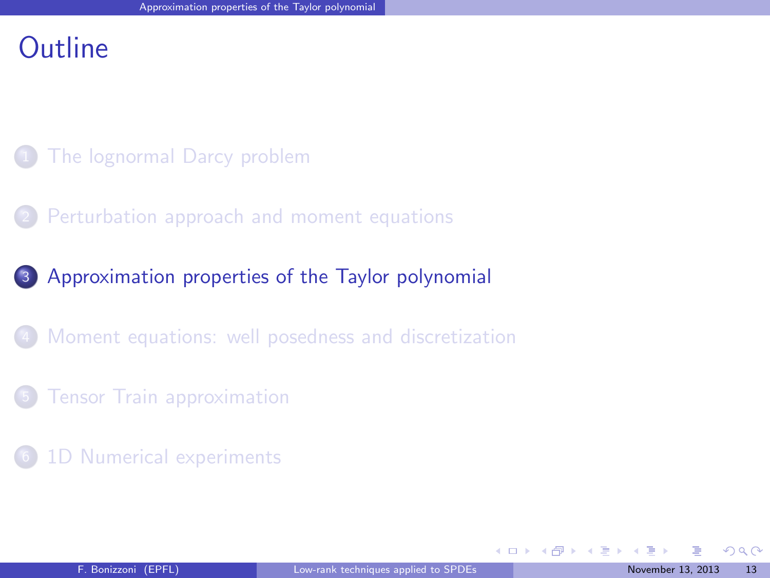# Outline

1. The lognormal Darcy problem
2. Perturbation approach and moment equations
3. **Approximation properties of the Taylor polynomial**
4. Moment equations: well posedness and discretization
5. Tensor Train approximation
6. 1D Numerical experiments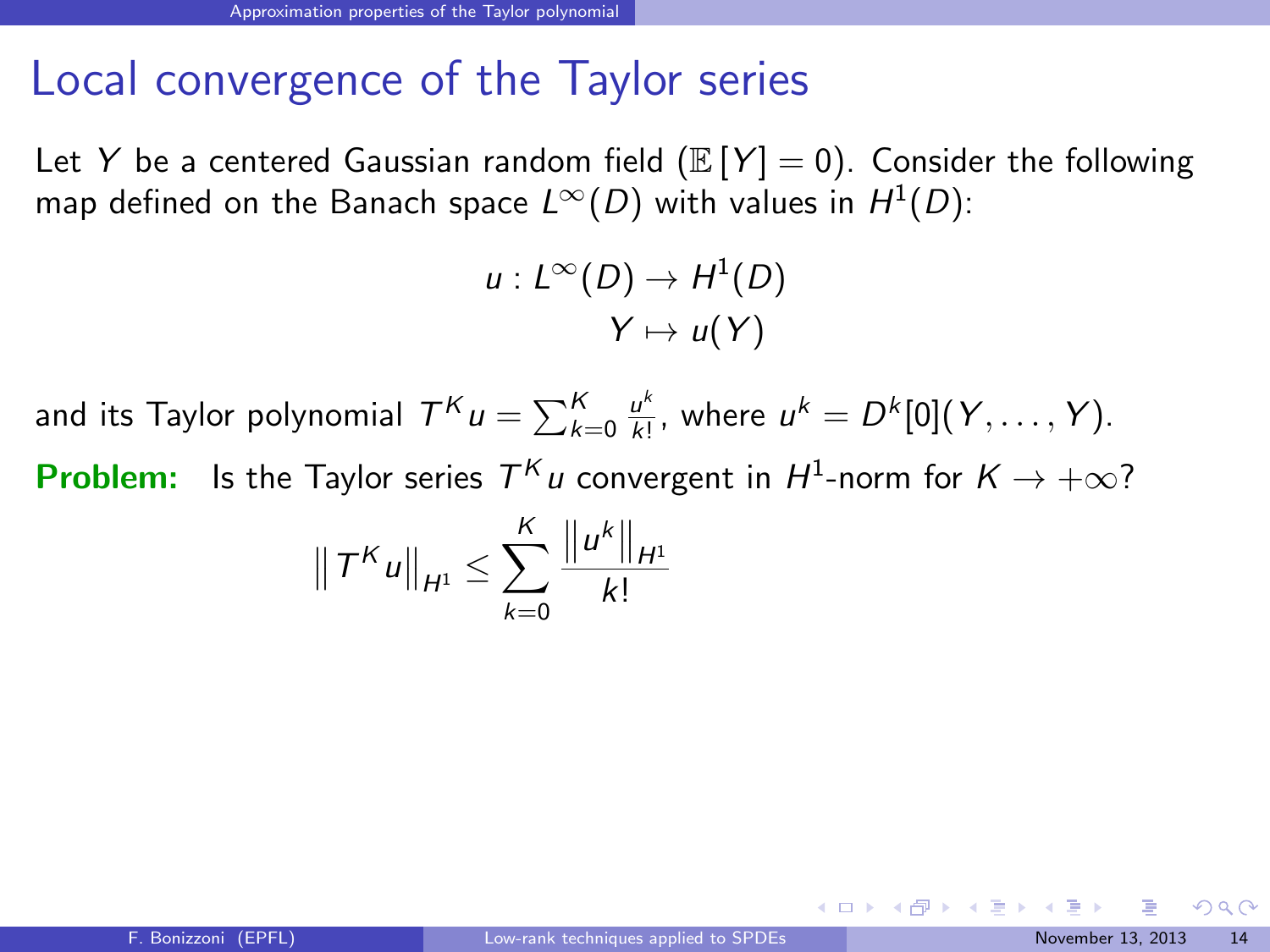# Local convergence of the Taylor series

Let $Y$ be a centered Gaussian random field ($\mathbb{E}[Y] = 0$). Consider the following map defined on the Banach space $L^\infty(D)$ with values in $H^1(D)$:

$$
\begin{aligned}
u : L^\infty(D) &\to H^1(D) \\
Y &\mapsto u(Y)
\end{aligned}
$$

and its Taylor polynomial $T^K u = \sum_{k=0}^{K} \frac{u^k}{k!}$, where $u^k = D^k[0](Y, \ldots, Y)$.

**Problem:** Is the Taylor series $T^K u$ convergent in $H^1$-norm for $K \to +\infty$?

$$
\left\| T^K u \right\|_{H^1} \leq \sum_{k=0}^{K} \frac{\left\| u^k \right\|_{H^1}}{k!}
$$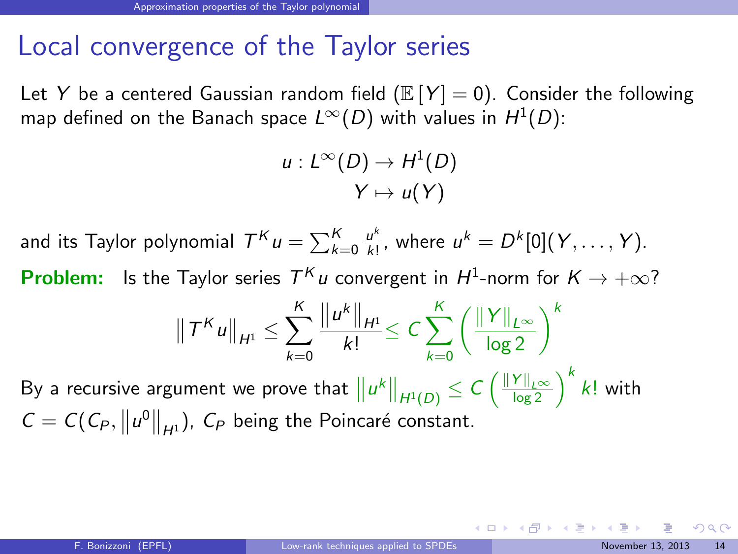# Local convergence of the Taylor series

Let $Y$ be a centered Gaussian random field ($\mathbb{E}[Y] = 0$). Consider the following map defined on the Banach space $L^\infty(D)$ with values in $H^1(D)$:

$$u : L^\infty(D) \to H^1(D)$$
$$Y \mapsto u(Y)$$

and its Taylor polynomial $T^K u = \sum_{k=0}^{K} \frac{u^k}{k!}$, where $u^k = D^k[0](Y, \dots, Y)$.

**Problem:** Is the Taylor series $T^K u$ convergent in $H^1$-norm for $K \to +\infty$?

$$\left\| T^K u \right\|_{H^1} \leq \sum_{k=0}^{K} \frac{\left\| u^k \right\|_{H^1}}{k!} \leq C \sum_{k=0}^{K} \left( \frac{\| Y \|_{L^\infty}}{\log 2} \right)^k$$

By a recursive argument we prove that $\left\| u^k \right\|_{H^1(D)} \leq C \left( \frac{\| Y \|_{L^\infty}}{\log 2} \right)^k k!$ with $C = C(C_P, \left\| u^0 \right\|_{H^1})$, $C_P$ being the Poincaré constant.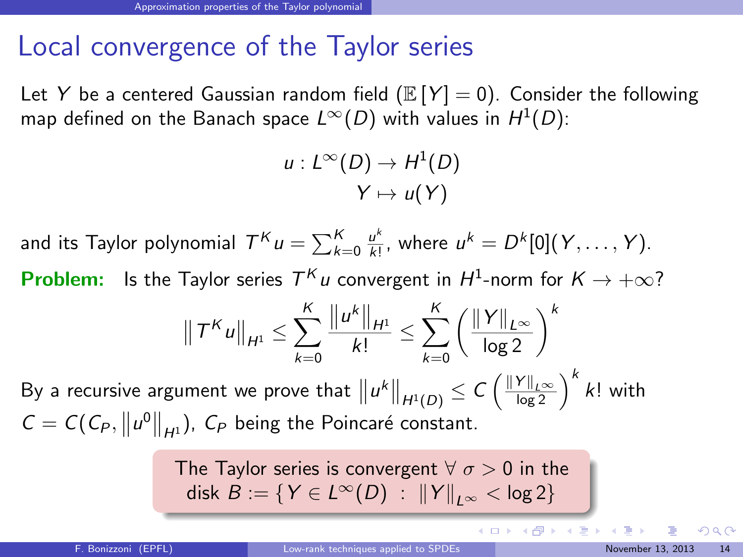# Local convergence of the Taylor series

Let $Y$ be a centered Gaussian random field ($\mathbb{E}[Y] = 0$). Consider the following map defined on the Banach space $L^\infty(D)$ with values in $H^1(D)$:

$$
\begin{aligned}
u : L^\infty(D) &\to H^1(D) \\
Y &\mapsto u(Y)
\end{aligned}
$$

and its Taylor polynomial $T^K u = \sum_{k=0}^{K} \frac{u^k}{k!}$, where $u^k = D^k[0](Y, \ldots, Y)$.

**Problem:** Is the Taylor series $T^K u$ convergent in $H^1$-norm for $K \to +\infty$?

$$
\left\| T^K u \right\|_{H^1} \leq \sum_{k=0}^{K} \frac{\left\| u^k \right\|_{H^1}}{k!} \leq \sum_{k=0}^{K} \left( \frac{\| Y \|_{L^\infty}}{\log 2} \right)^k
$$

By a recursive argument we prove that $\left\| u^k \right\|_{H^1(D)} \leq C \left( \frac{\| Y \|_{L^\infty}}{\log 2} \right)^k k!$ with $C = C(C_P, \left\| u^0 \right\|_{H^1})$, $C_P$ being the Poincaré constant.

The Taylor series is convergent $\forall\ \sigma > 0$ in the disk $B := \{ Y \in L^\infty(D) \ : \ \| Y \|_{L^\infty} < \log 2 \}$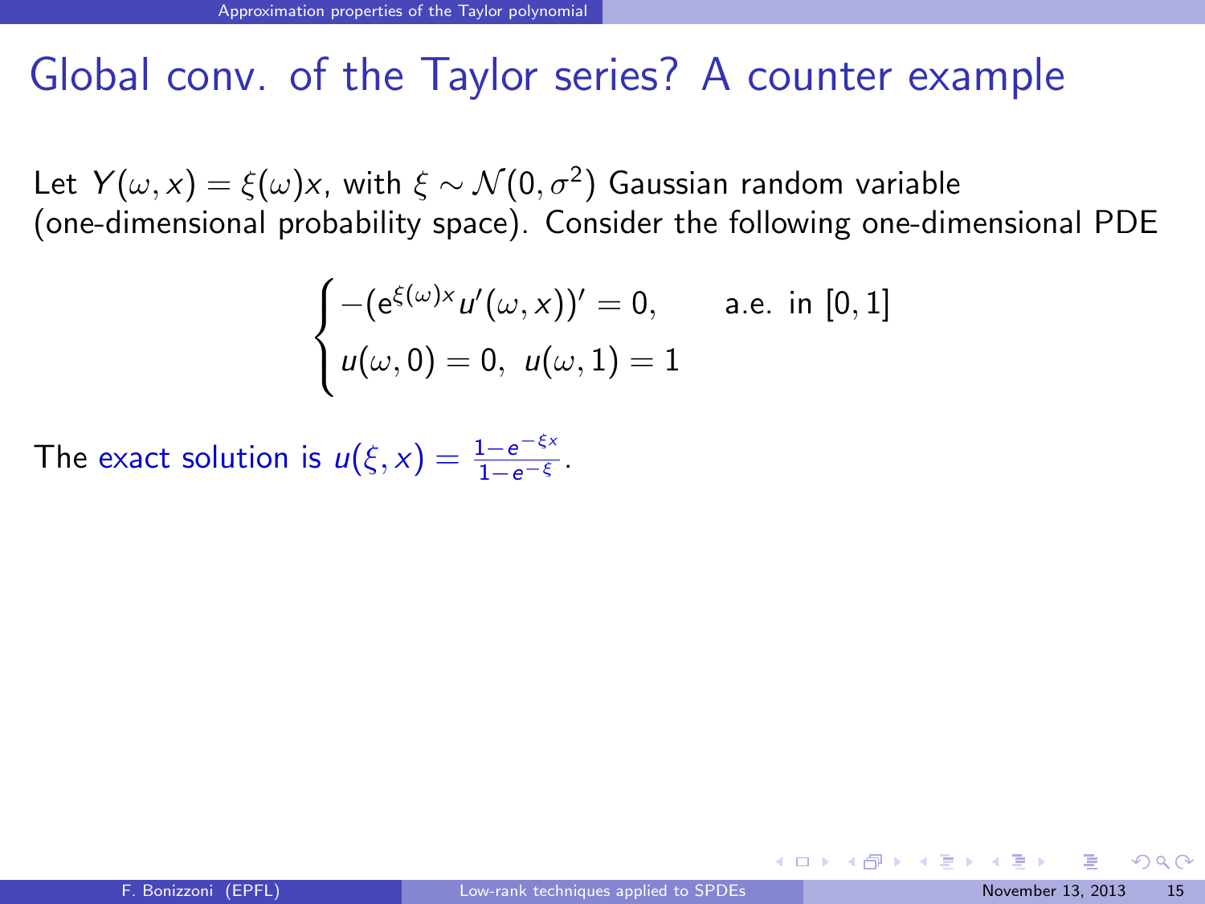# Global conv. of the Taylor series? A counter example

Let $Y(\omega, x) = \xi(\omega)x$, with $\xi \sim \mathcal{N}(0, \sigma^2)$ Gaussian random variable (one-dimensional probability space). Consider the following one-dimensional PDE

$$
\begin{cases}
-(\mathrm{e}^{\xi(\omega)x} u'(\omega, x))' = 0, & \text{a.e. in } [0, 1] \\
u(\omega, 0) = 0, \ u(\omega, 1) = 1
\end{cases}
$$

The exact solution is $u(\xi, x) = \frac{1 - e^{-\xi x}}{1 - e^{-\xi}}$.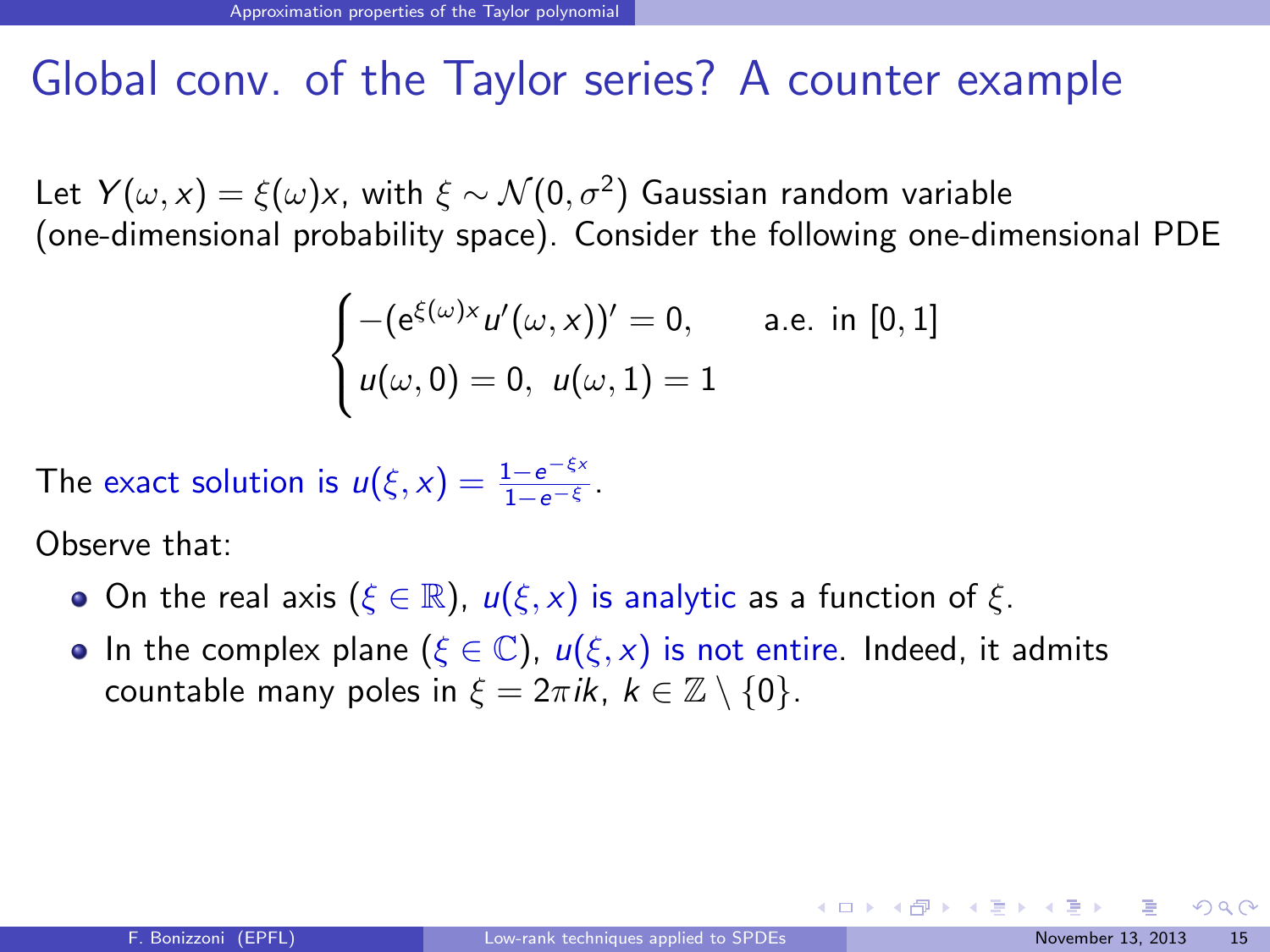# Global conv. of the Taylor series? A counter example

Let $Y(\omega, x) = \xi(\omega)x$, with $\xi \sim \mathcal{N}(0, \sigma^2)$ Gaussian random variable (one-dimensional probability space). Consider the following one-dimensional PDE

$$
\begin{cases}
-(\mathrm{e}^{\xi(\omega)x} u'(\omega, x))' = 0, & \text{a.e. in } [0,1] \\
u(\omega, 0) = 0, \ u(\omega, 1) = 1
\end{cases}
$$

The exact solution is $u(\xi, x) = \frac{1-e^{-\xi x}}{1-e^{-\xi}}$.

Observe that:

- On the real axis ($\xi \in \mathbb{R}$), $u(\xi, x)$ is analytic as a function of $\xi$.
- In the complex plane ($\xi \in \mathbb{C}$), $u(\xi, x)$ is not entire. Indeed, it admits countable many poles in $\xi = 2\pi i k$, $k \in \mathbb{Z} \setminus \{0\}$.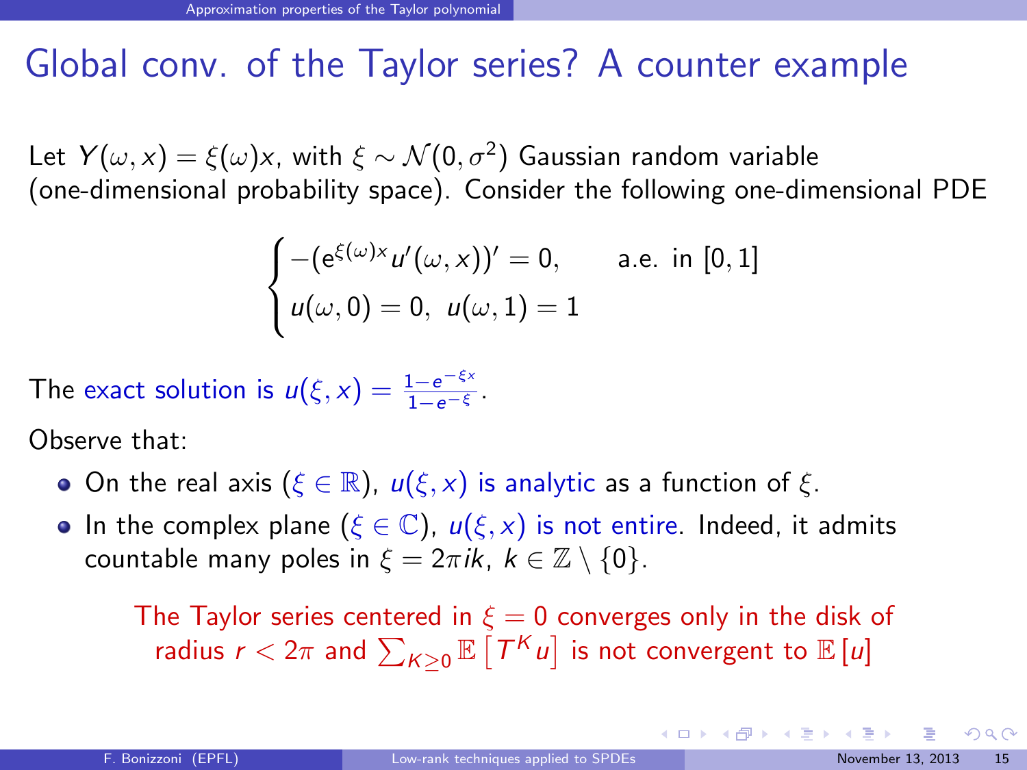# Global conv. of the Taylor series? A counter example

Let $Y(\omega, x) = \xi(\omega)x$, with $\xi \sim \mathcal{N}(0, \sigma^2)$ Gaussian random variable (one-dimensional probability space). Consider the following one-dimensional PDE

$$\begin{cases} -(\mathrm{e}^{\xi(\omega)x} u'(\omega, x))' = 0, & \text{a.e. in } [0,1] \\ u(\omega, 0) = 0, \; u(\omega, 1) = 1 \end{cases}$$

The exact solution is $u(\xi, x) = \frac{1-e^{-\xi x}}{1-e^{-\xi}}$.

Observe that:

- On the real axis ($\xi \in \mathbb{R}$), $u(\xi, x)$ is analytic as a function of $\xi$.
- In the complex plane ($\xi \in \mathbb{C}$), $u(\xi, x)$ is not entire. Indeed, it admits countable many poles in $\xi = 2\pi i k$, $k \in \mathbb{Z} \setminus \{0\}$.

The Taylor series centered in $\xi = 0$ converges only in the disk of radius $r < 2\pi$ and $\sum_{K \geq 0} \mathbb{E}\left[T^K u\right]$ is not convergent to $\mathbb{E}[u]$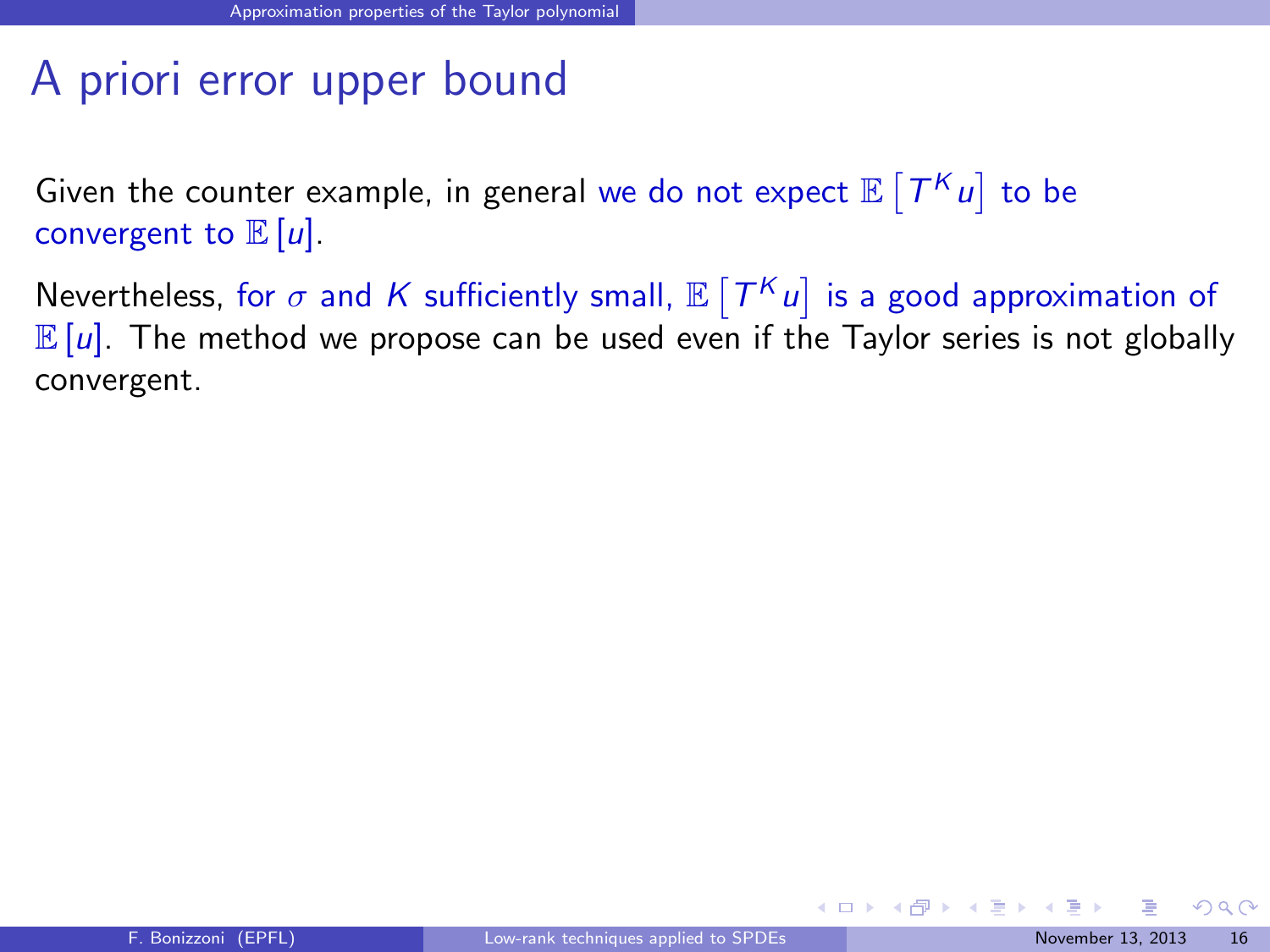# A priori error upper bound

Given the counter example, in general we do not expect $\mathbb{E}\left[T^K u\right]$ to be convergent to $\mathbb{E}[u]$.

Nevertheless, for $\sigma$ and $K$ sufficiently small, $\mathbb{E}\left[T^K u\right]$ is a good approximation of $\mathbb{E}[u]$. The method we propose can be used even if the Taylor series is not globally convergent.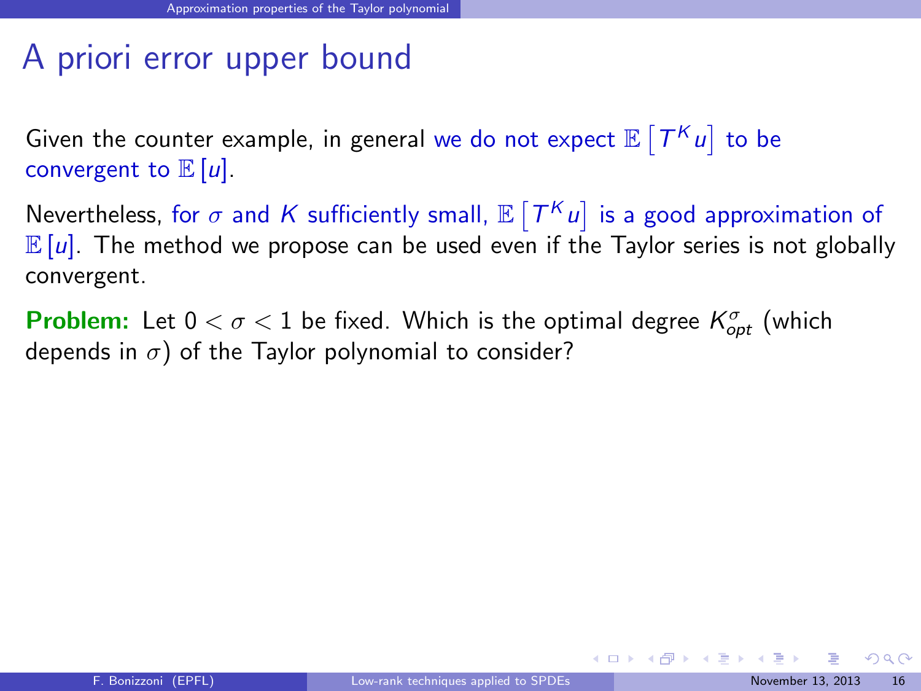# A priori error upper bound

Given the counter example, in general we do not expect $\mathbb{E}\left[T^K u\right]$ to be convergent to $\mathbb{E}\left[u\right]$.

Nevertheless, for $\sigma$ and $K$ sufficiently small, $\mathbb{E}\left[T^K u\right]$ is a good approximation of $\mathbb{E}\left[u\right]$. The method we propose can be used even if the Taylor series is not globally convergent.

**Problem:** Let $0 < \sigma < 1$ be fixed. Which is the optimal degree $K_{opt}^{\sigma}$ (which depends in $\sigma$) of the Taylor polynomial to consider?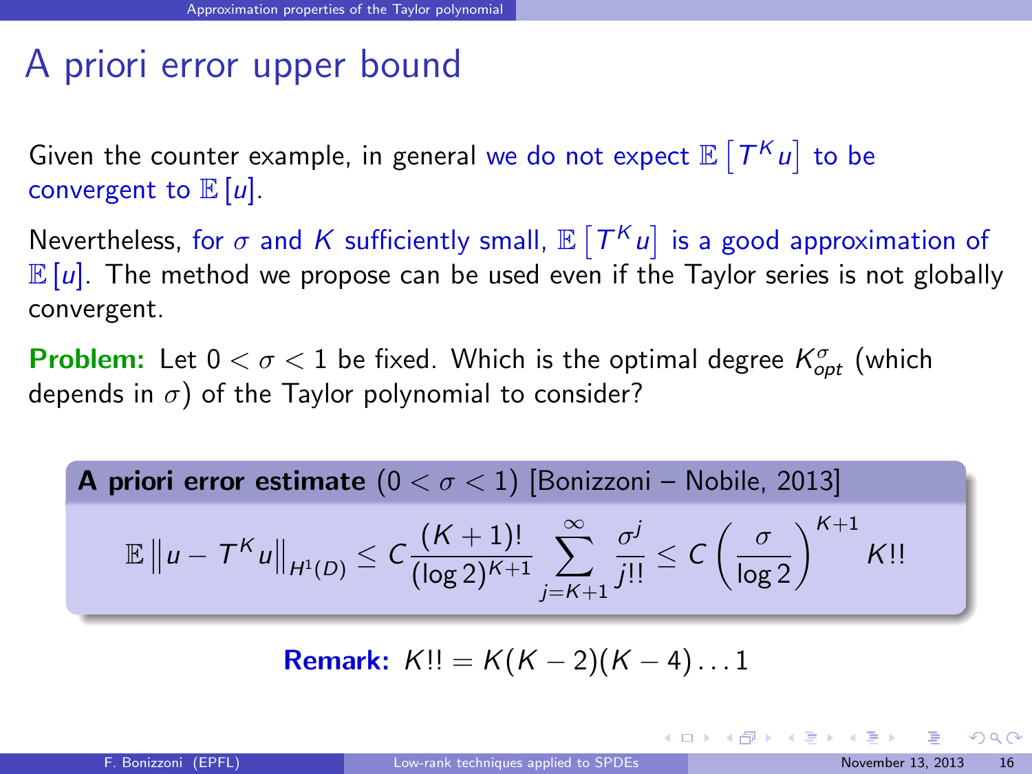# A priori error upper bound

Given the counter example, in general we do not expect $\mathbb{E}\left[T^K u\right]$ to be convergent to $\mathbb{E}[u]$.

Nevertheless, for $\sigma$ and $K$ sufficiently small, $\mathbb{E}\left[T^K u\right]$ is a good approximation of $\mathbb{E}[u]$. The method we propose can be used even if the Taylor series is not globally convergent.

**Problem:** Let $0 < \sigma < 1$ be fixed. Which is the optimal degree $K_{opt}^{\sigma}$ (which depends in $\sigma$) of the Taylor polynomial to consider?

**A priori error estimate** $(0 < \sigma < 1)$ [Bonizzoni – Nobile, 2013]

$$\mathbb{E}\left\|u - T^K u\right\|_{H^1(D)} \leq C \frac{(K+1)!}{(\log 2)^{K+1}} \sum_{j=K+1}^{\infty} \frac{\sigma^j}{j!!} \leq C \left(\frac{\sigma}{\log 2}\right)^{K+1} K!!$$

**Remark:** $K!! = K(K-2)(K-4)\ldots 1$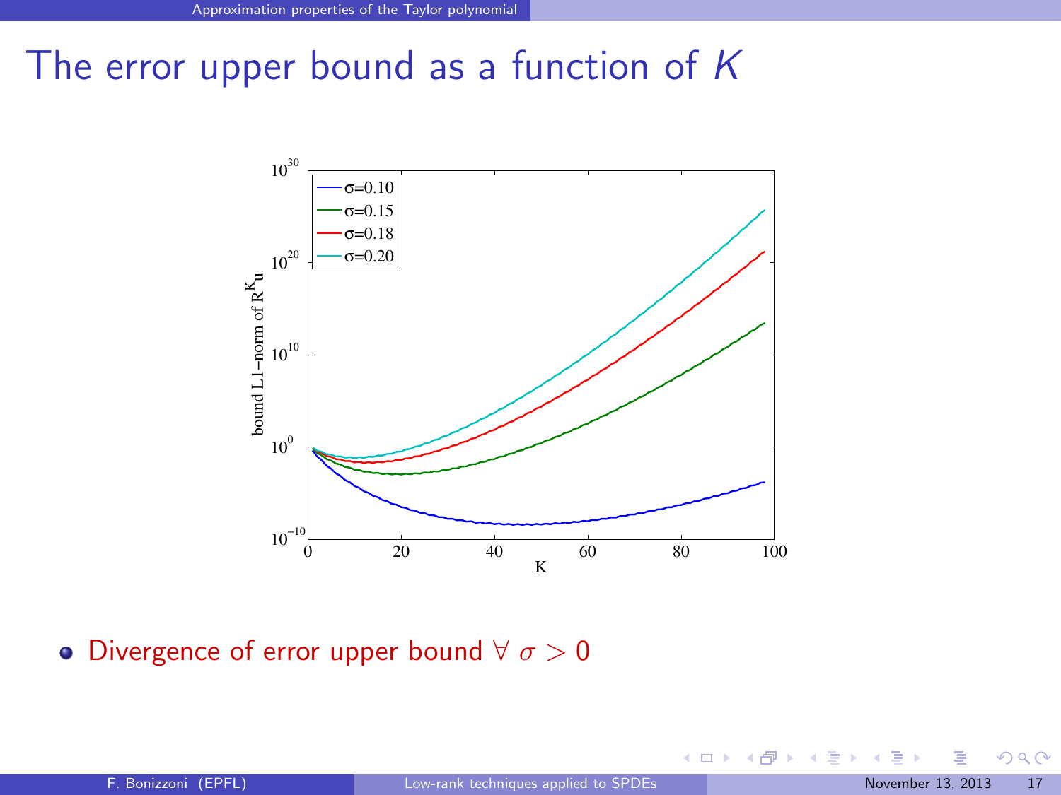# The error upper bound as a function of $K$

- Divergence of error upper bound $\forall\ \sigma > 0$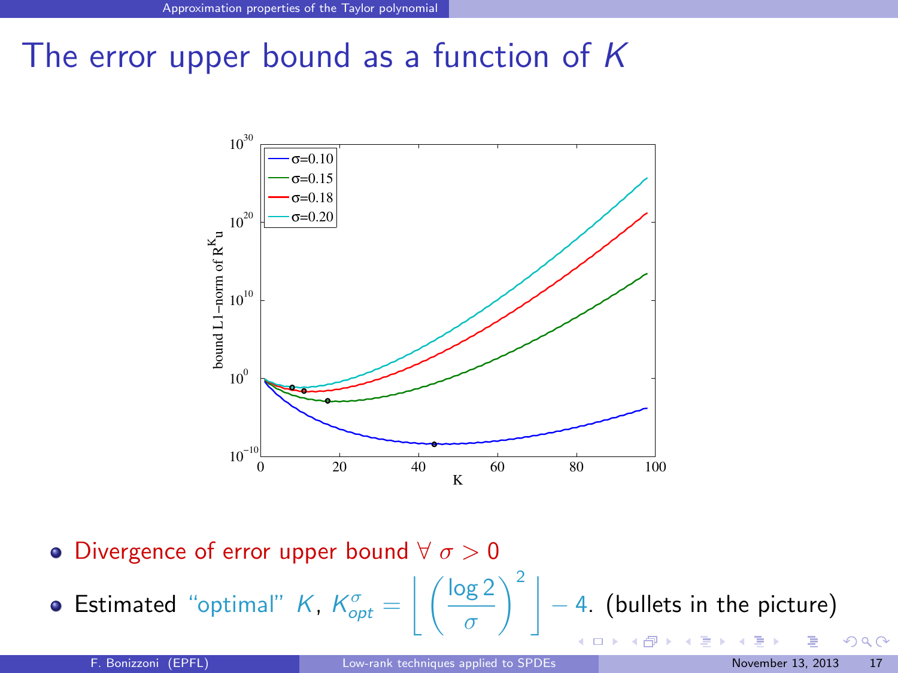# The error upper bound as a function of $K$

- Divergence of error upper bound $\forall\ \sigma > 0$
- Estimated "optimal" $K$, $K_{opt}^{\sigma} = \left\lfloor \left( \frac{\log 2}{\sigma} \right)^2 \right\rfloor - 4$. (bullets in the picture)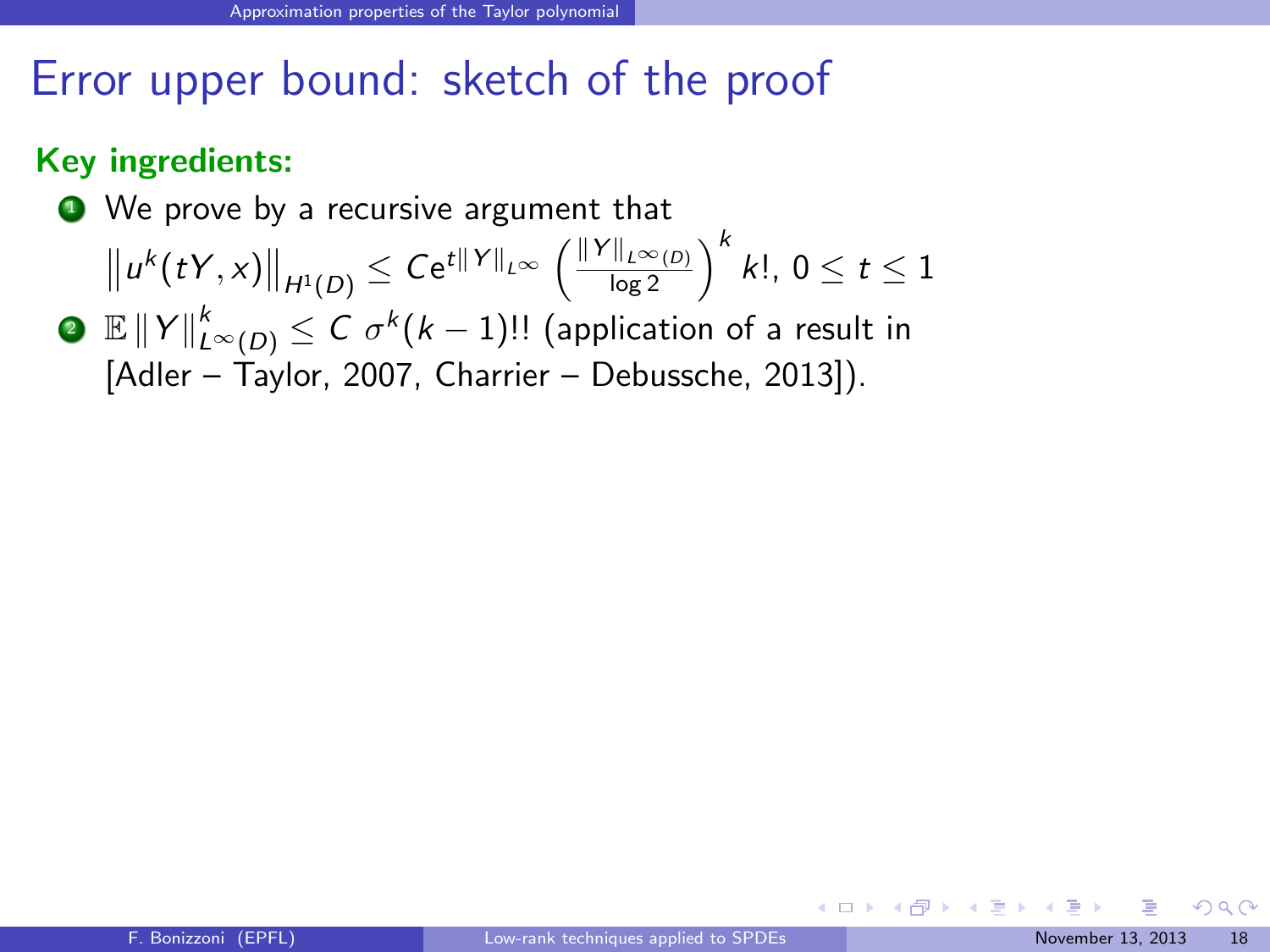# Error upper bound: sketch of the proof

**Key ingredients:**

1. We prove by a recursive argument that
$$\left\|u^k(tY,x)\right\|_{H^1(D)} \leq C e^{t\|Y\|_{L^\infty}} \left(\frac{\|Y\|_{L^\infty(D)}}{\log 2}\right)^k k!,\ 0 \leq t \leq 1$$
2. $\mathbb{E}\,\|Y\|^k_{L^\infty(D)} \leq C\ \sigma^k (k-1)!!$ (application of a result in [Adler – Taylor, 2007, Charrier – Debussche, 2013]).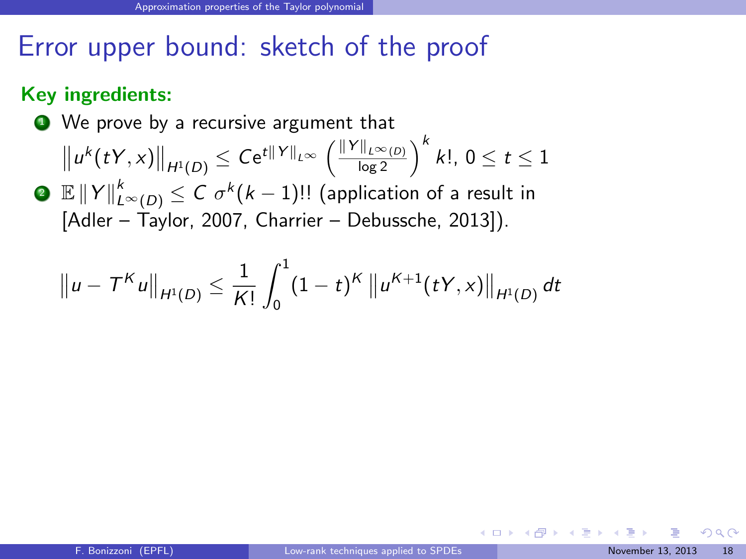# Error upper bound: sketch of the proof

**Key ingredients:**

1. We prove by a recursive argument that
   $\left\|u^k(tY,x)\right\|_{H^1(D)} \leq C e^{t\|Y\|_{L^\infty}} \left(\frac{\|Y\|_{L^\infty(D)}}{\log 2}\right)^k k!$, $0 \leq t \leq 1$
2. $\mathbb{E}\,\|Y\|^k_{L^\infty(D)} \leq C\,\sigma^k (k-1)!!$ (application of a result in [Adler – Taylor, 2007, Charrier – Debussche, 2013]).

$$\left\|u - T^K u\right\|_{H^1(D)} \leq \frac{1}{K!}\int_0^1 (1-t)^K \left\|u^{K+1}(tY,x)\right\|_{H^1(D)} dt$$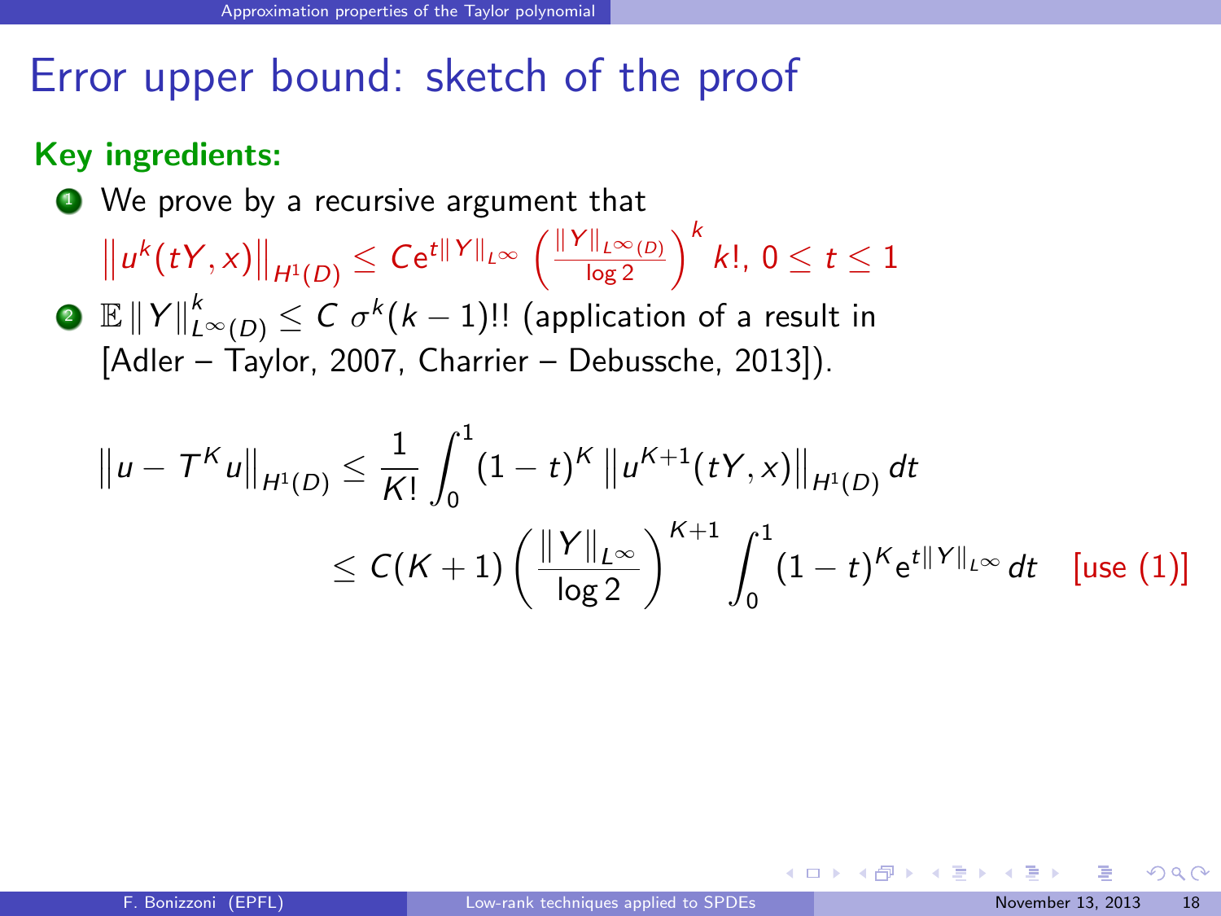# Error upper bound: sketch of the proof

**Key ingredients:**

1. We prove by a recursive argument that $\left\| u^k(tY, x) \right\|_{H^1(D)} \leq C e^{t\|Y\|_{L^\infty}} \left( \frac{\|Y\|_{L^\infty(D)}}{\log 2} \right)^k k!,\ 0 \leq t \leq 1$
2. $\mathbb{E}\,\|Y\|^k_{L^\infty(D)} \leq C\ \sigma^k (k-1)!!$ (application of a result in [Adler – Taylor, 2007, Charrier – Debussche, 2013]).

$$
\begin{aligned}
\left\| u - T^K u \right\|_{H^1(D)} &\leq \frac{1}{K!} \int_0^1 (1-t)^K \left\| u^{K+1}(tY, x) \right\|_{H^1(D)} dt \\
&\leq C(K+1) \left( \frac{\|Y\|_{L^\infty}}{\log 2} \right)^{K+1} \int_0^1 (1-t)^K e^{t\|Y\|_{L^\infty}} dt \quad \text{[use (1)]}
\end{aligned}
$$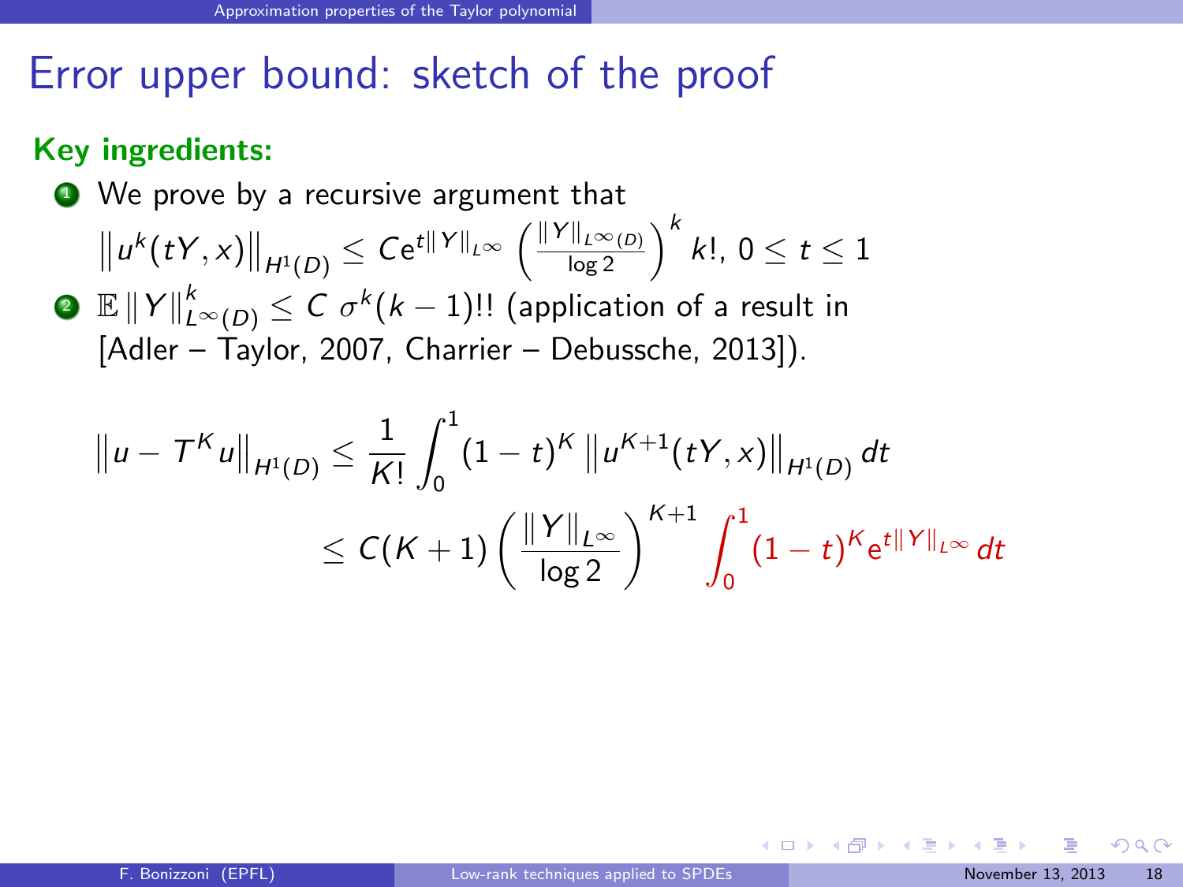## Error upper bound: sketch of the proof

**Key ingredients:**

1. We prove by a recursive argument that
$\left\| u^k(tY, x) \right\|_{H^1(D)} \leq C e^{t\|Y\|_{L^\infty}} \left( \frac{\|Y\|_{L^\infty(D)}}{\log 2} \right)^k k!$, $0 \leq t \leq 1$
2. $\mathbb{E}\, \|Y\|^k_{L^\infty(D)} \leq C\, \sigma^k (k-1)!!$ (application of a result in [Adler – Taylor, 2007, Charrier – Debussche, 2013]).

$$
\begin{aligned}
\left\| u - T^K u \right\|_{H^1(D)} &\leq \frac{1}{K!} \int_0^1 (1-t)^K \left\| u^{K+1}(tY, x) \right\|_{H^1(D)} dt \\
&\leq C(K+1) \left( \frac{\|Y\|_{L^\infty}}{\log 2} \right)^{K+1} \int_0^1 (1-t)^K e^{t\|Y\|_{L^\infty}}\, dt
\end{aligned}
$$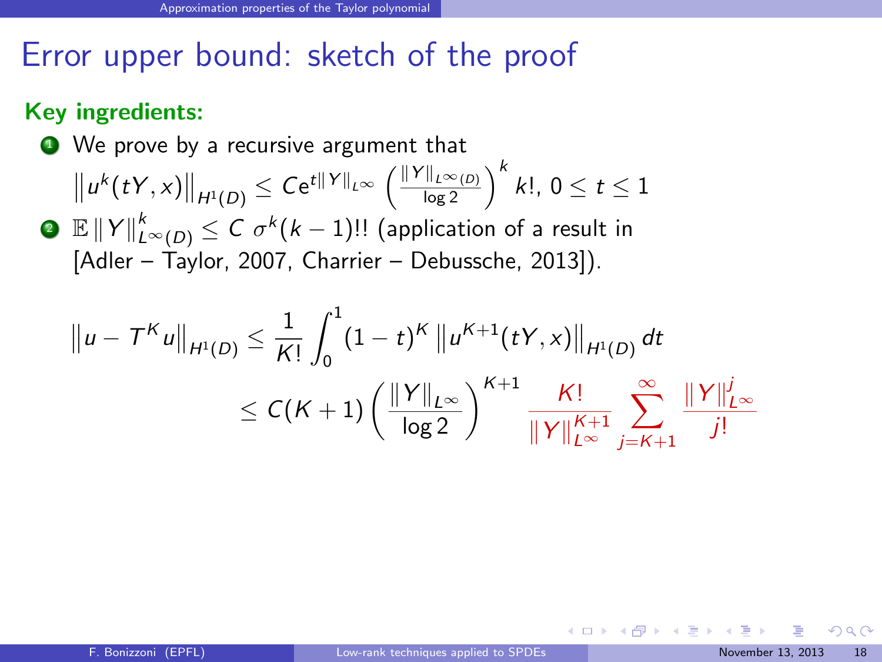# Error upper bound: sketch of the proof

**Key ingredients:**

1. We prove by a recursive argument that $\left\|u^k(tY,x)\right\|_{H^1(D)} \leq Ce^{t\|Y\|_{L^\infty}} \left(\frac{\|Y\|_{L^\infty(D)}}{\log 2}\right)^k k!$, $0 \leq t \leq 1$
2. $\mathbb{E}\,\|Y\|^k_{L^\infty(D)} \leq C\,\sigma^k (k-1)!!$ (application of a result in [Adler – Taylor, 2007, Charrier – Debussche, 2013]).

$$
\begin{aligned}
\left\|u - T^K u\right\|_{H^1(D)} &\leq \frac{1}{K!}\int_0^1 (1-t)^K \left\|u^{K+1}(tY,x)\right\|_{H^1(D)} dt \\
&\leq C(K+1)\left(\frac{\|Y\|_{L^\infty}}{\log 2}\right)^{K+1} \frac{K!}{\|Y\|^{K+1}_{L^\infty}} \sum_{j=K+1}^{\infty} \frac{\|Y\|^j_{L^\infty}}{j!}
\end{aligned}
$$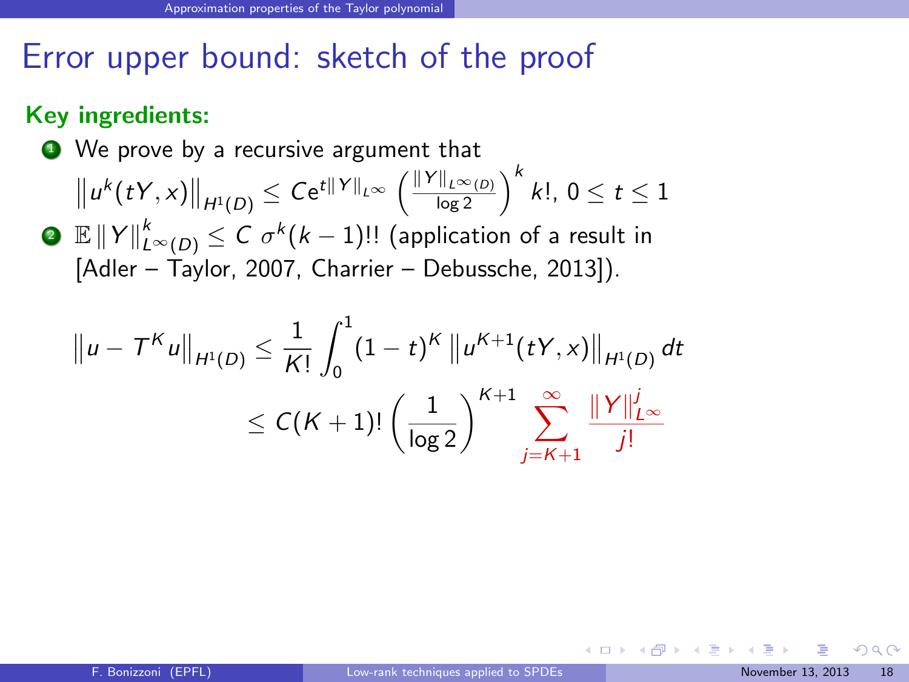# Error upper bound: sketch of the proof

**Key ingredients:**

1. We prove by a recursive argument that
$\left\|u^k(tY,x)\right\|_{H^1(D)} \leq C e^{t\|Y\|_{L^\infty}} \left(\frac{\|Y\|_{L^\infty(D)}}{\log 2}\right)^k k!,\ 0 \leq t \leq 1$
2. $\mathbb{E}\,\|Y\|^k_{L^\infty(D)} \leq C\ \sigma^k (k-1)!!$ (application of a result in [Adler – Taylor, 2007, Charrier – Debussche, 2013]).

$$
\begin{aligned}
\left\|u - T^K u\right\|_{H^1(D)} &\leq \frac{1}{K!}\int_0^1 (1-t)^K \left\|u^{K+1}(tY,x)\right\|_{H^1(D)} dt \\
&\leq C(K+1)!\left(\frac{1}{\log 2}\right)^{K+1} \sum_{j=K+1}^{\infty} \frac{\|Y\|^j_{L^\infty}}{j!}
\end{aligned}
$$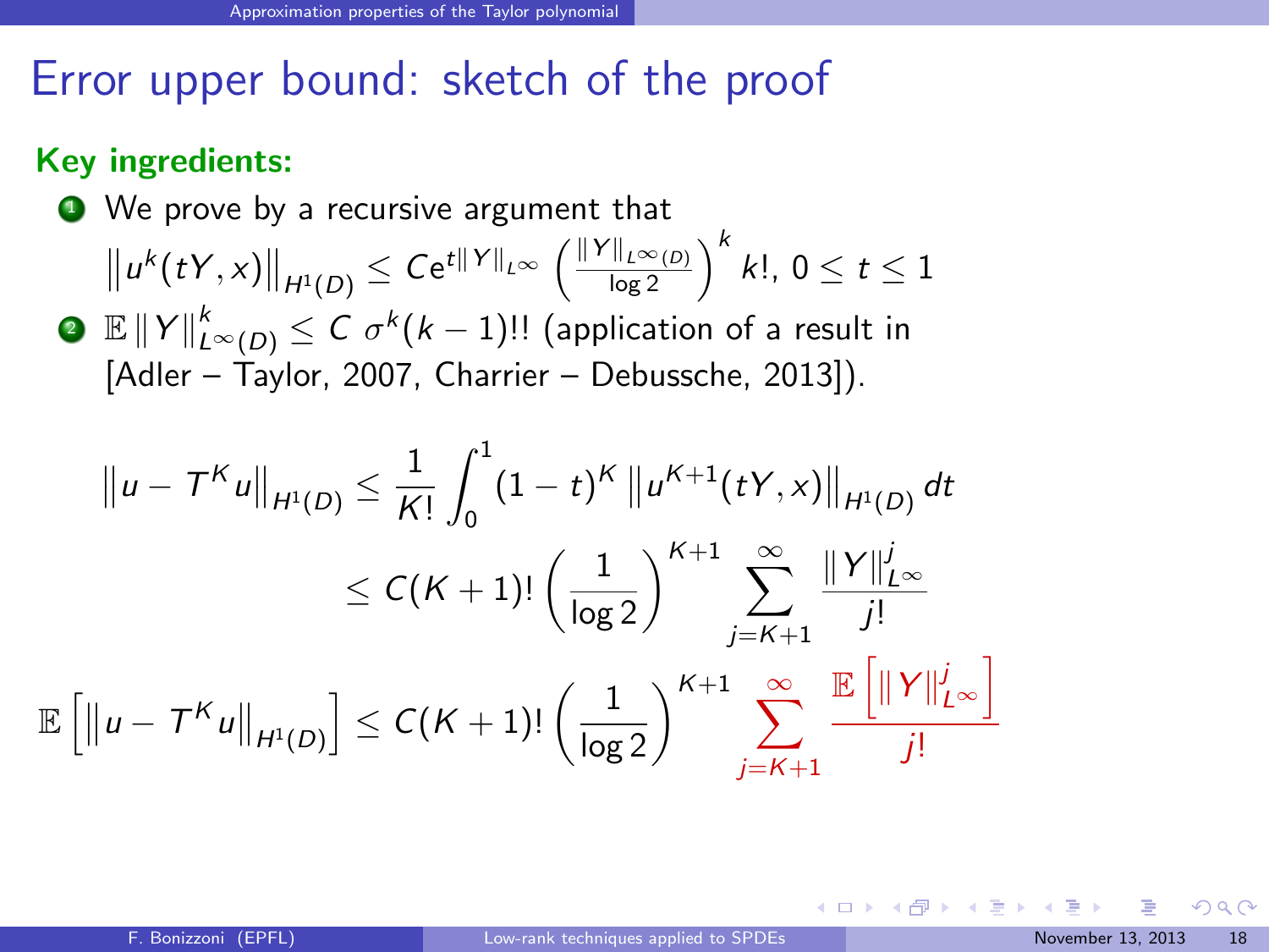# Error upper bound: sketch of the proof

**Key ingredients:**

1. We prove by a recursive argument that $\left\| u^k(tY,x) \right\|_{H^1(D)} \leq C e^{t\|Y\|_{L^\infty}} \left( \frac{\|Y\|_{L^\infty(D)}}{\log 2} \right)^k k!$, $0 \leq t \leq 1$
2. $\mathbb{E}\,\|Y\|^k_{L^\infty(D)} \leq C\, \sigma^k (k-1)!!$ (application of a result in [Adler – Taylor, 2007, Charrier – Debussche, 2013]).

$$\left\| u - T^K u \right\|_{H^1(D)} \leq \frac{1}{K!} \int_0^1 (1-t)^K \left\| u^{K+1}(tY,x) \right\|_{H^1(D)} dt$$

$$\leq C(K+1)! \left( \frac{1}{\log 2} \right)^{K+1} \sum_{j=K+1}^{\infty} \frac{\|Y\|^j_{L^\infty}}{j!}$$

$$\mathbb{E}\left[ \left\| u - T^K u \right\|_{H^1(D)} \right] \leq C(K+1)! \left( \frac{1}{\log 2} \right)^{K+1} \sum_{j=K+1}^{\infty} \frac{\mathbb{E}\left[ \|Y\|^j_{L^\infty} \right]}{j!}$$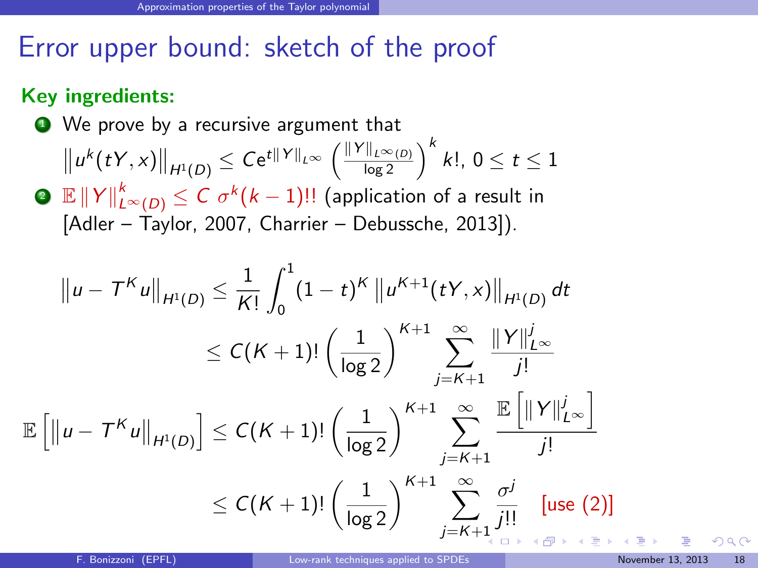# Error upper bound: sketch of the proof

**Key ingredients:**

1. We prove by a recursive argument that
$\left\| u^k(tY,x) \right\|_{H^1(D)} \leq C e^{t\|Y\|_{L^\infty}} \left( \frac{\|Y\|_{L^\infty(D)}}{\log 2} \right)^k k!$, $0 \leq t \leq 1$
2. $\mathbb{E}\, \|Y\|^k_{L^\infty(D)} \leq C\, \sigma^k (k-1)!!$ (application of a result in [Adler – Taylor, 2007, Charrier – Debussche, 2013]).

$$
\begin{aligned}
\left\| u - T^K u \right\|_{H^1(D)} &\leq \frac{1}{K!} \int_0^1 (1-t)^K \left\| u^{K+1}(tY,x) \right\|_{H^1(D)} dt \\
&\leq C(K+1)! \left( \frac{1}{\log 2} \right)^{K+1} \sum_{j=K+1}^{\infty} \frac{\|Y\|^j_{L^\infty}}{j!}
\end{aligned}
$$

$$
\begin{aligned}
\mathbb{E}\left[ \left\| u - T^K u \right\|_{H^1(D)} \right] &\leq C(K+1)! \left( \frac{1}{\log 2} \right)^{K+1} \sum_{j=K+1}^{\infty} \frac{\mathbb{E}\left[ \|Y\|^j_{L^\infty} \right]}{j!} \\
&\leq C(K+1)! \left( \frac{1}{\log 2} \right)^{K+1} \sum_{j=K+1}^{\infty} \frac{\sigma^j}{j!!} \quad \text{[use (2)]}
\end{aligned}
$$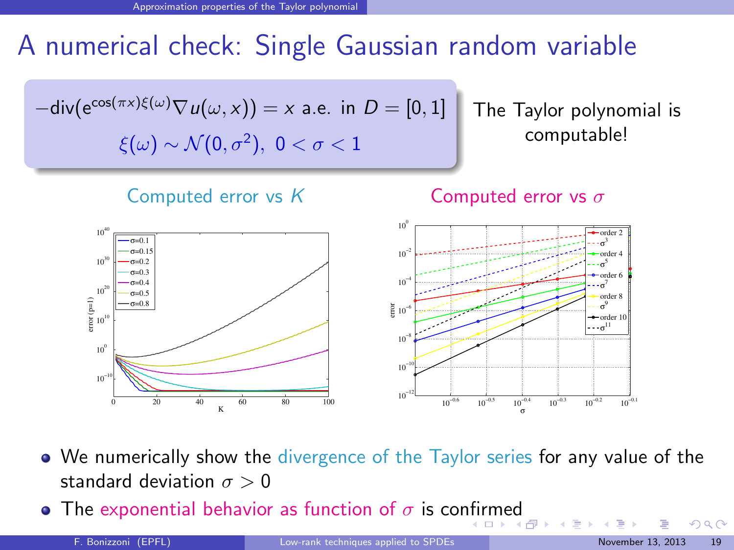# A numerical check: Single Gaussian random variable

$$-\text{div}(e^{\cos(\pi x)\xi(\omega)}\nabla u(\omega, x)) = x \text{ a.e. in } D = [0,1]$$

$$\xi(\omega) \sim \mathcal{N}(0, \sigma^2), \; 0 < \sigma < 1$$

The Taylor polynomial is computable!

Computed error vs $K$

Computed error vs $\sigma$

- We numerically show the divergence of the Taylor series for any value of the standard deviation $\sigma > 0$
- The exponential behavior as function of $\sigma$ is confirmed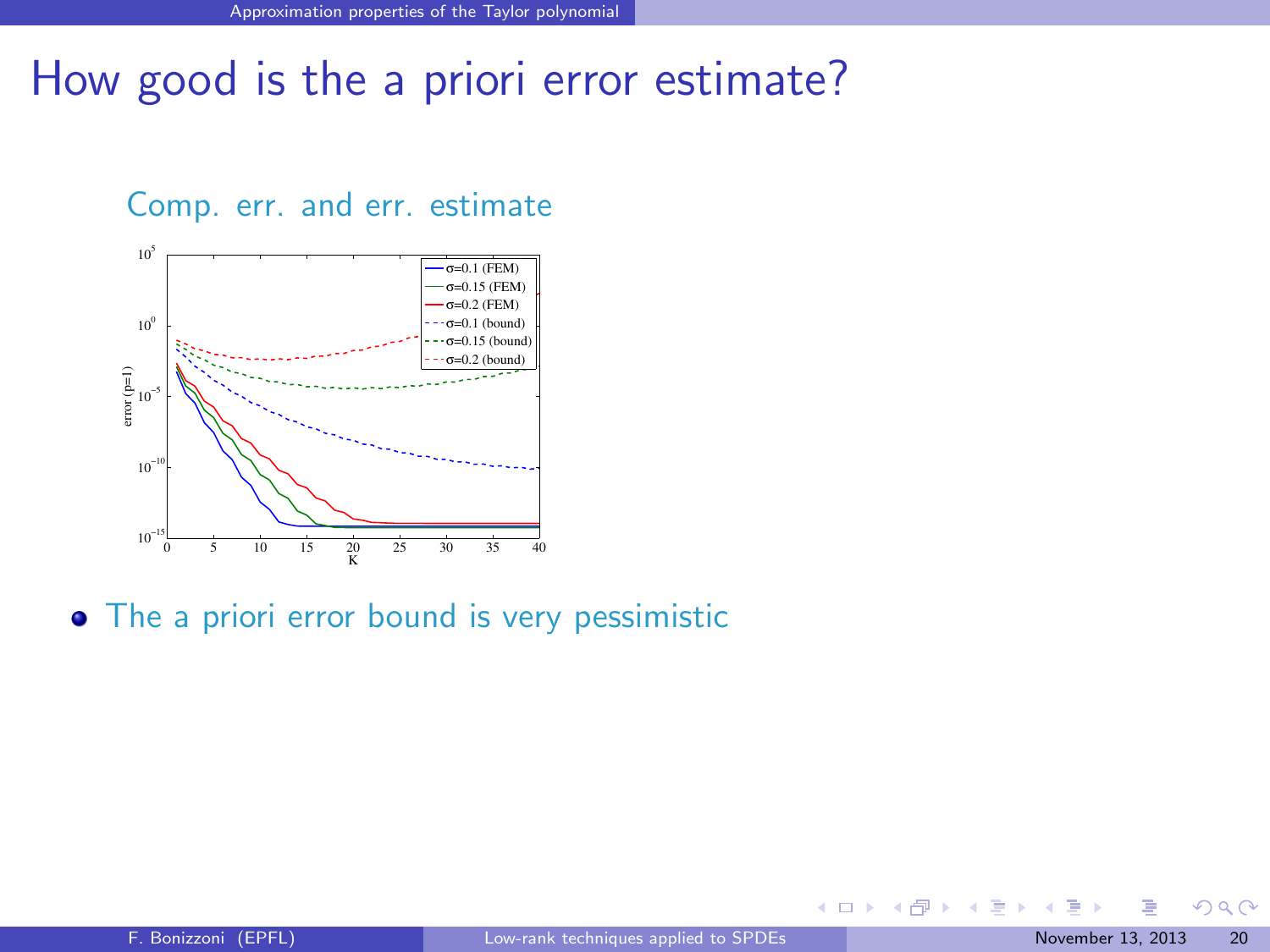# How good is the a priori error estimate?

Comp. err. and err. estimate

- The a priori error bound is very pessimistic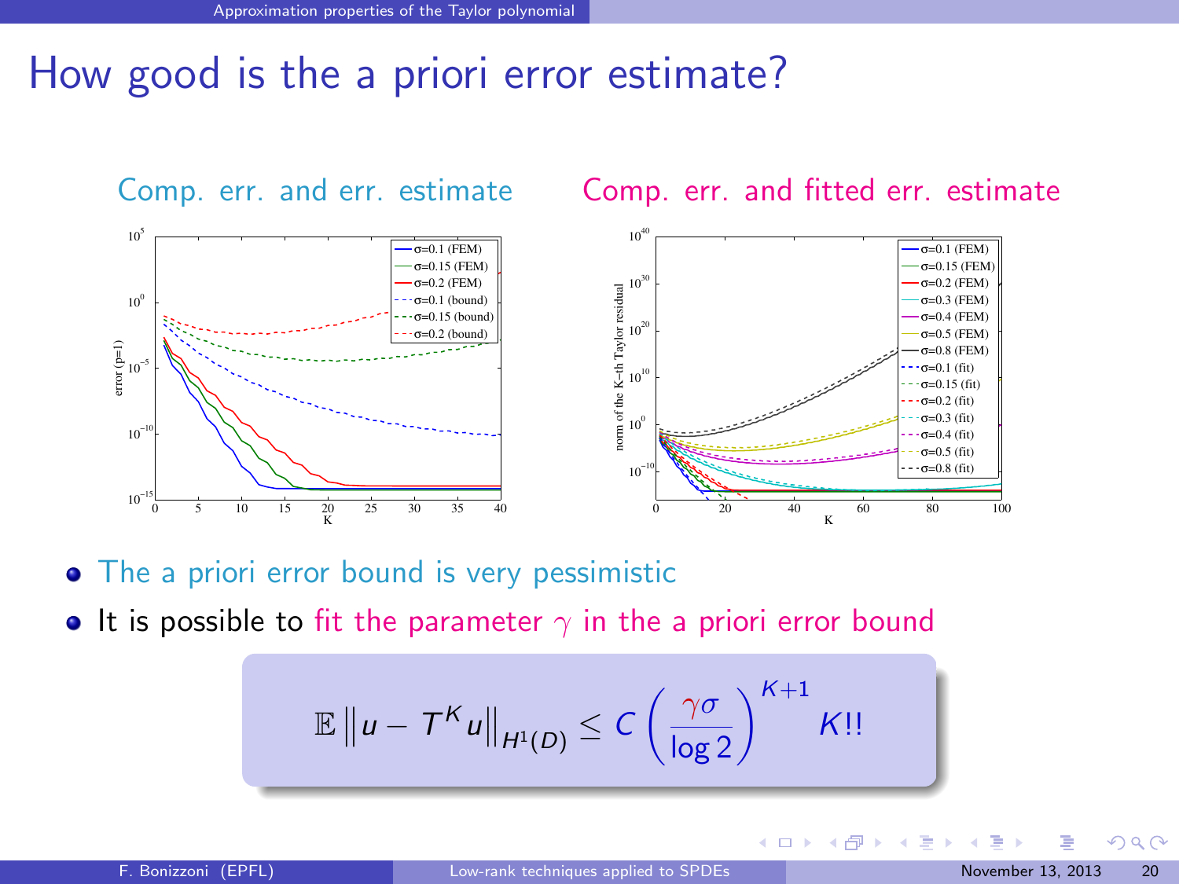# How good is the a priori error estimate?

Comp. err. and err. estimate

Comp. err. and fitted err. estimate

- The a priori error bound is very pessimistic
- It is possible to fit the parameter $\gamma$ in the a priori error bound

$$\mathbb{E}\left\|u - T^K u\right\|_{H^1(D)} \leq C\left(\frac{\gamma\sigma}{\log 2}\right)^{K+1} K!!$$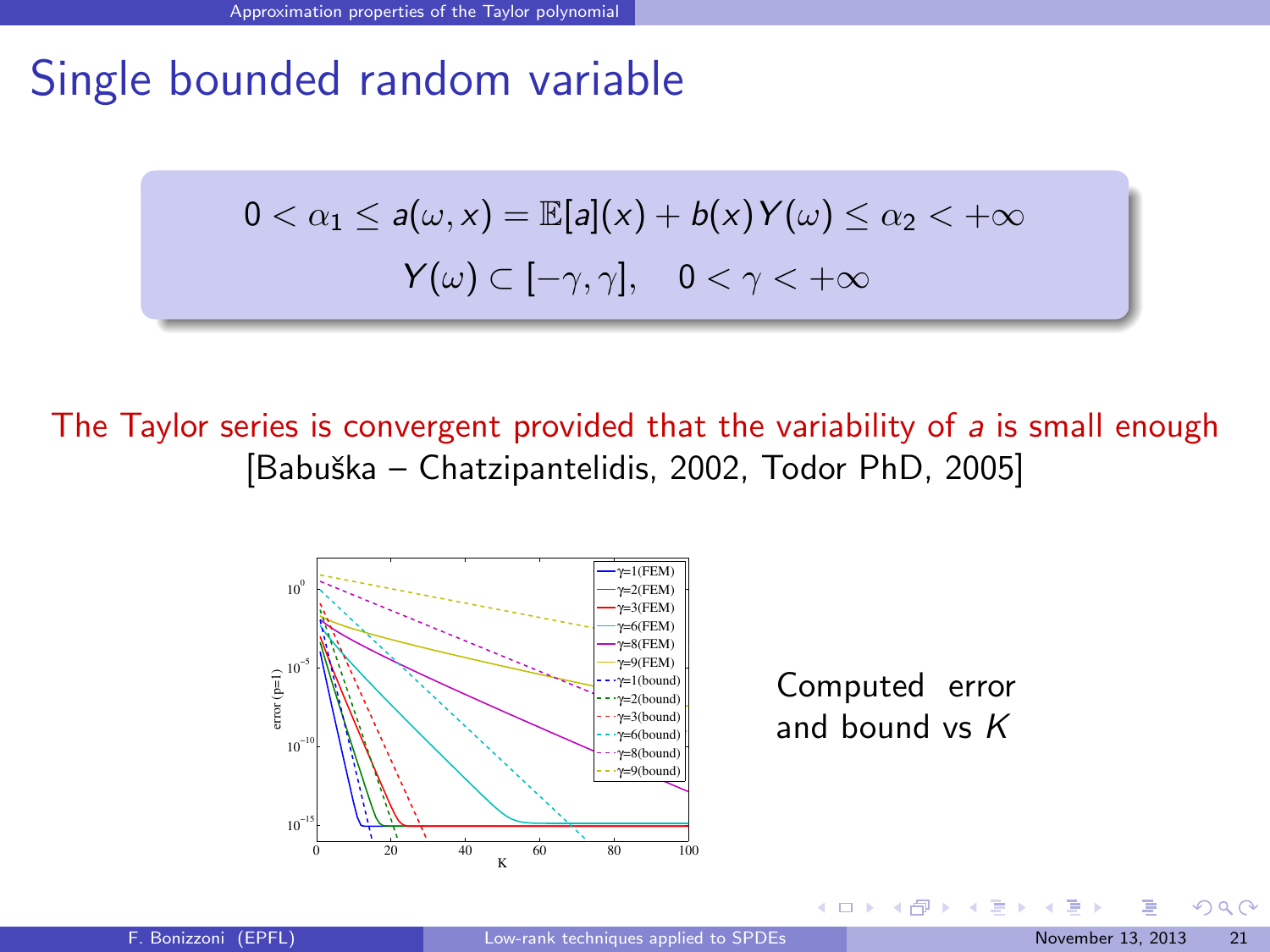# Single bounded random variable

$$0 < \alpha_1 \le a(\omega, x) = \mathbb{E}[a](x) + b(x)Y(\omega) \le \alpha_2 < +\infty$$
$$Y(\omega) \subset [-\gamma, \gamma], \quad 0 < \gamma < +\infty$$

The Taylor series is convergent provided that the variability of $a$ is small enough [Babuška – Chatzipantelidis, 2002, Todor PhD, 2005]

Computed error and bound vs $K$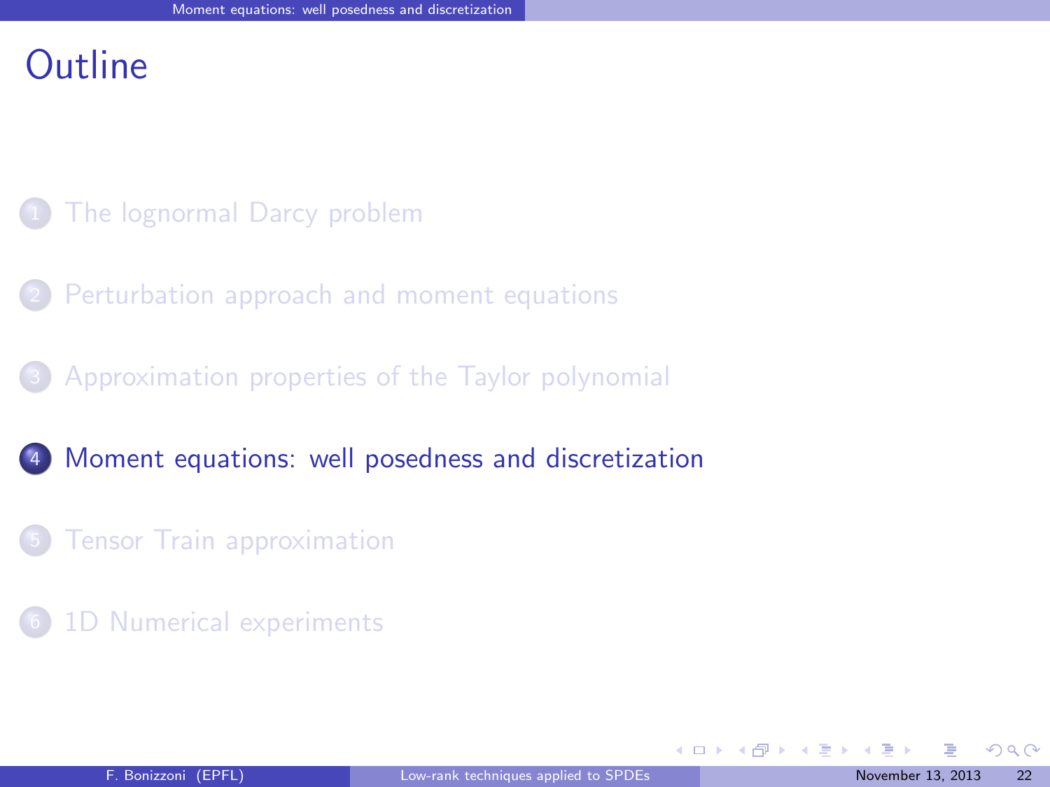# Outline

1. The lognormal Darcy problem
2. Perturbation approach and moment equations
3. Approximation properties of the Taylor polynomial
4. **Moment equations: well posedness and discretization**
5. Tensor Train approximation
6. 1D Numerical experiments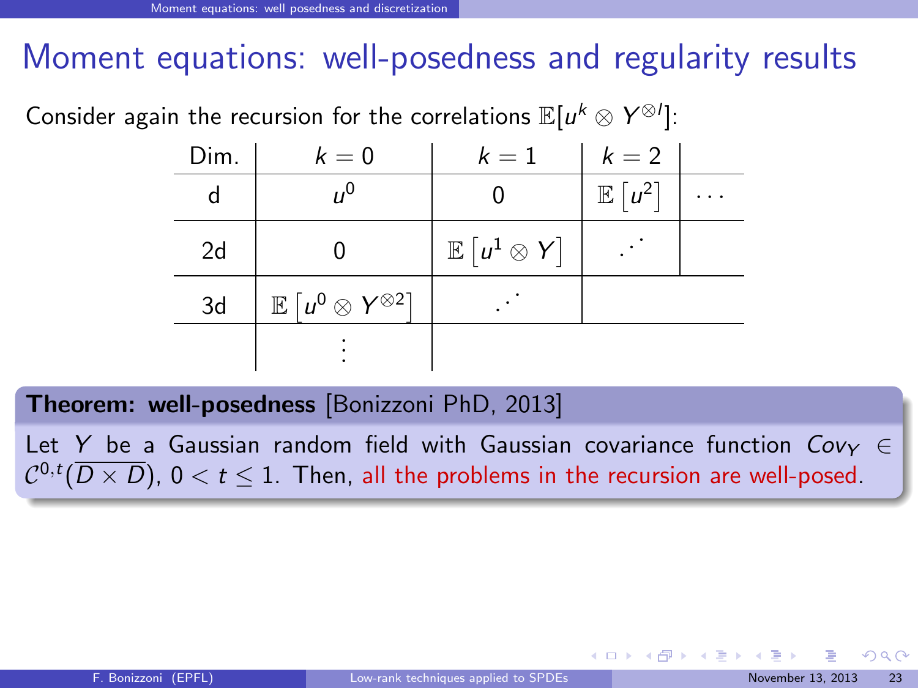# Moment equations: well-posedness and regularity results

Consider again the recursion for the correlations $\mathbb{E}[u^k \otimes Y^{\otimes l}]$:

| Dim. | $k=0$ | $k=1$ | $k=2$ | |
|---|---|---|---|---|
| d | $u^0$ | $0$ | $\mathbb{E}\left[u^2\right]$ | $\cdots$ |
| 2d | $0$ | $\mathbb{E}\left[u^1 \otimes Y\right]$ | $\cdot^{\cdot^{\cdot}}$ | |
| 3d | $\mathbb{E}\left[u^0 \otimes Y^{\otimes 2}\right]$ | $\cdot^{\cdot^{\cdot}}$ | | |
| | $\vdots$ | | | |

**Theorem: well-posedness** [Bonizzoni PhD, 2013]

Let $Y$ be a Gaussian random field with Gaussian covariance function $Cov_Y \in \mathcal{C}^{0,t}(\overline{D \times D})$, $0 < t \leq 1$. Then, all the problems in the recursion are well-posed.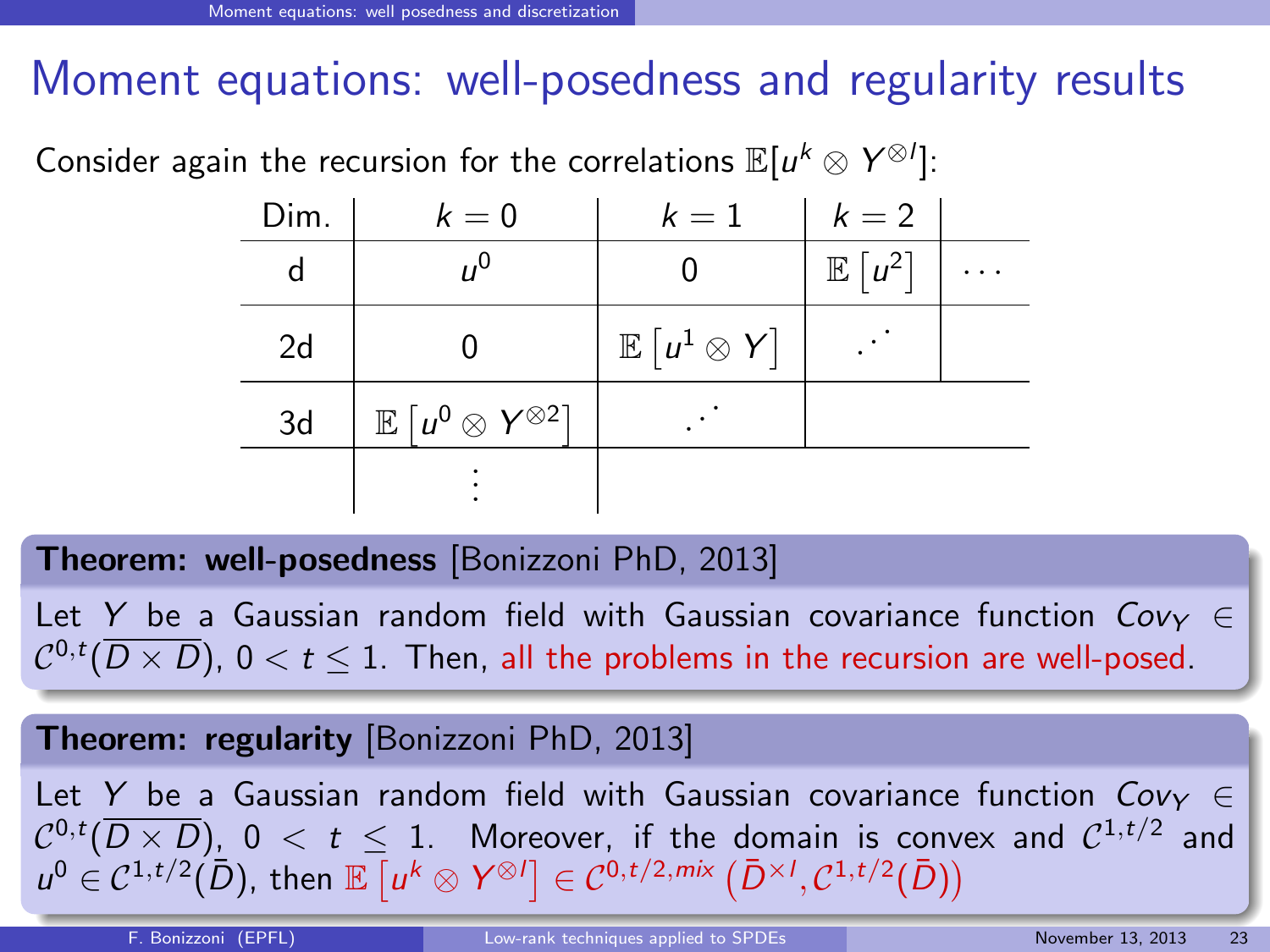# Moment equations: well-posedness and regularity results

Consider again the recursion for the correlations $\mathbb{E}[u^k \otimes Y^{\otimes l}]$:

| Dim. | $k=0$ | $k=1$ | $k=2$ | |
|---|---|---|---|---|
| d | $u^0$ | $0$ | $\mathbb{E}\left[u^2\right]$ | $\cdots$ |
| 2d | $0$ | $\mathbb{E}\left[u^1 \otimes Y\right]$ | $\iddots$ | |
| 3d | $\mathbb{E}\left[u^0 \otimes Y^{\otimes 2}\right]$ | $\iddots$ | | |
| | $\vdots$ | | | |

**Theorem: well-posedness** [Bonizzoni PhD, 2013]

Let $Y$ be a Gaussian random field with Gaussian covariance function $Cov_Y \in \mathcal{C}^{0,t}(\overline{D \times D})$, $0 < t \leq 1$. Then, all the problems in the recursion are well-posed.

**Theorem: regularity** [Bonizzoni PhD, 2013]

Let $Y$ be a Gaussian random field with Gaussian covariance function $Cov_Y \in \mathcal{C}^{0,t}(\overline{D \times D})$, $0 < t \leq 1$. Moreover, if the domain is convex and $\mathcal{C}^{1,t/2}$ and $u^0 \in \mathcal{C}^{1,t/2}(\bar{D})$, then $\mathbb{E}\left[u^k \otimes Y^{\otimes l}\right] \in \mathcal{C}^{0,t/2,mix}\left(\bar{D}^{\times l}, \mathcal{C}^{1,t/2}(\bar{D})\right)$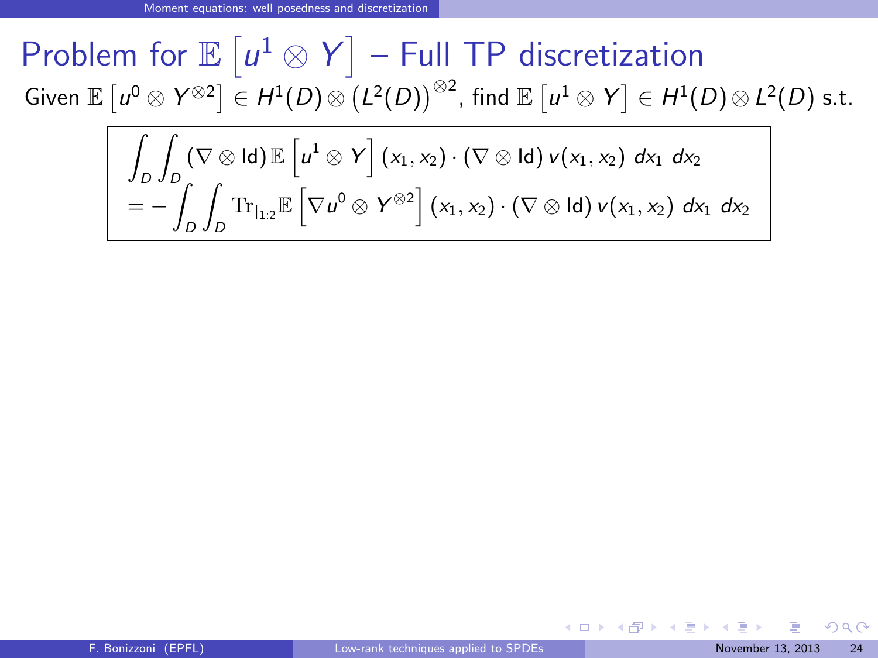# Problem for $\mathbb{E}\left[u^1 \otimes Y\right]$ – Full TP discretization

Given $\mathbb{E}\left[u^0 \otimes Y^{\otimes 2}\right] \in H^1(D) \otimes \left(L^2(D)\right)^{\otimes 2}$, find $\mathbb{E}\left[u^1 \otimes Y\right] \in H^1(D) \otimes L^2(D)$ s.t.

$$
\begin{aligned}
&\int_D \int_D (\nabla \otimes \mathrm{Id})\, \mathbb{E}\left[u^1 \otimes Y\right](x_1, x_2) \cdot (\nabla \otimes \mathrm{Id})\, v(x_1, x_2)\ dx_1\ dx_2 \\
&= -\int_D \int_D \mathrm{Tr}_{|1:2} \mathbb{E}\left[\nabla u^0 \otimes Y^{\otimes 2}\right](x_1, x_2) \cdot (\nabla \otimes \mathrm{Id})\, v(x_1, x_2)\ dx_1\ dx_2
\end{aligned}
$$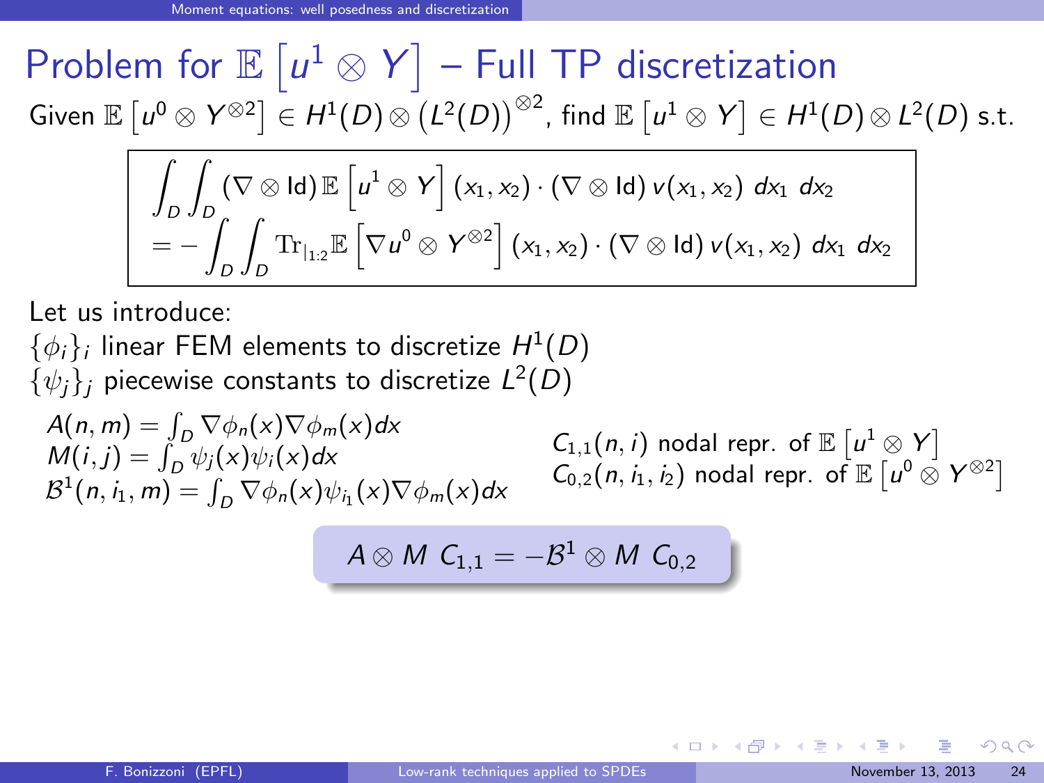# Problem for $\mathbb{E}\left[u^1 \otimes Y\right]$ – Full TP discretization

Given $\mathbb{E}\left[u^0 \otimes Y^{\otimes 2}\right] \in H^1(D) \otimes \left(L^2(D)\right)^{\otimes 2}$, find $\mathbb{E}\left[u^1 \otimes Y\right] \in H^1(D) \otimes L^2(D)$ s.t.

$$
\begin{aligned}
&\int_D \int_D (\nabla \otimes \mathrm{Id})\, \mathbb{E}\left[u^1 \otimes Y\right](x_1, x_2) \cdot (\nabla \otimes \mathrm{Id})\, v(x_1, x_2)\, dx_1\, dx_2 \\
&= -\int_D \int_D \mathrm{Tr}_{|_{1:2}} \mathbb{E}\left[\nabla u^0 \otimes Y^{\otimes 2}\right](x_1, x_2) \cdot (\nabla \otimes \mathrm{Id})\, v(x_1, x_2)\, dx_1\, dx_2
\end{aligned}
$$

Let us introduce:

$\{\phi_i\}_i$ linear FEM elements to discretize $H^1(D)$

$\{\psi_j\}_j$ piecewise constants to discretize $L^2(D)$

$A(n, m) = \int_D \nabla \phi_n(x) \nabla \phi_m(x) dx$

$M(i, j) = \int_D \psi_j(x) \psi_i(x) dx$

$\mathcal{B}^1(n, i_1, m) = \int_D \nabla \phi_n(x) \psi_{i_1}(x) \nabla \phi_m(x) dx$

$C_{1,1}(n, i)$ nodal repr. of $\mathbb{E}\left[u^1 \otimes Y\right]$

$C_{0,2}(n, i_1, i_2)$ nodal repr. of $\mathbb{E}\left[u^0 \otimes Y^{\otimes 2}\right]$

$$
A \otimes M \; C_{1,1} = -\mathcal{B}^1 \otimes M \; C_{0,2}
$$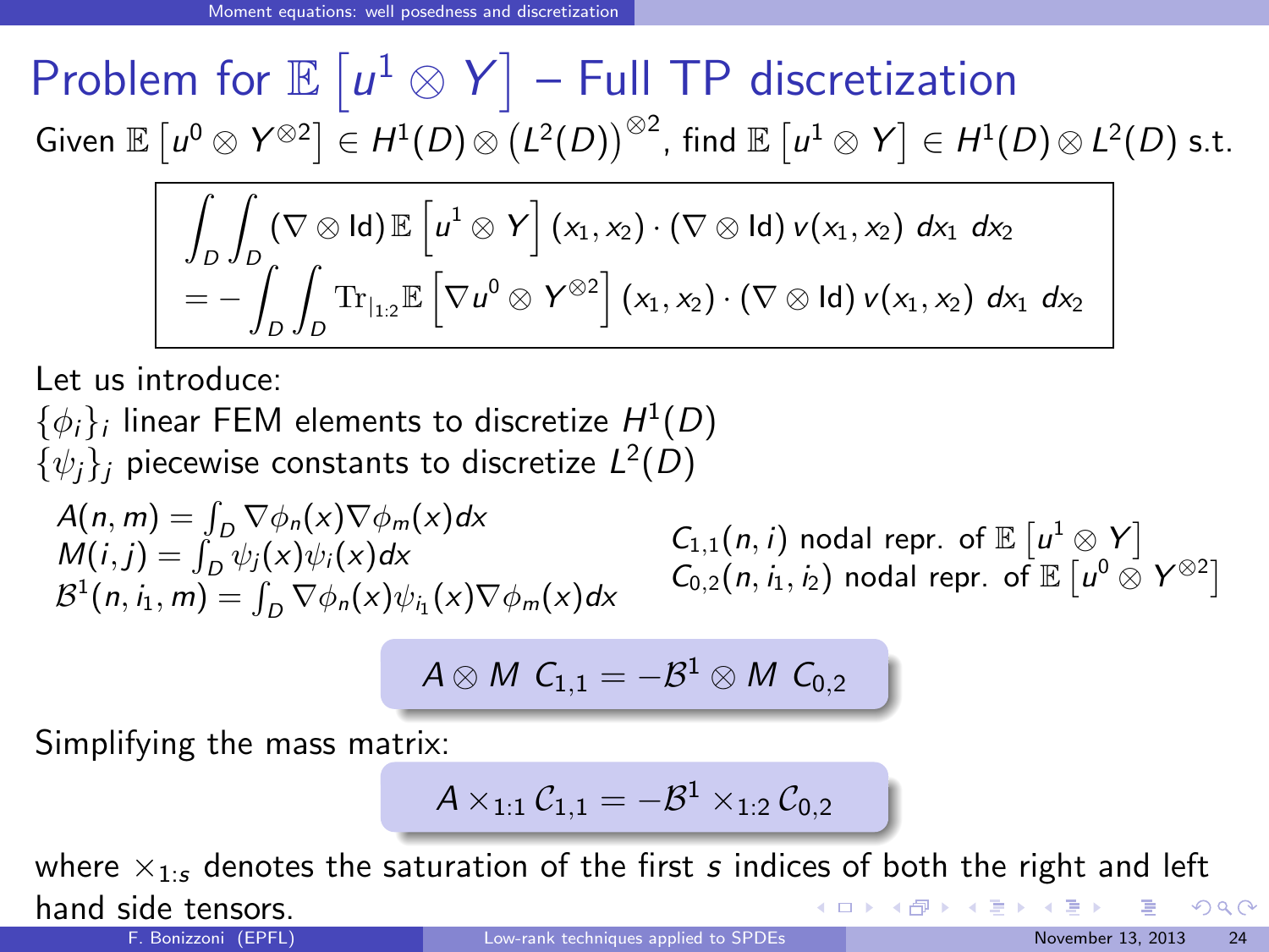# Problem for $\mathbb{E}\left[u^1 \otimes Y\right]$ – Full TP discretization

Given $\mathbb{E}\left[u^0 \otimes Y^{\otimes 2}\right] \in H^1(D) \otimes \left(L^2(D)\right)^{\otimes 2}$, find $\mathbb{E}\left[u^1 \otimes Y\right] \in H^1(D) \otimes L^2(D)$ s.t.

$$
\begin{aligned}
&\int_D \int_D (\nabla \otimes \mathrm{Id})\, \mathbb{E}\left[u^1 \otimes Y\right](x_1, x_2) \cdot (\nabla \otimes \mathrm{Id})\, v(x_1, x_2)\; dx_1\; dx_2 \\
&= -\int_D \int_D \mathrm{Tr}_{|1:2} \mathbb{E}\left[\nabla u^0 \otimes Y^{\otimes 2}\right](x_1, x_2) \cdot (\nabla \otimes \mathrm{Id})\, v(x_1, x_2)\; dx_1\; dx_2
\end{aligned}
$$

Let us introduce:

$\{\phi_i\}_i$ linear FEM elements to discretize $H^1(D)$

$\{\psi_j\}_j$ piecewise constants to discretize $L^2(D)$

$A(n, m) = \int_D \nabla \phi_n(x) \nabla \phi_m(x) dx$

$M(i, j) = \int_D \psi_j(x) \psi_i(x) dx$

$\mathcal{B}^1(n, i_1, m) = \int_D \nabla \phi_n(x) \psi_{i_1}(x) \nabla \phi_m(x) dx$

$C_{1,1}(n, i)$ nodal repr. of $\mathbb{E}\left[u^1 \otimes Y\right]$

$C_{0,2}(n, i_1, i_2)$ nodal repr. of $\mathbb{E}\left[u^0 \otimes Y^{\otimes 2}\right]$

$$
A \otimes M\; C_{1,1} = -\mathcal{B}^1 \otimes M\; C_{0,2}
$$

Simplifying the mass matrix:

$$
A \times_{1:1} \mathcal{C}_{1,1} = -\mathcal{B}^1 \times_{1:2} \mathcal{C}_{0,2}
$$

where $\times_{1:s}$ denotes the saturation of the first $s$ indices of both the right and left hand side tensors.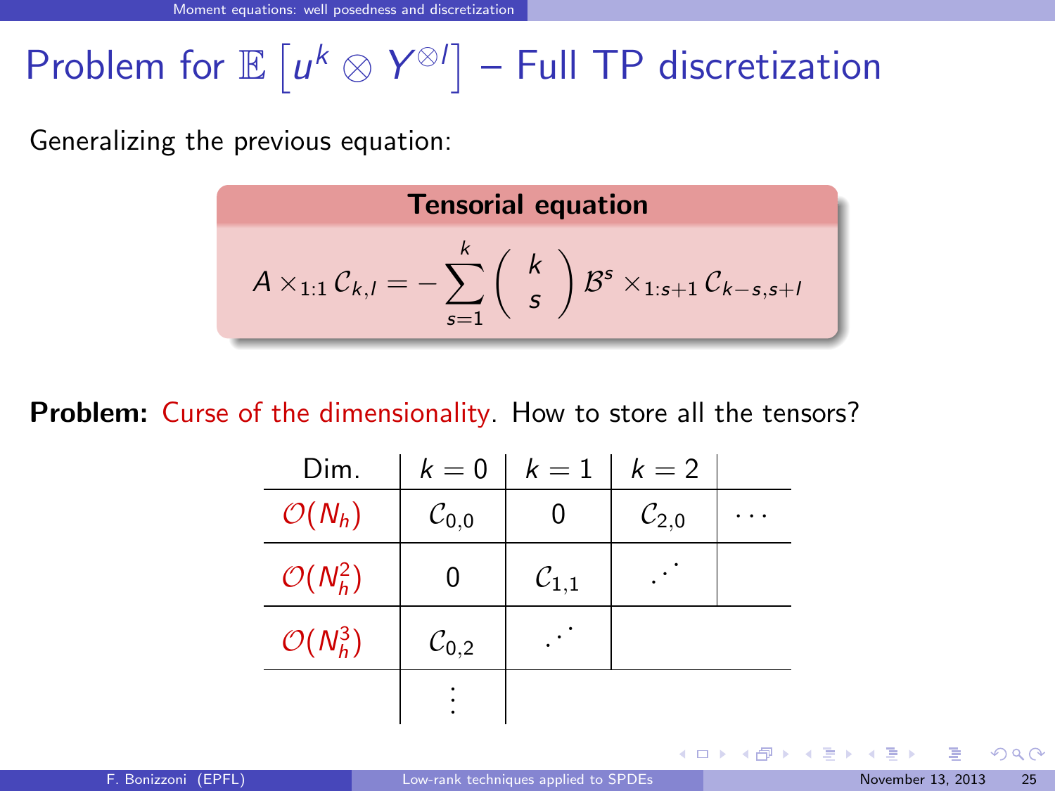# Problem for $\mathbb{E}\left[u^k \otimes Y^{\otimes l}\right]$ – Full TP discretization

Generalizing the previous equation:

**Tensorial equation**

$$A \times_{1:1} \mathcal{C}_{k,l} = -\sum_{s=1}^{k} \binom{k}{s} \mathcal{B}^s \times_{1:s+1} \mathcal{C}_{k-s,s+l}$$

**Problem:** Curse of the dimensionality. How to store all the tensors?

| Dim. | $k=0$ | $k=1$ | $k=2$ | |
|---|---|---|---|---|
| $\mathcal{O}(N_h)$ | $\mathcal{C}_{0,0}$ | 0 | $\mathcal{C}_{2,0}$ | $\cdots$ |
| $\mathcal{O}(N_h^2)$ | 0 | $\mathcal{C}_{1,1}$ | $\iddots$ | |
| $\mathcal{O}(N_h^3)$ | $\mathcal{C}_{0,2}$ | $\iddots$ | | |
| | $\vdots$ | | | |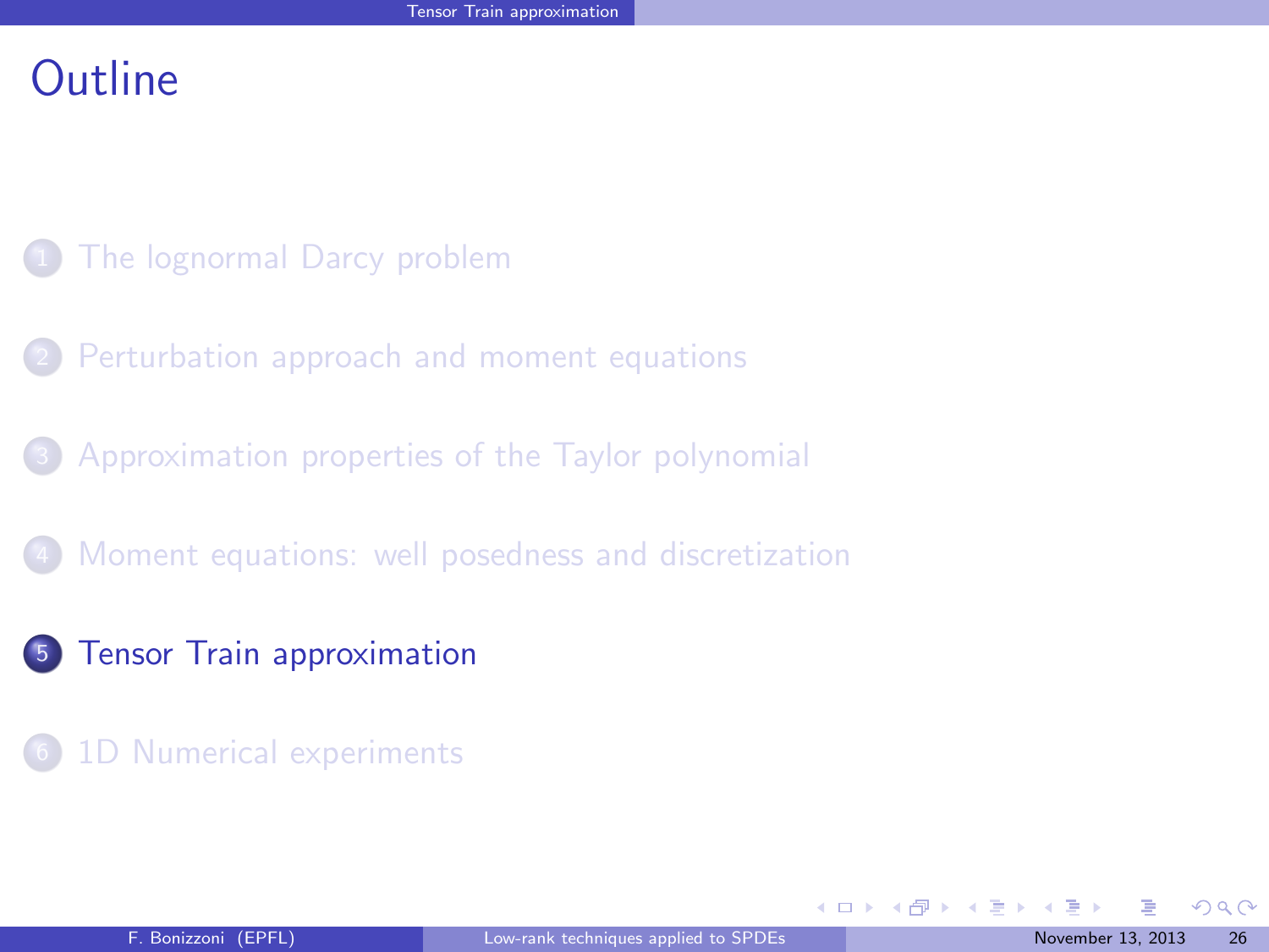# Outline

1. The lognormal Darcy problem
2. Perturbation approach and moment equations
3. Approximation properties of the Taylor polynomial
4. Moment equations: well posedness and discretization
5. **Tensor Train approximation**
6. 1D Numerical experiments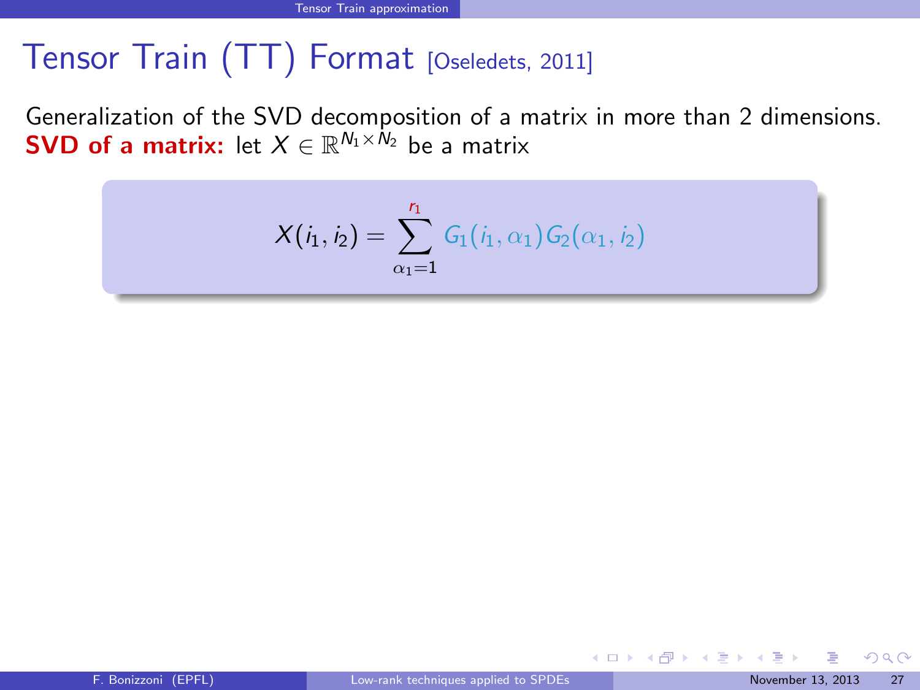# Tensor Train (TT) Format [Oseledets, 2011]

Generalization of the SVD decomposition of a matrix in more than 2 dimensions.

**SVD of a matrix:** let $X \in \mathbb{R}^{N_1 \times N_2}$ be a matrix

$$X(i_1, i_2) = \sum_{\alpha_1=1}^{r_1} G_1(i_1, \alpha_1) G_2(\alpha_1, i_2)$$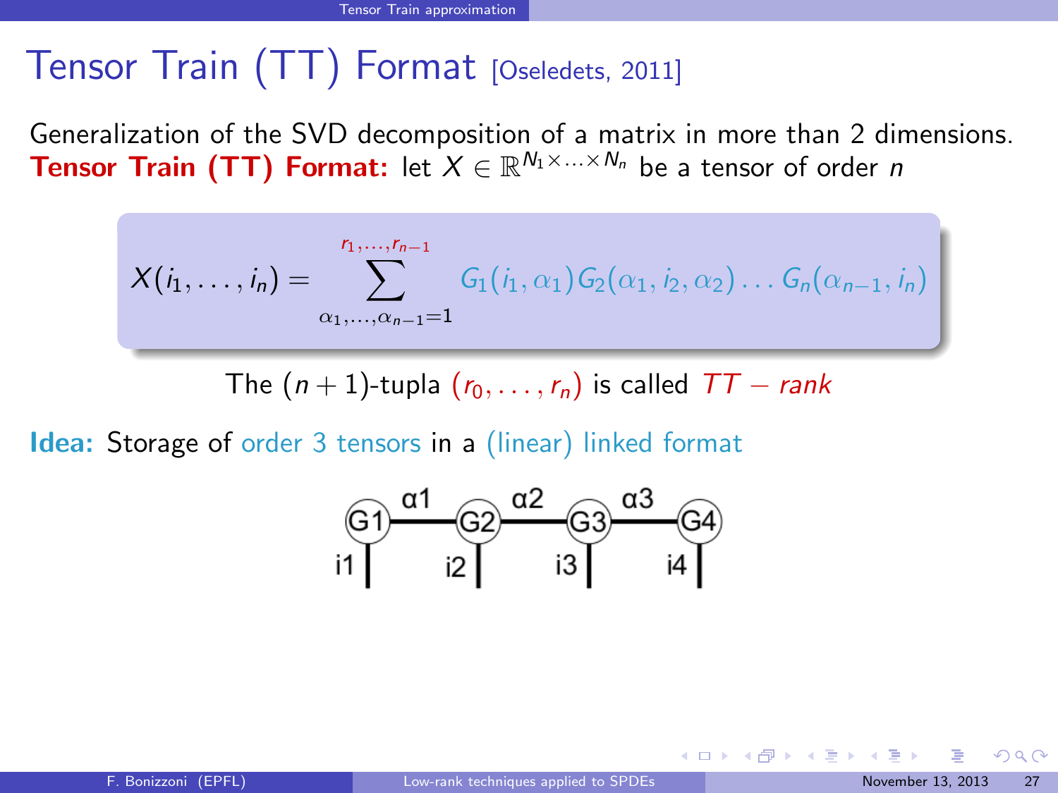# Tensor Train (TT) Format [Oseledets, 2011]

Generalization of the SVD decomposition of a matrix in more than 2 dimensions.

**Tensor Train (TT) Format:** let $X \in \mathbb{R}^{N_1 \times \ldots \times N_n}$ be a tensor of order $n$

$$X(i_1, \ldots, i_n) = \sum_{\alpha_1, \ldots, \alpha_{n-1}=1}^{r_1, \ldots, r_{n-1}} G_1(i_1, \alpha_1) G_2(\alpha_1, i_2, \alpha_2) \ldots G_n(\alpha_{n-1}, i_n)$$

The $(n+1)$-tupla $(r_0, \ldots, r_n)$ is called $TT-rank$

**Idea:** Storage of order 3 tensors in a (linear) linked format

G1 —α1— G2 —α2— G3 —α3— G4

i1 | i2 | i3 | i4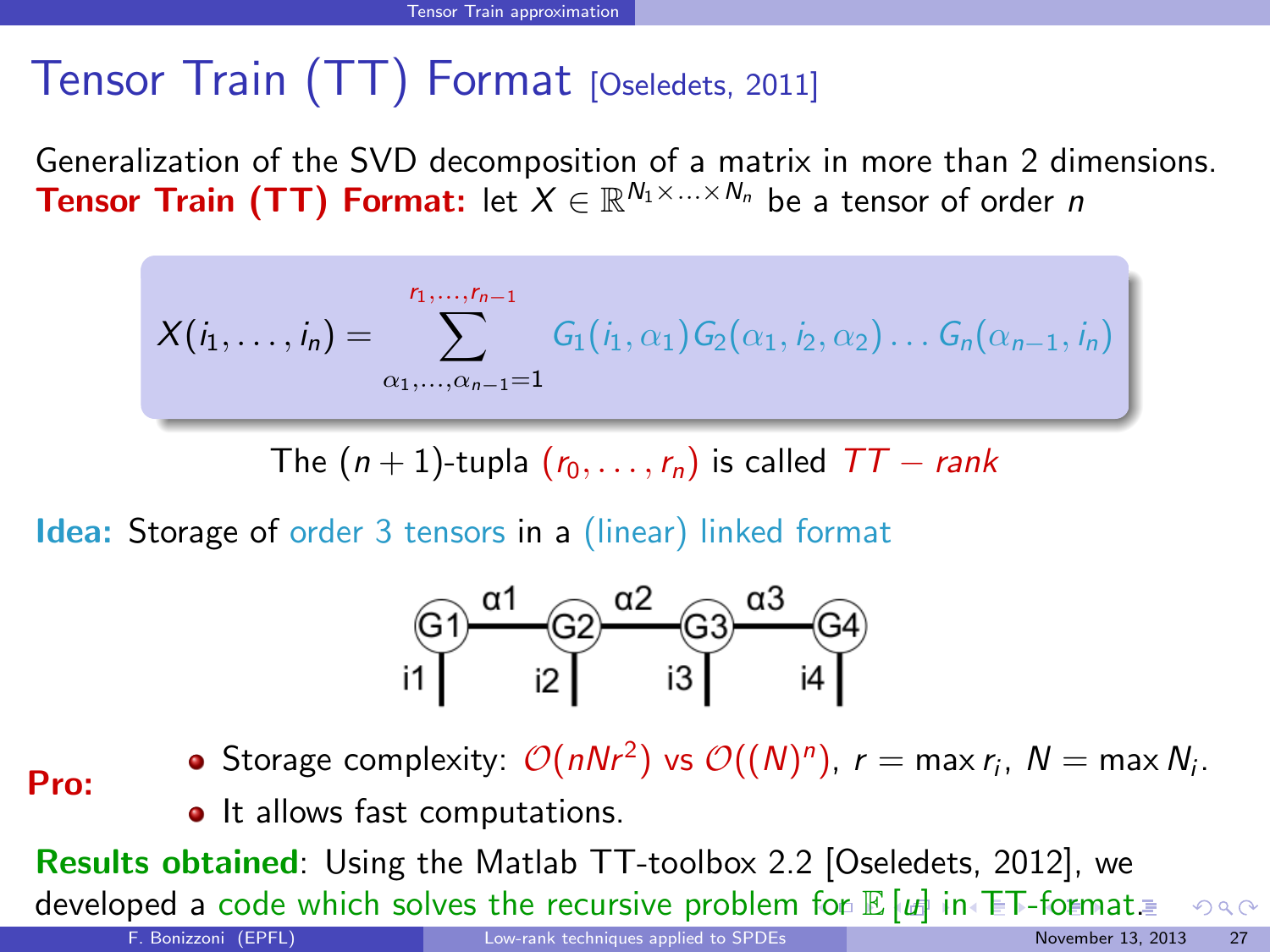# Tensor Train (TT) Format [Oseledets, 2011]

Generalization of the SVD decomposition of a matrix in more than 2 dimensions.
**Tensor Train (TT) Format:** let $X \in \mathbb{R}^{N_1 \times \ldots \times N_n}$ be a tensor of order $n$

$$X(i_1, \ldots, i_n) = \sum_{\alpha_1, \ldots, \alpha_{n-1}=1}^{r_1, \ldots, r_{n-1}} G_1(i_1, \alpha_1) G_2(\alpha_1, i_2, \alpha_2) \ldots G_n(\alpha_{n-1}, i_n)$$

The $(n+1)$-tupla $(r_0, \ldots, r_n)$ is called $TT - rank$

**Idea:** Storage of order 3 tensors in a (linear) linked format

**Pro:**

- Storage complexity: $\mathcal{O}(nNr^2)$ vs $\mathcal{O}((N)^n)$, $r = \max r_i$, $N = \max N_i$.
- It allows fast computations.

**Results obtained**: Using the Matlab TT-toolbox 2.2 [Oseledets, 2012], we developed a code which solves the recursive problem for $\mathbb{E}[u]$ in TT-format.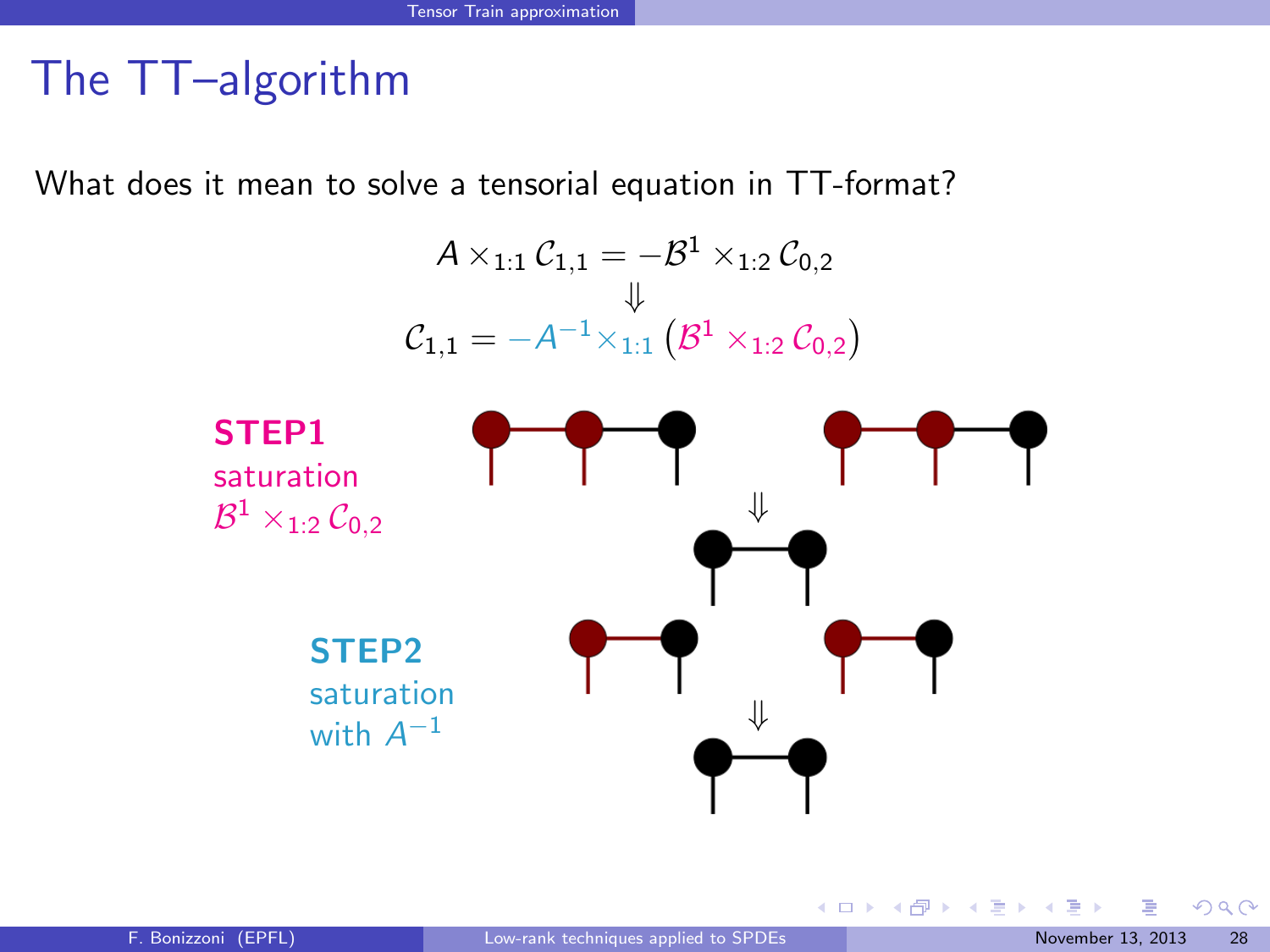# The TT–algorithm

What does it mean to solve a tensorial equation in TT-format?

$$A \times_{1:1} \mathcal{C}_{1,1} = -\mathcal{B}^1 \times_{1:2} \mathcal{C}_{0,2}$$

$$\Downarrow$$

$$\mathcal{C}_{1,1} = -A^{-1} \times_{1:1} \left(\mathcal{B}^1 \times_{1:2} \mathcal{C}_{0,2}\right)$$

**STEP1**
saturation
$\mathcal{B}^1 \times_{1:2} \mathcal{C}_{0,2}$

**STEP2**
saturation
with $A^{-1}$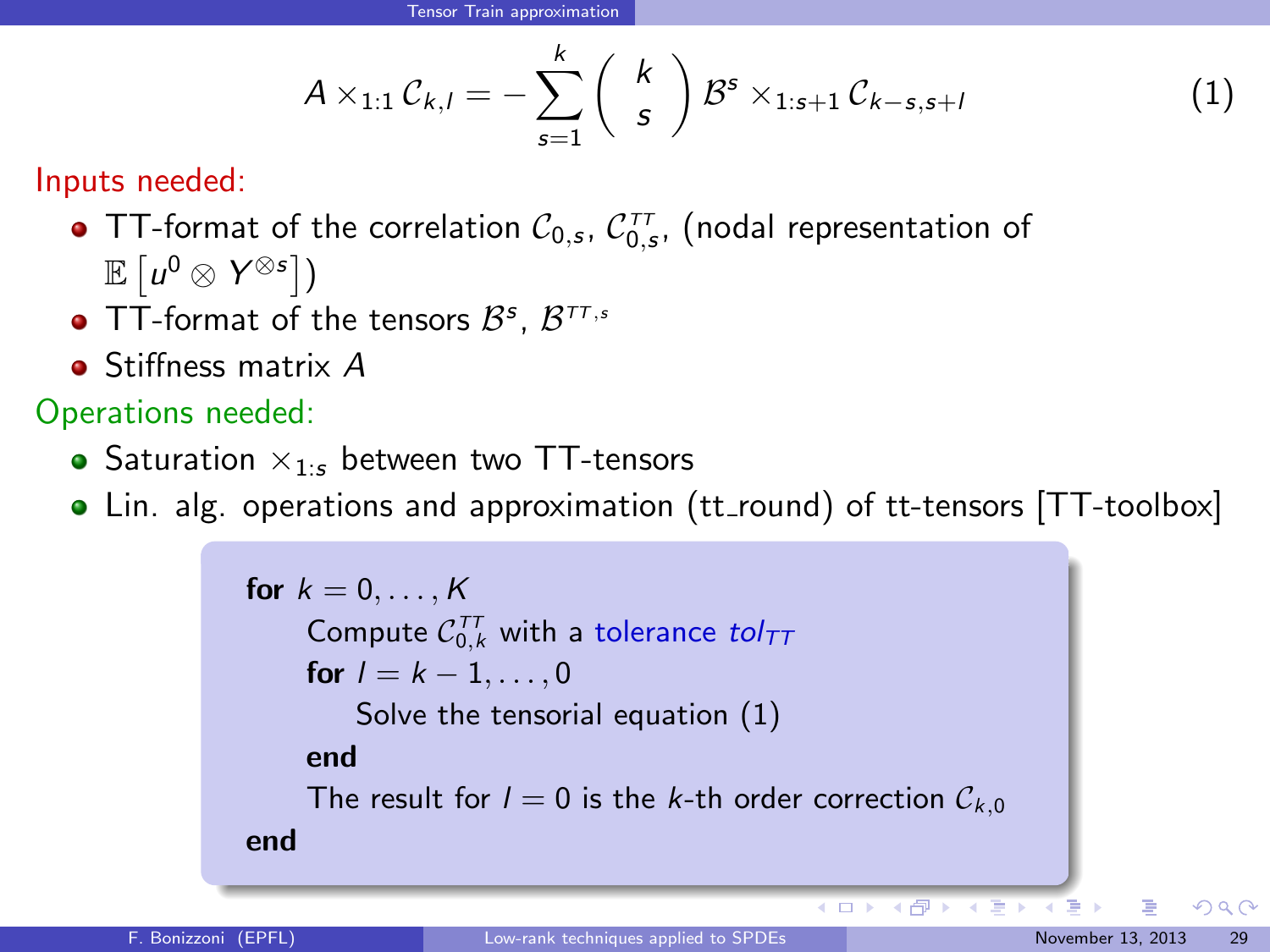$$A \times_{1:1} \mathcal{C}_{k,l} = -\sum_{s=1}^{k} \binom{k}{s} \mathcal{B}^s \times_{1:s+1} \mathcal{C}_{k-s,s+l} \tag{1}$$

Inputs needed:

- TT-format of the correlation $\mathcal{C}_{0,s}$, $\mathcal{C}_{0,s}^{TT}$, (nodal representation of $\mathbb{E}\left[u^0 \otimes Y^{\otimes s}\right]$)
- TT-format of the tensors $\mathcal{B}^s$, $\mathcal{B}^{TT,s}$
- Stiffness matrix $A$

Operations needed:

- Saturation $\times_{1:s}$ between two TT-tensors
- Lin. alg. operations and approximation (tt_round) of tt-tensors [TT-toolbox]

**for** $k = 0, \ldots, K$
    Compute $\mathcal{C}_{0,k}^{TT}$ with a tolerance $tol_{TT}$
    **for** $l = k-1, \ldots, 0$
        Solve the tensorial equation (1)
    **end**
    The result for $l = 0$ is the $k$-th order correction $\mathcal{C}_{k,0}$
**end**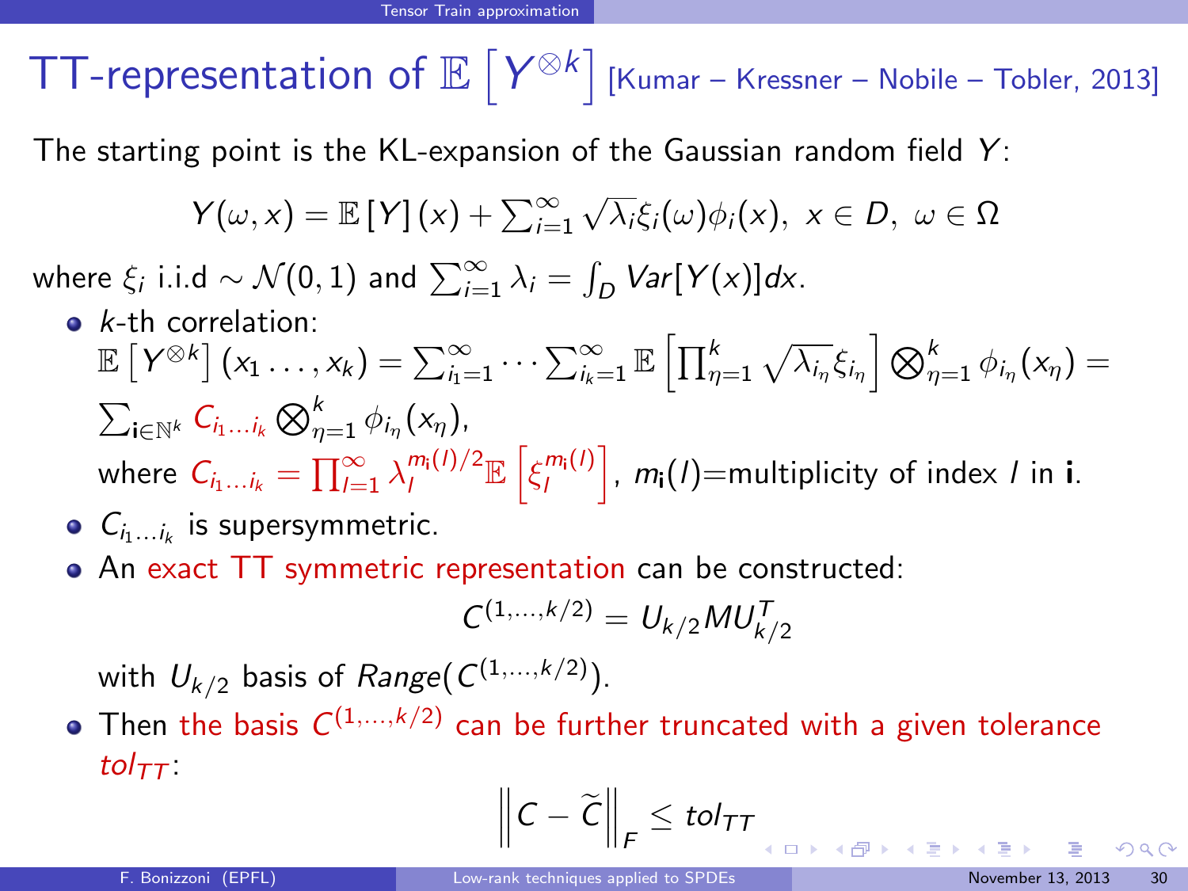# TT-representation of $\mathbb{E}\left[Y^{\otimes k}\right]$ [Kumar – Kressner – Nobile – Tobler, 2013]

The starting point is the KL-expansion of the Gaussian random field $Y$:

$$Y(\omega, x) = \mathbb{E}\left[Y\right](x) + \sum_{i=1}^{\infty} \sqrt{\lambda_i}\xi_i(\omega)\phi_i(x), \; x \in D, \; \omega \in \Omega$$

where $\xi_i$ i.i.d $\sim \mathcal{N}(0,1)$ and $\sum_{i=1}^{\infty} \lambda_i = \int_D Var[Y(x)]dx$.

- $k$-th correlation:
  $\mathbb{E}\left[Y^{\otimes k}\right](x_1 \dots, x_k) = \sum_{i_1=1}^{\infty} \cdots \sum_{i_k=1}^{\infty} \mathbb{E}\left[\prod_{\eta=1}^{k} \sqrt{\lambda_{i_\eta}}\xi_{i_\eta}\right] \bigotimes_{\eta=1}^{k} \phi_{i_\eta}(x_\eta) = \sum_{\mathbf{i}\in\mathbb{N}^k} C_{i_1\dots i_k} \bigotimes_{\eta=1}^{k} \phi_{i_\eta}(x_\eta)$,
  where $C_{i_1\dots i_k} = \prod_{l=1}^{\infty} \lambda_l^{m_{\mathbf{i}}(l)/2}\mathbb{E}\left[\xi_l^{m_{\mathbf{i}}(l)}\right]$, $m_{\mathbf{i}}(l)$=multiplicity of index $l$ in $\mathbf{i}$.
- $C_{i_1\dots i_k}$ is supersymmetric.
- An exact TT symmetric representation can be constructed:

  $$C^{(1,\dots,k/2)} = U_{k/2} M U_{k/2}^T$$

  with $U_{k/2}$ basis of $Range(C^{(1,\dots,k/2)})$.
- Then the basis $C^{(1,\dots,k/2)}$ can be further truncated with a given tolerance $tol_{TT}$:

  $$\left\|C - \widetilde{C}\right\|_F \leq tol_{TT}$$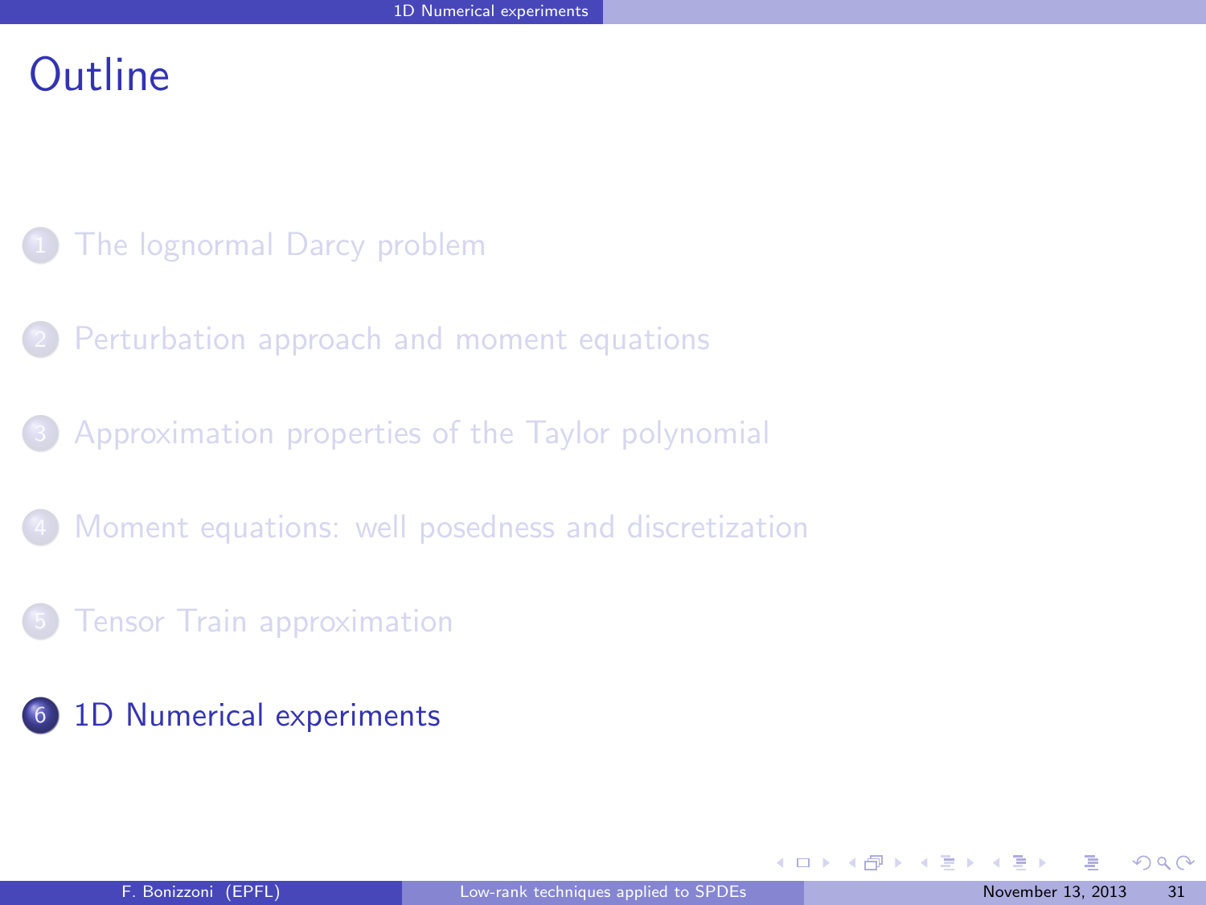# Outline

1. The lognormal Darcy problem
2. Perturbation approach and moment equations
3. Approximation properties of the Taylor polynomial
4. Moment equations: well posedness and discretization
5. Tensor Train approximation
6. **1D Numerical experiments**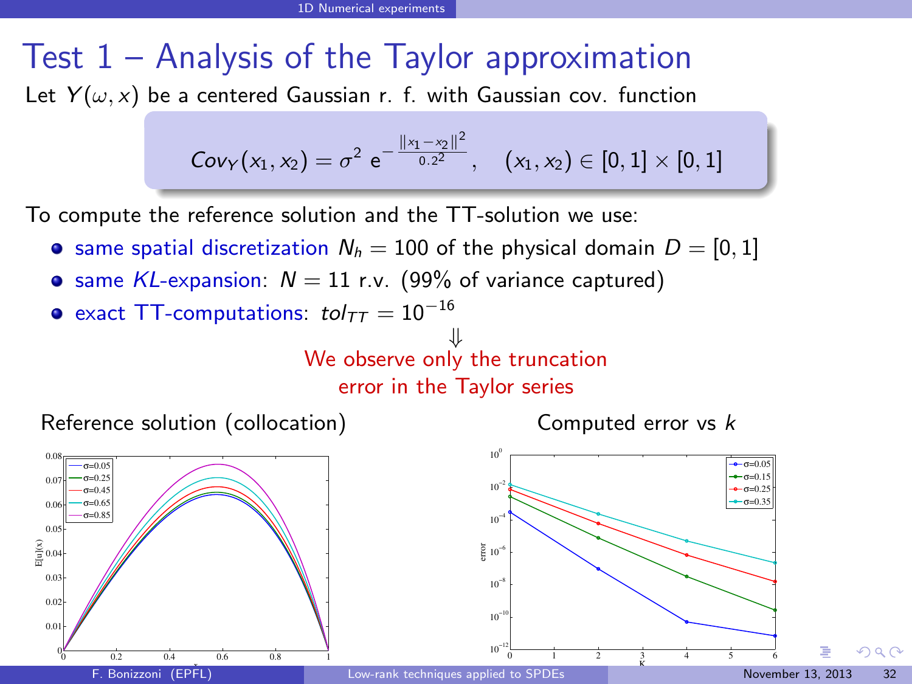# Test 1 – Analysis of the Taylor approximation

Let $Y(\omega, x)$ be a centered Gaussian r. f. with Gaussian cov. function

$$Cov_Y(x_1, x_2) = \sigma^2 \, e^{-\frac{\|x_1 - x_2\|^2}{0.2^2}}, \quad (x_1, x_2) \in [0,1] \times [0,1]$$

To compute the reference solution and the TT-solution we use:

- same spatial discretization $N_h = 100$ of the physical domain $D = [0,1]$
- same $KL$-expansion: $N = 11$ r.v. (99% of variance captured)
- exact TT-computations: $tol_{TT} = 10^{-16}$

$\Downarrow$

We observe only the truncation error in the Taylor series

Reference solution (collocation)

Computed error vs $k$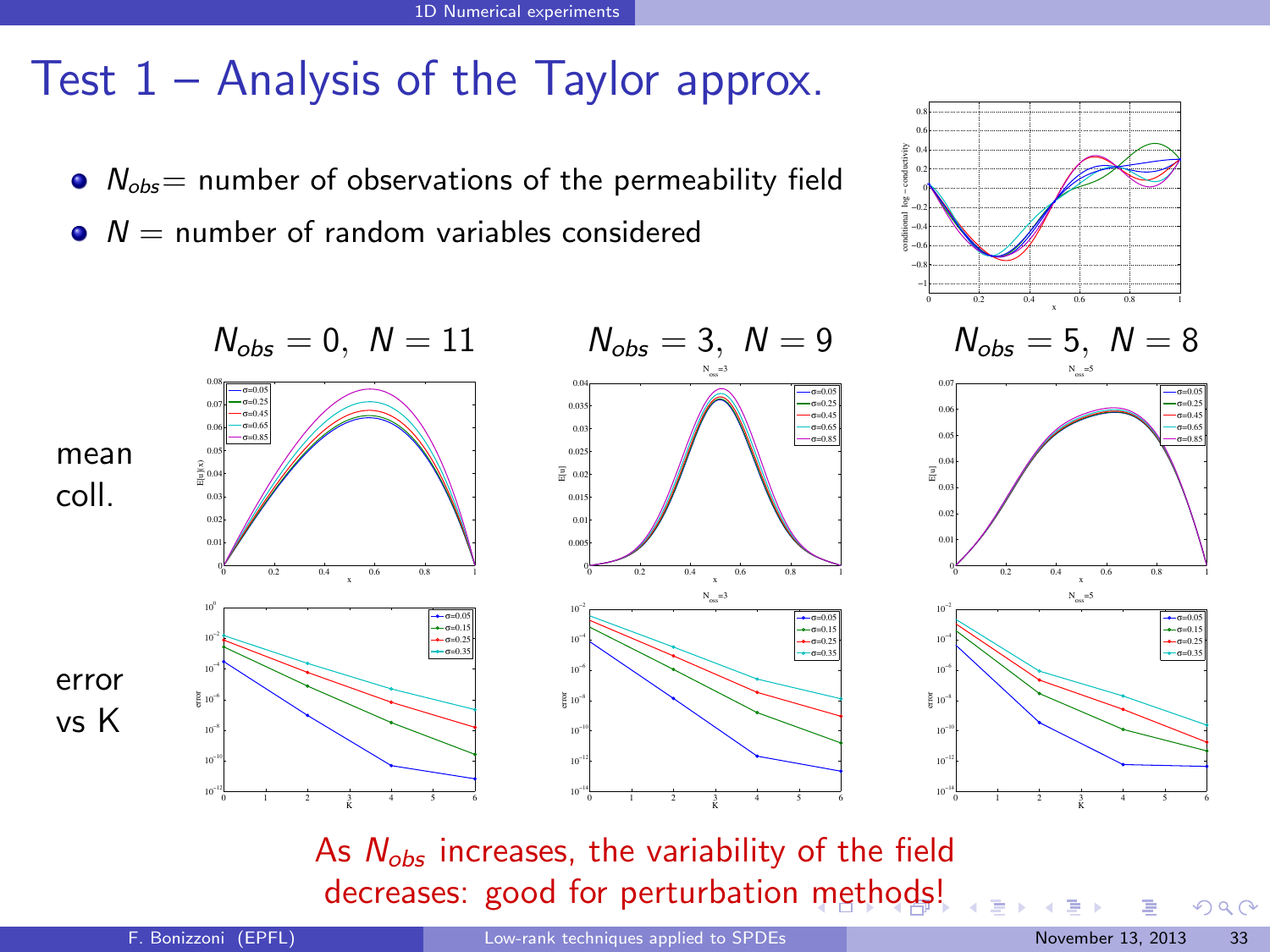# Test 1 – Analysis of the Taylor approx.

- $N_{obs}$ = number of observations of the permeability field
- $N$ = number of random variables considered

| | $N_{obs} = 0,\ N = 11$ | $N_{obs} = 3,\ N = 9$ | $N_{obs} = 5,\ N = 8$ |
|---|---|---|---|
| mean coll. | | | |
| error vs K | | | |

As $N_{obs}$ increases, the variability of the field decreases: good for perturbation methods!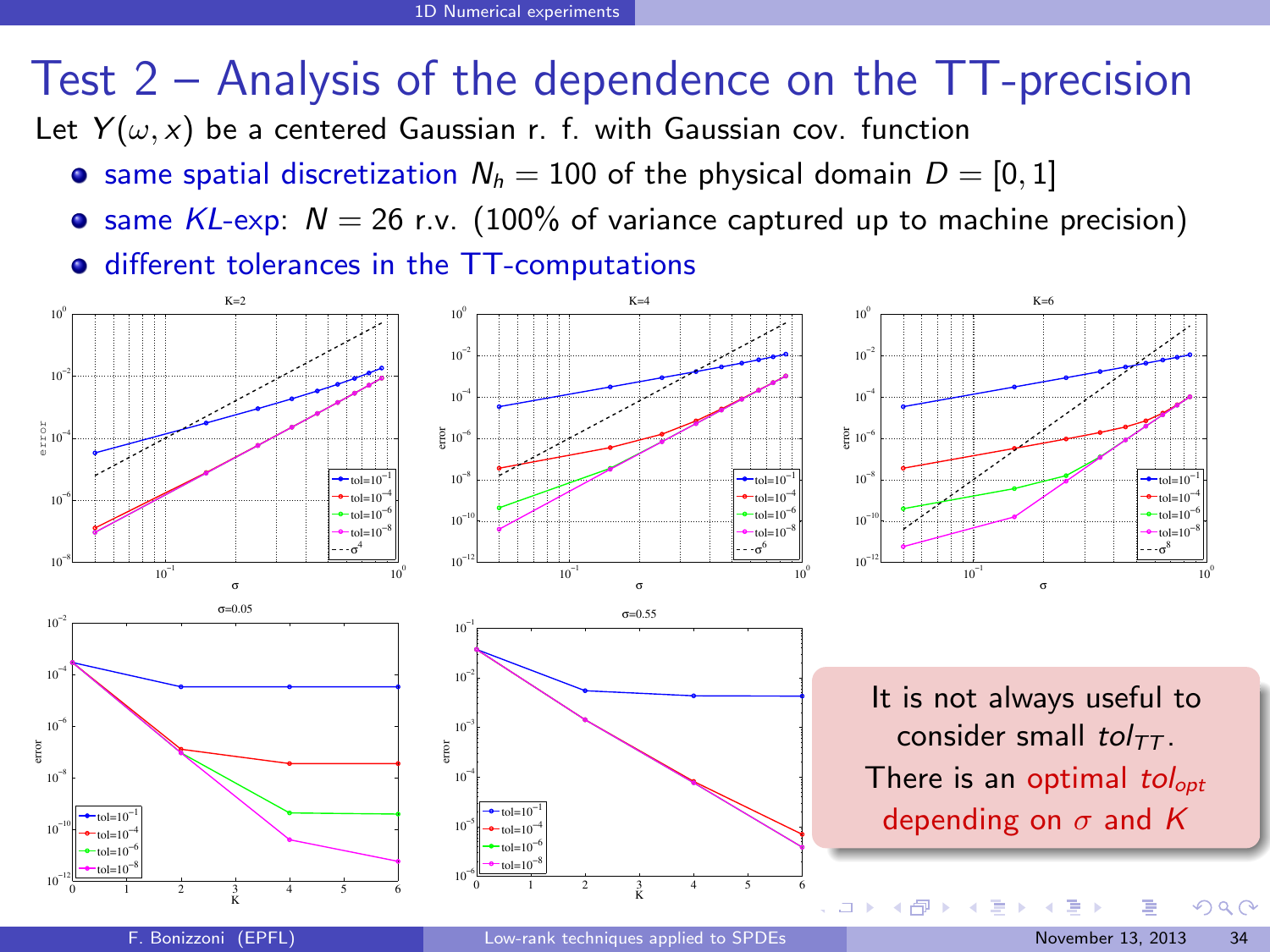# Test 2 – Analysis of the dependence on the TT-precision

Let $Y(\omega, x)$ be a centered Gaussian r. f. with Gaussian cov. function

- same spatial discretization $N_h = 100$ of the physical domain $D = [0, 1]$
- same *KL*-exp: $N = 26$ r.v. (100% of variance captured up to machine precision)
- different tolerances in the TT-computations

It is not always useful to consider small $tol_{TT}$.
There is an optimal $tol_{opt}$ depending on $\sigma$ and $K$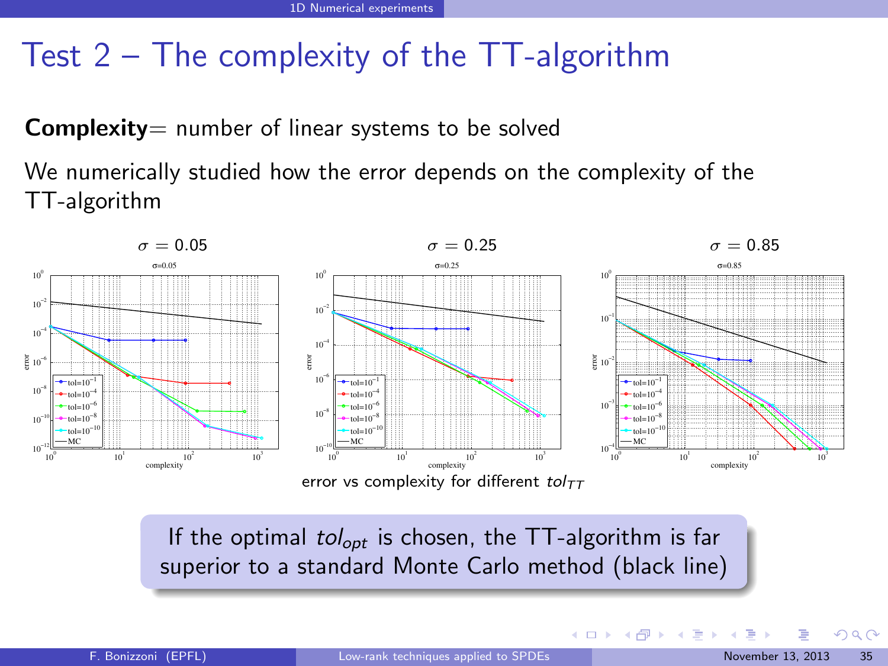# Test 2 – The complexity of the TT-algorithm

**Complexity**= number of linear systems to be solved

We numerically studied how the error depends on the complexity of the TT-algorithm

$\sigma = 0.05$ $\sigma = 0.25$ $\sigma = 0.85$

error vs complexity for different $tol_{TT}$

If the optimal $tol_{opt}$ is chosen, the TT-algorithm is far superior to a standard Monte Carlo method (black line)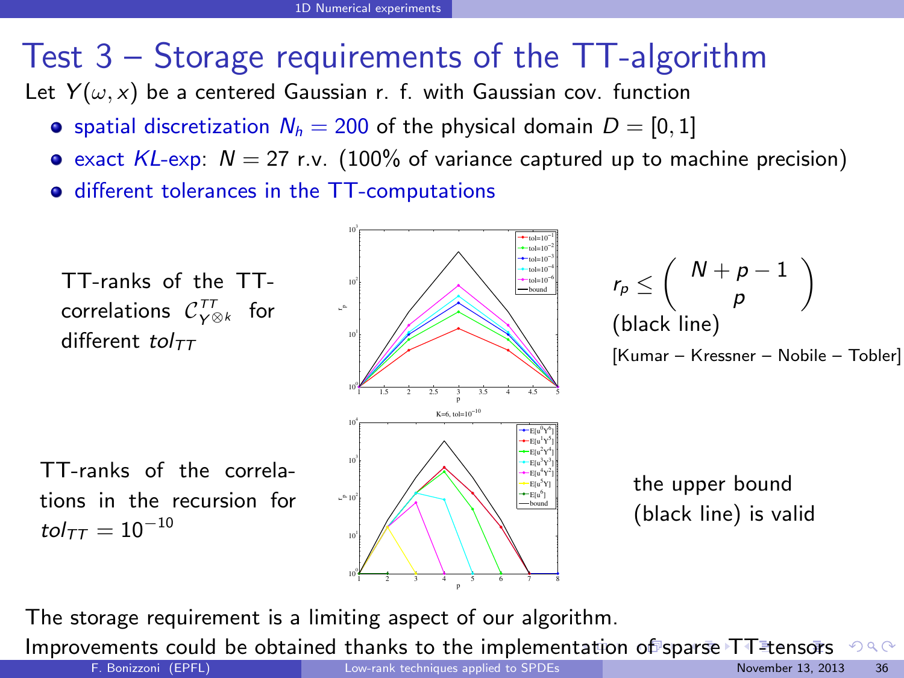# Test 3 – Storage requirements of the TT-algorithm

Let $Y(\omega, x)$ be a centered Gaussian r. f. with Gaussian cov. function

- spatial discretization $N_h = 200$ of the physical domain $D = [0, 1]$
- exact $KL$-exp: $N = 27$ r.v. (100% of variance captured up to machine precision)
- different tolerances in the TT-computations

TT-ranks of the TT-correlations $\mathcal{C}^{TT}_{Y^{\otimes k}}$ for different $tol_{TT}$

$$r_p \leq \binom{N+p-1}{p}$$

(black line)

[Kumar – Kressner – Nobile – Tobler]

TT-ranks of the correlations in the recursion for $tol_{TT} = 10^{-10}$

the upper bound (black line) is valid

The storage requirement is a limiting aspect of our algorithm.

Improvements could be obtained thanks to the implementation of sparse TT-tensors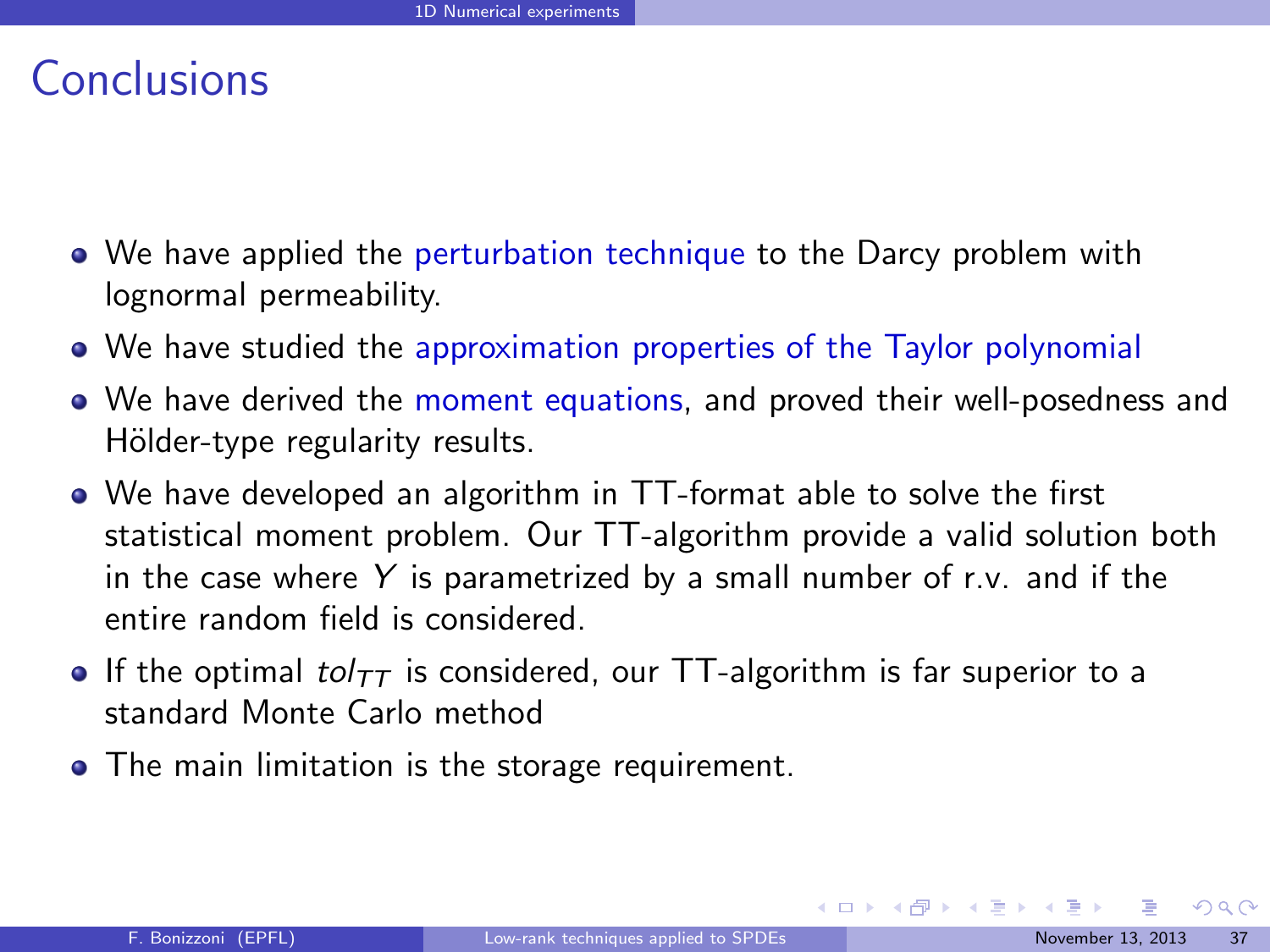# Conclusions

- We have applied the perturbation technique to the Darcy problem with lognormal permeability.
- We have studied the approximation properties of the Taylor polynomial
- We have derived the moment equations, and proved their well-posedness and Hölder-type regularity results.
- We have developed an algorithm in TT-format able to solve the first statistical moment problem. Our TT-algorithm provide a valid solution both in the case where $Y$ is parametrized by a small number of r.v. and if the entire random field is considered.
- If the optimal $tol_{TT}$ is considered, our TT-algorithm is far superior to a standard Monte Carlo method
- The main limitation is the storage requirement.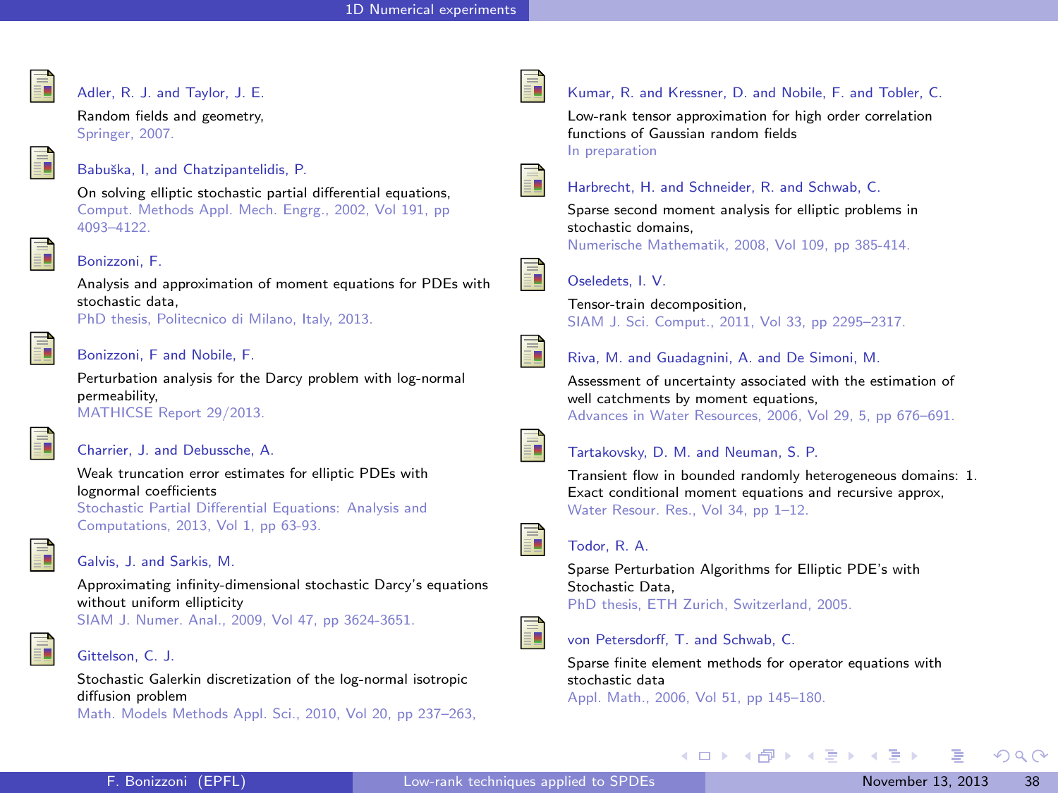- Adler, R. J. and Taylor, J. E.
  Random fields and geometry,
  Springer, 2007.

- Babuška, I, and Chatzipantelidis, P.
  On solving elliptic stochastic partial differential equations,
  Comput. Methods Appl. Mech. Engrg., 2002, Vol 191, pp 4093–4122.

- Bonizzoni, F.
  Analysis and approximation of moment equations for PDEs with stochastic data,
  PhD thesis, Politecnico di Milano, Italy, 2013.

- Bonizzoni, F and Nobile, F.
  Perturbation analysis for the Darcy problem with log-normal permeability,
  MATHICSE Report 29/2013.

- Charrier, J. and Debussche, A.
  Weak truncation error estimates for elliptic PDEs with lognormal coefficients
  Stochastic Partial Differential Equations: Analysis and Computations, 2013, Vol 1, pp 63-93.

- Galvis, J. and Sarkis, M.
  Approximating infinity-dimensional stochastic Darcy's equations without uniform ellipticity
  SIAM J. Numer. Anal., 2009, Vol 47, pp 3624-3651.

- Gittelson, C. J.
  Stochastic Galerkin discretization of the log-normal isotropic diffusion problem
  Math. Models Methods Appl. Sci., 2010, Vol 20, pp 237–263,

- Kumar, R. and Kressner, D. and Nobile, F. and Tobler, C.
  Low-rank tensor approximation for high order correlation functions of Gaussian random fields
  In preparation

- Harbrecht, H. and Schneider, R. and Schwab, C.
  Sparse second moment analysis for elliptic problems in stochastic domains,
  Numerische Mathematik, 2008, Vol 109, pp 385-414.

- Oseledets, I. V.
  Tensor-train decomposition,
  SIAM J. Sci. Comput., 2011, Vol 33, pp 2295–2317.

- Riva, M. and Guadagnini, A. and De Simoni, M.
  Assessment of uncertainty associated with the estimation of well catchments by moment equations,
  Advances in Water Resources, 2006, Vol 29, 5, pp 676–691.

- Tartakovsky, D. M. and Neuman, S. P.
  Transient flow in bounded randomly heterogeneous domains: 1. Exact conditional moment equations and recursive approx,
  Water Resour. Res., Vol 34, pp 1–12.

- Todor, R. A.
  Sparse Perturbation Algorithms for Elliptic PDE's with Stochastic Data,
  PhD thesis, ETH Zurich, Switzerland, 2005.

- von Petersdorff, T. and Schwab, C.
  Sparse finite element methods for operator equations with stochastic data
  Appl. Math., 2006, Vol 51, pp 145–180.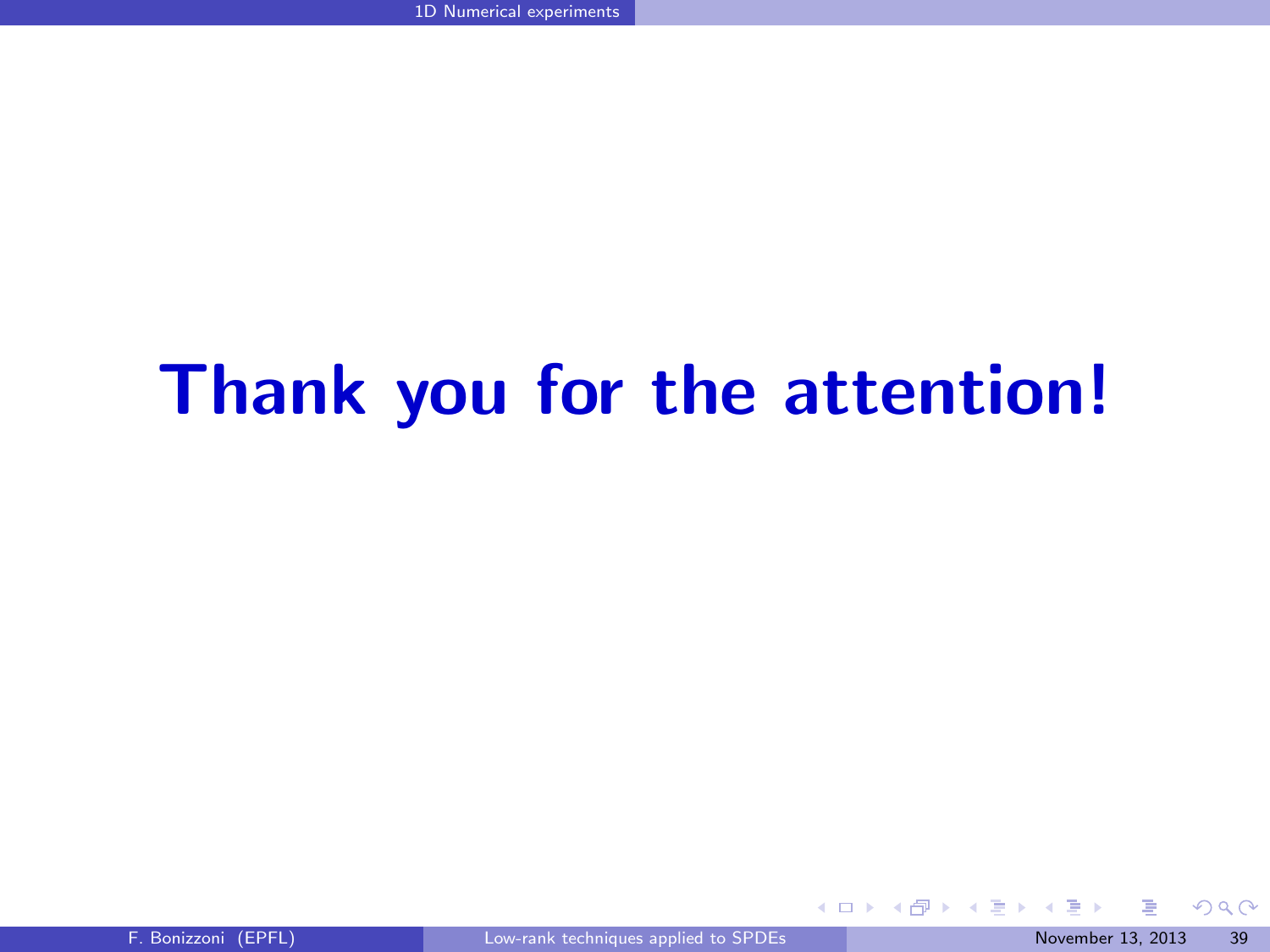**Thank you for the attention!**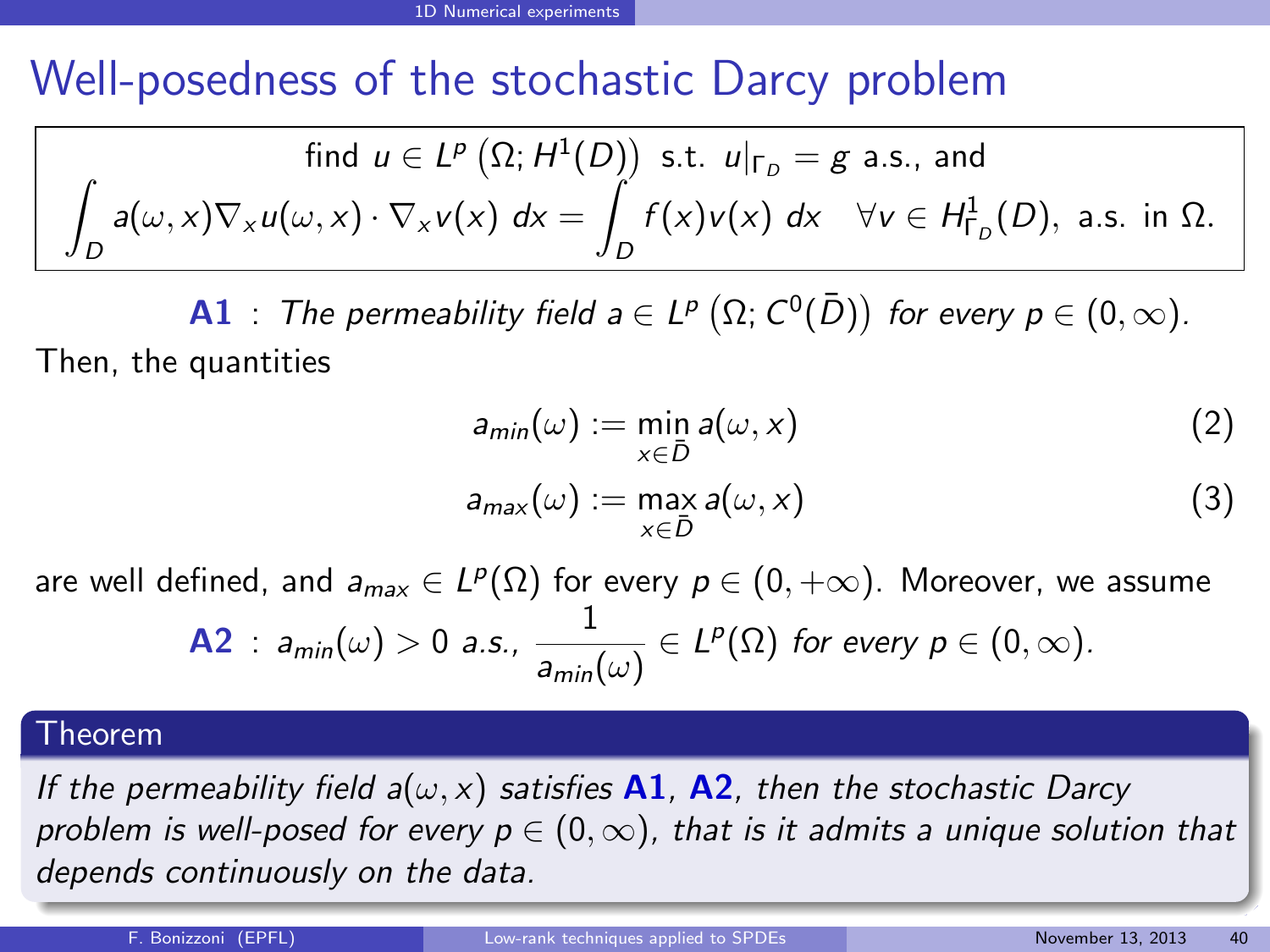# Well-posedness of the stochastic Darcy problem

$$\text{find } u \in L^p\left(\Omega; H^1(D)\right) \text{ s.t. } u|_{\Gamma_D} = g \text{ a.s., and}$$
$$\int_D a(\omega, x)\nabla_x u(\omega, x) \cdot \nabla_x v(x)\, dx = \int_D f(x)v(x)\, dx \quad \forall v \in H^1_{\Gamma_D}(D), \text{ a.s. in } \Omega.$$

**A1** : *The permeability field $a \in L^p\left(\Omega; C^0(\bar{D})\right)$ for every $p \in (0, \infty)$.*

Then, the quantities

$$a_{min}(\omega) := \min_{x \in \bar{D}} a(\omega, x) \tag{2}$$

$$a_{max}(\omega) := \max_{x \in \bar{D}} a(\omega, x) \tag{3}$$

are well defined, and $a_{max} \in L^p(\Omega)$ for every $p \in (0, +\infty)$. Moreover, we assume

**A2** : *$a_{min}(\omega) > 0$ a.s., $\dfrac{1}{a_{min}(\omega)} \in L^p(\Omega)$ for every $p \in (0, \infty)$.*

**Theorem**

*If the permeability field $a(\omega, x)$ satisfies* **A1**, **A2**, *then the stochastic Darcy problem is well-posed for every $p \in (0, \infty)$, that is it admits a unique solution that depends continuously on the data.*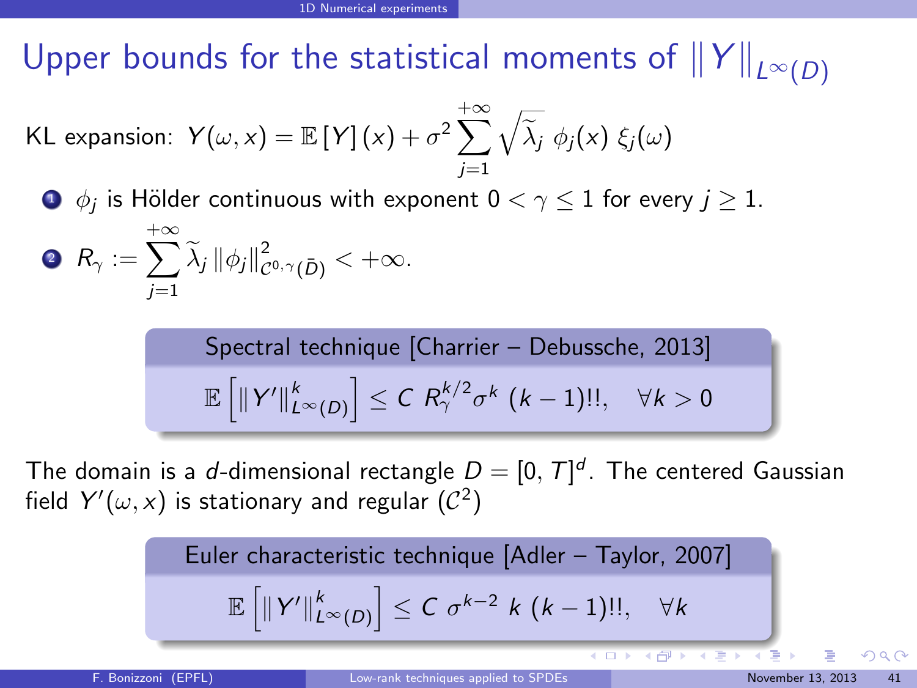## Upper bounds for the statistical moments of $\|Y\|_{L^\infty(D)}$

KL expansion: $Y(\omega, x) = \mathbb{E}[Y](x) + \sigma^2 \sum_{j=1}^{+\infty} \sqrt{\widetilde{\lambda}_j}\, \phi_j(x)\, \xi_j(\omega)$

1. $\phi_j$ is Hölder continuous with exponent $0 < \gamma \leq 1$ for every $j \geq 1$.
2. $R_\gamma := \sum_{j=1}^{+\infty} \widetilde{\lambda}_j \|\phi_j\|^2_{\mathcal{C}^{0,\gamma}(\bar{D})} < +\infty$.

**Spectral technique [Charrier – Debussche, 2013]**

$$\mathbb{E}\left[\|Y'\|^k_{L^\infty(D)}\right] \leq C\, R_\gamma^{k/2} \sigma^k\, (k-1)!!, \quad \forall k > 0$$

The domain is a $d$-dimensional rectangle $D = [0, T]^d$. The centered Gaussian field $Y'(\omega, x)$ is stationary and regular ($\mathcal{C}^2$)

**Euler characteristic technique [Adler – Taylor, 2007]**

$$\mathbb{E}\left[\|Y'\|^k_{L^\infty(D)}\right] \leq C\, \sigma^{k-2}\, k\, (k-1)!!, \quad \forall k$$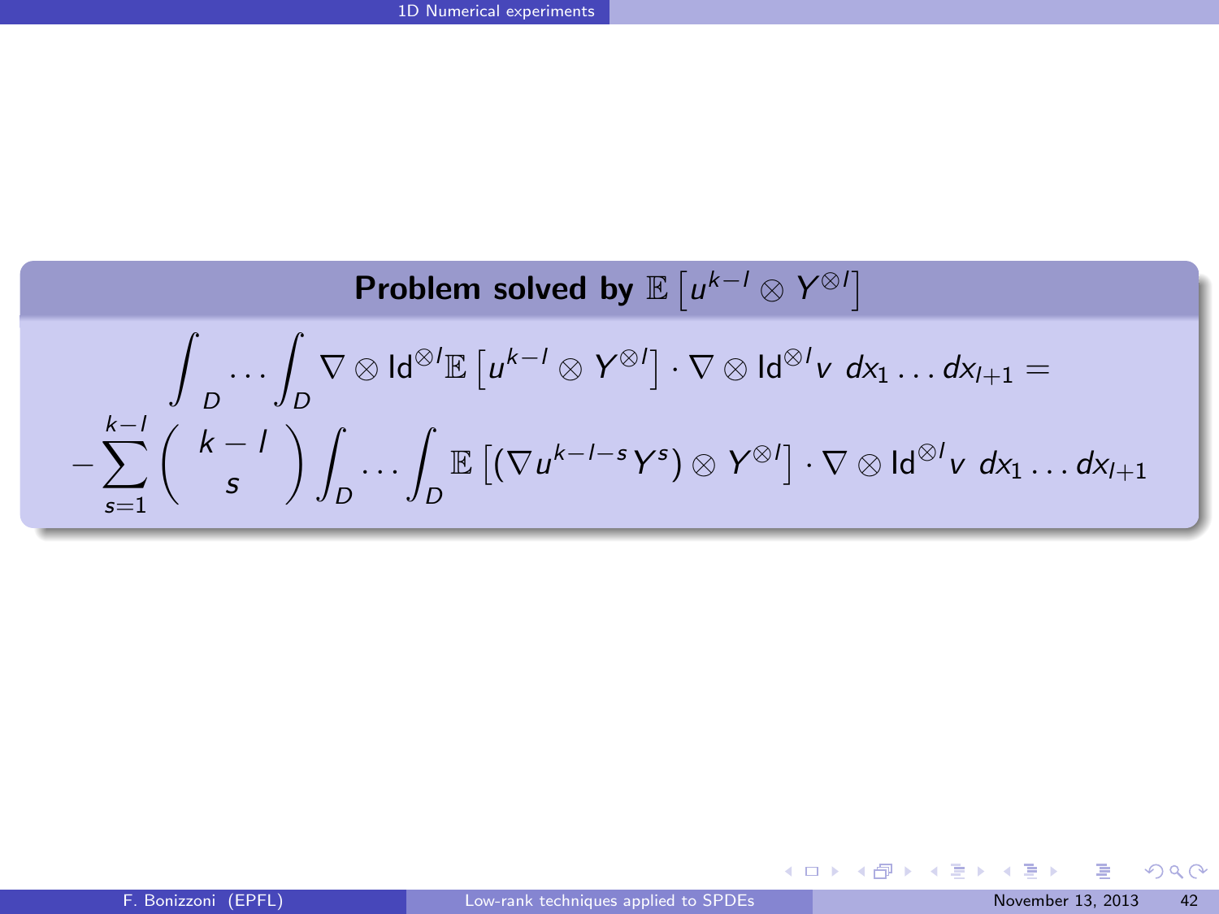**Problem solved by $\mathbb{E}\left[u^{k-l} \otimes Y^{\otimes l}\right]$**

$$\int_D \dots \int_D \nabla \otimes \mathrm{Id}^{\otimes l} \mathbb{E}\left[u^{k-l} \otimes Y^{\otimes l}\right] \cdot \nabla \otimes \mathrm{Id}^{\otimes l} v \; dx_1 \dots dx_{l+1} =$$

$$-\sum_{s=1}^{k-l} \left( \begin{array}{c} k-l \\ s \end{array} \right) \int_D \dots \int_D \mathbb{E}\left[(\nabla u^{k-l-s} Y^s) \otimes Y^{\otimes l}\right] \cdot \nabla \otimes \mathrm{Id}^{\otimes l} v \; dx_1 \dots dx_{l+1}$$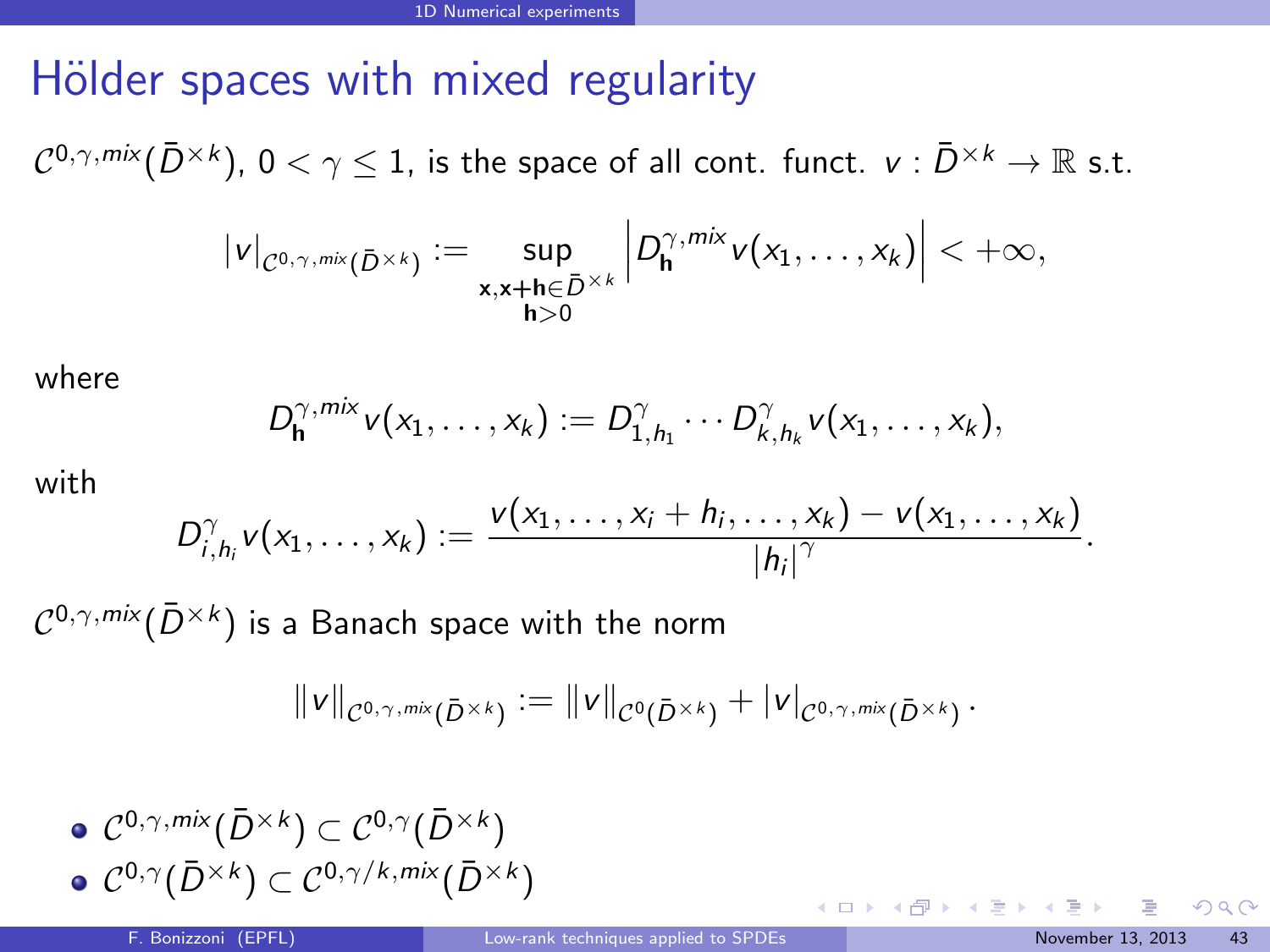# Hölder spaces with mixed regularity

$\mathcal{C}^{0,\gamma,mix}(\bar{D}^{\times k})$, $0 < \gamma \leq 1$, is the space of all cont. funct. $v : \bar{D}^{\times k} \to \mathbb{R}$ s.t.

$$|v|_{\mathcal{C}^{0,\gamma,mix}(\bar{D}^{\times k})} := \sup_{\substack{\mathbf{x},\mathbf{x}+\mathbf{h}\in\bar{D}^{\times k}\\ \mathbf{h}>0}} \left| D_{\mathbf{h}}^{\gamma,mix} v(x_1,\ldots,x_k) \right| < +\infty,$$

where

$$D_{\mathbf{h}}^{\gamma,mix} v(x_1,\ldots,x_k) := D_{1,h_1}^{\gamma} \cdots D_{k,h_k}^{\gamma} v(x_1,\ldots,x_k),$$

with

$$D_{i,h_i}^{\gamma} v(x_1,\ldots,x_k) := \frac{v(x_1,\ldots,x_i+h_i,\ldots,x_k) - v(x_1,\ldots,x_k)}{|h_i|^{\gamma}}.$$

$\mathcal{C}^{0,\gamma,mix}(\bar{D}^{\times k})$ is a Banach space with the norm

$$\|v\|_{\mathcal{C}^{0,\gamma,mix}(\bar{D}^{\times k})} := \|v\|_{\mathcal{C}^{0}(\bar{D}^{\times k})} + |v|_{\mathcal{C}^{0,\gamma,mix}(\bar{D}^{\times k})}.$$

- $\mathcal{C}^{0,\gamma,mix}(\bar{D}^{\times k}) \subset \mathcal{C}^{0,\gamma}(\bar{D}^{\times k})$
- $\mathcal{C}^{0,\gamma}(\bar{D}^{\times k}) \subset \mathcal{C}^{0,\gamma/k,mix}(\bar{D}^{\times k})$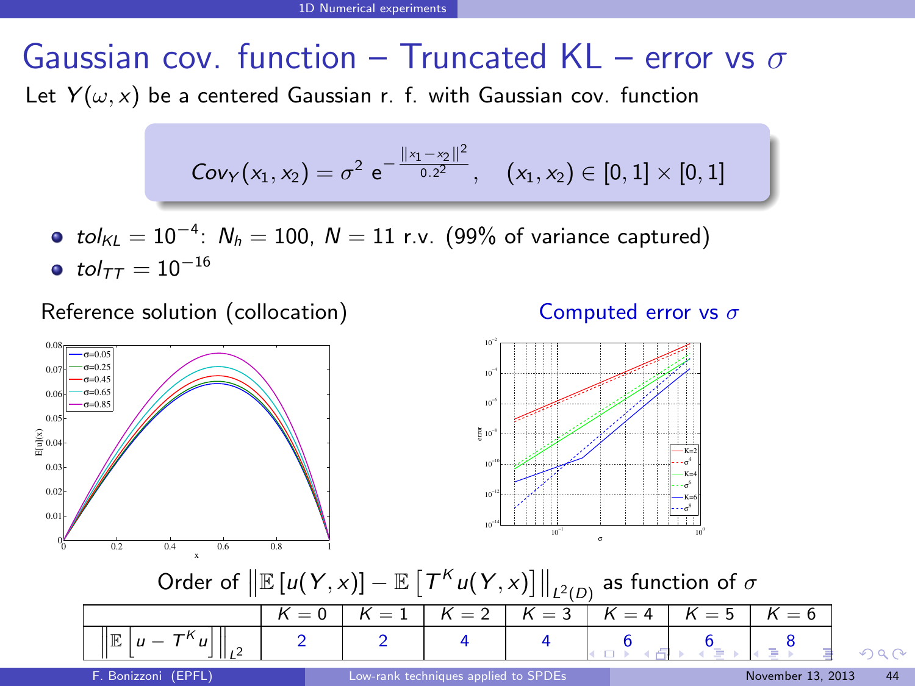# Gaussian cov. function – Truncated KL – error vs $\sigma$

Let $Y(\omega, x)$ be a centered Gaussian r. f. with Gaussian cov. function

$$Cov_Y(x_1, x_2) = \sigma^2 \, e^{-\frac{\|x_1 - x_2\|^2}{0.2^2}}, \quad (x_1, x_2) \in [0,1] \times [0,1]$$

- $tol_{KL} = 10^{-4}$: $N_h = 100$, $N = 11$ r.v. (99% of variance captured)
- $tol_{TT} = 10^{-16}$

Reference solution (collocation)

Computed error vs $\sigma$

Order of $\left\| \mathbb{E}\left[u(Y,x)\right] - \mathbb{E}\left[T^K u(Y,x)\right] \right\|_{L^2(D)}$ as function of $\sigma$

| | $K=0$ | $K=1$ | $K=2$ | $K=3$ | $K=4$ | $K=5$ | $K=6$ |
|---|---|---|---|---|---|---|---|
| $\left\| \mathbb{E}\left[u - T^K u\right] \right\|_{L^2}$ | 2 | 2 | 4 | 4 | 6 | 6 | 8 |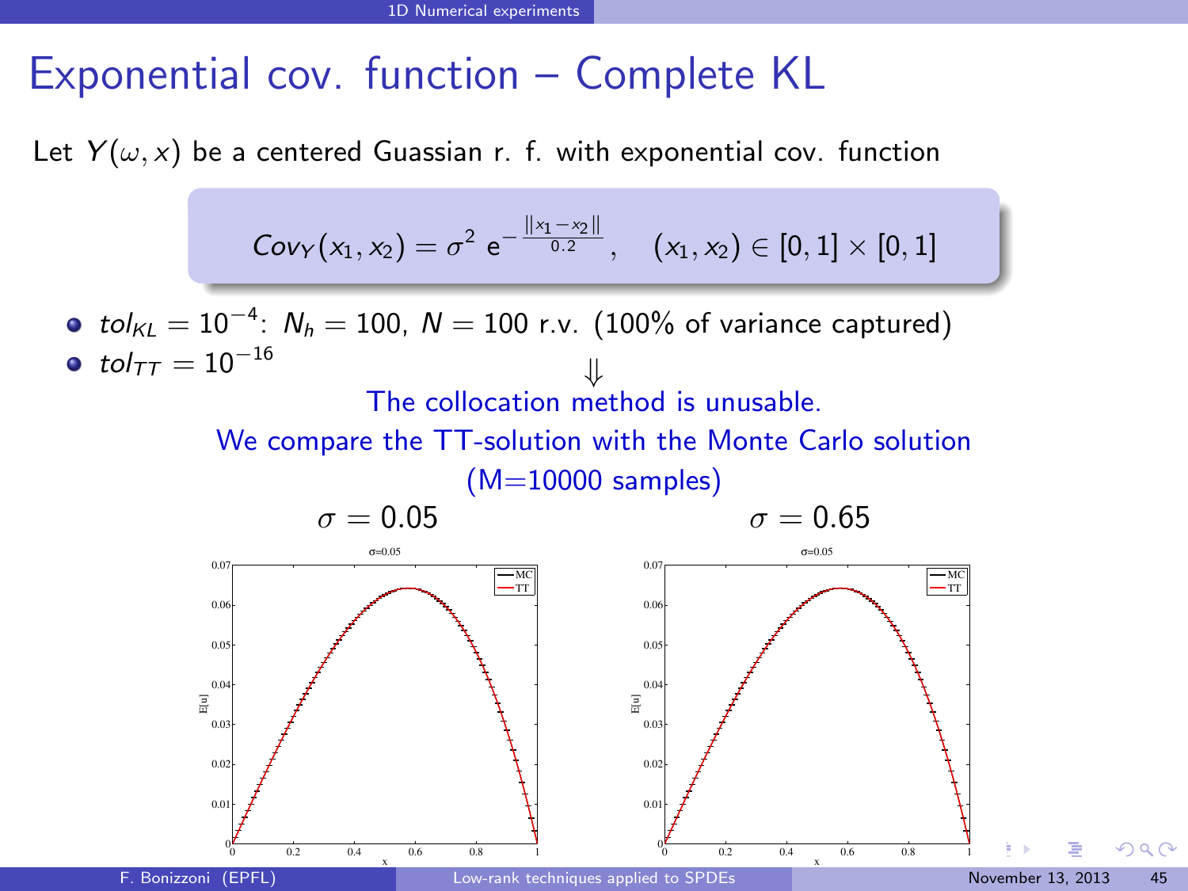# Exponential cov. function – Complete KL

Let $Y(\omega, x)$ be a centered Guassian r. f. with exponential cov. function

$$Cov_Y(x_1, x_2) = \sigma^2 \, e^{-\frac{\|x_1 - x_2\|}{0.2}}, \quad (x_1, x_2) \in [0,1] \times [0,1]$$

- $tol_{KL} = 10^{-4}$: $N_h = 100$, $N = 100$ r.v. (100% of variance captured)
- $tol_{TT} = 10^{-16}$

$\Downarrow$

The collocation method is unusable.

We compare the TT-solution with the Monte Carlo solution (M=10000 samples)

$\sigma = 0.05$ $\qquad\qquad$ $\sigma = 0.65$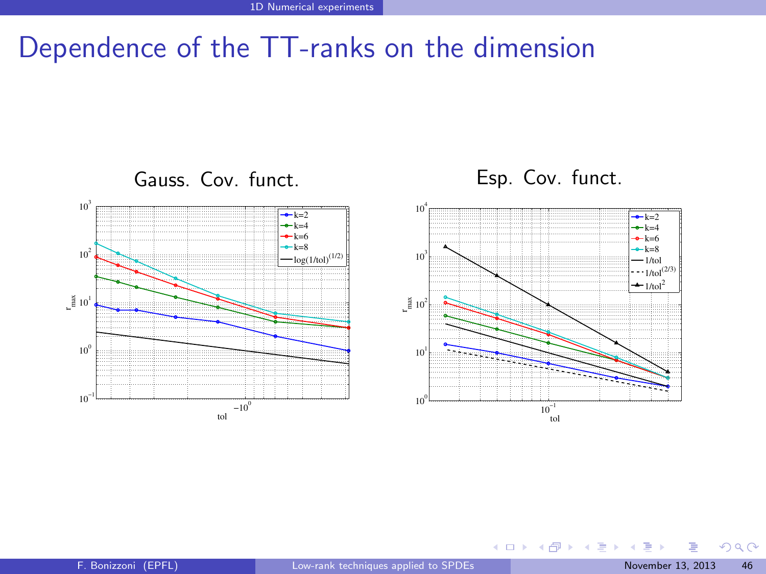# Dependence of the TT-ranks on the dimension

Gauss. Cov. funct.

Esp. Cov. funct.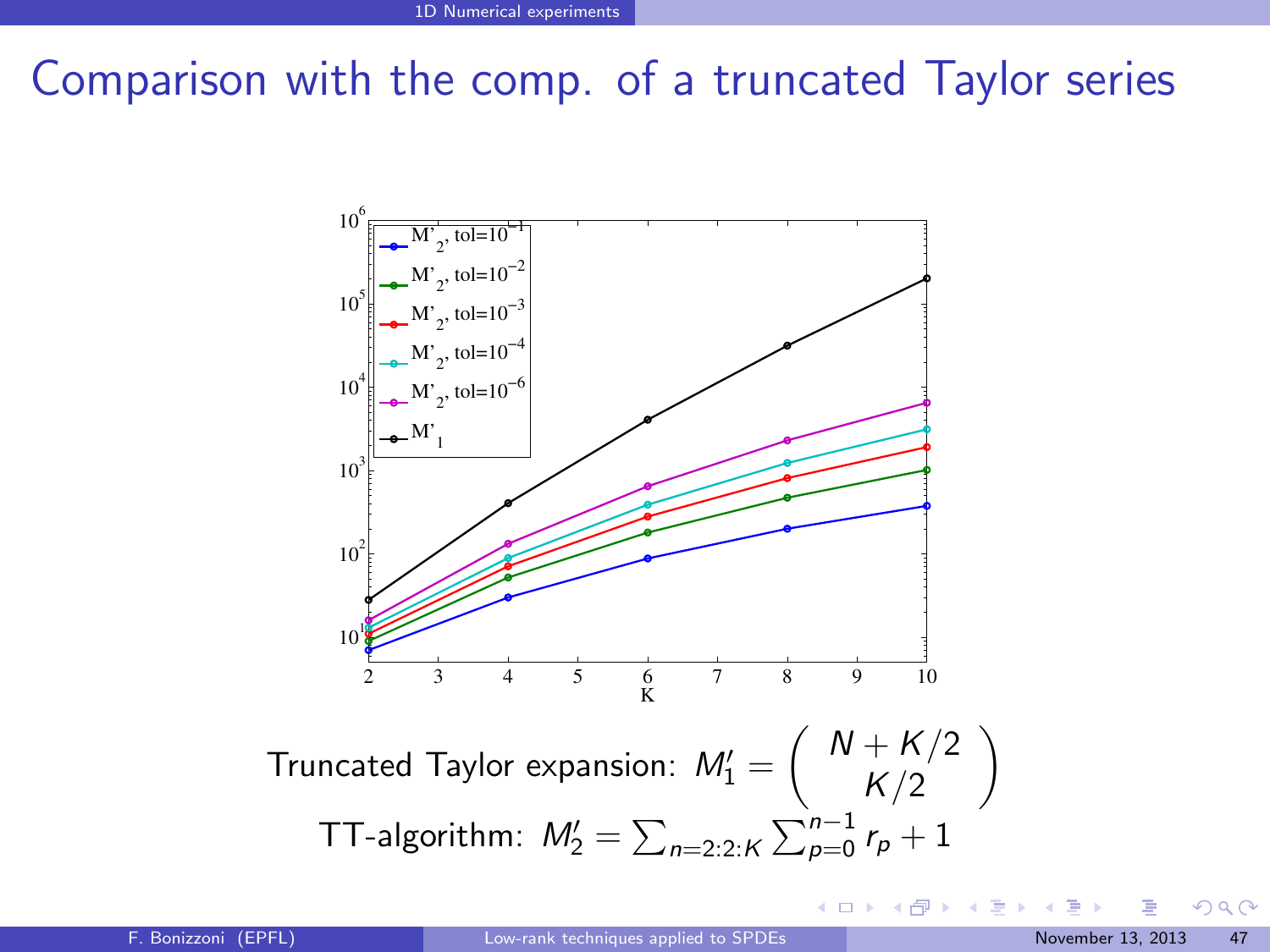## Comparison with the comp. of a truncated Taylor series

$10^6$
$10^5$
$10^4$
$10^3$
$10^2$
$10^1$

2 3 4 5 6 7 8 9 10

K

M'$_2$, tol=$10^{-1}$

M'$_2$, tol=$10^{-2}$

M'$_2$, tol=$10^{-3}$

M'$_2$, tol=$10^{-4}$

M'$_2$, tol=$10^{-6}$

M'$_1$

Truncated Taylor expansion: $M_1' = \begin{pmatrix} N + K/2 \\ K/2 \end{pmatrix}$

TT-algorithm: $M_2' = \sum_{n=2:2:K} \sum_{p=0}^{n-1} r_p + 1$